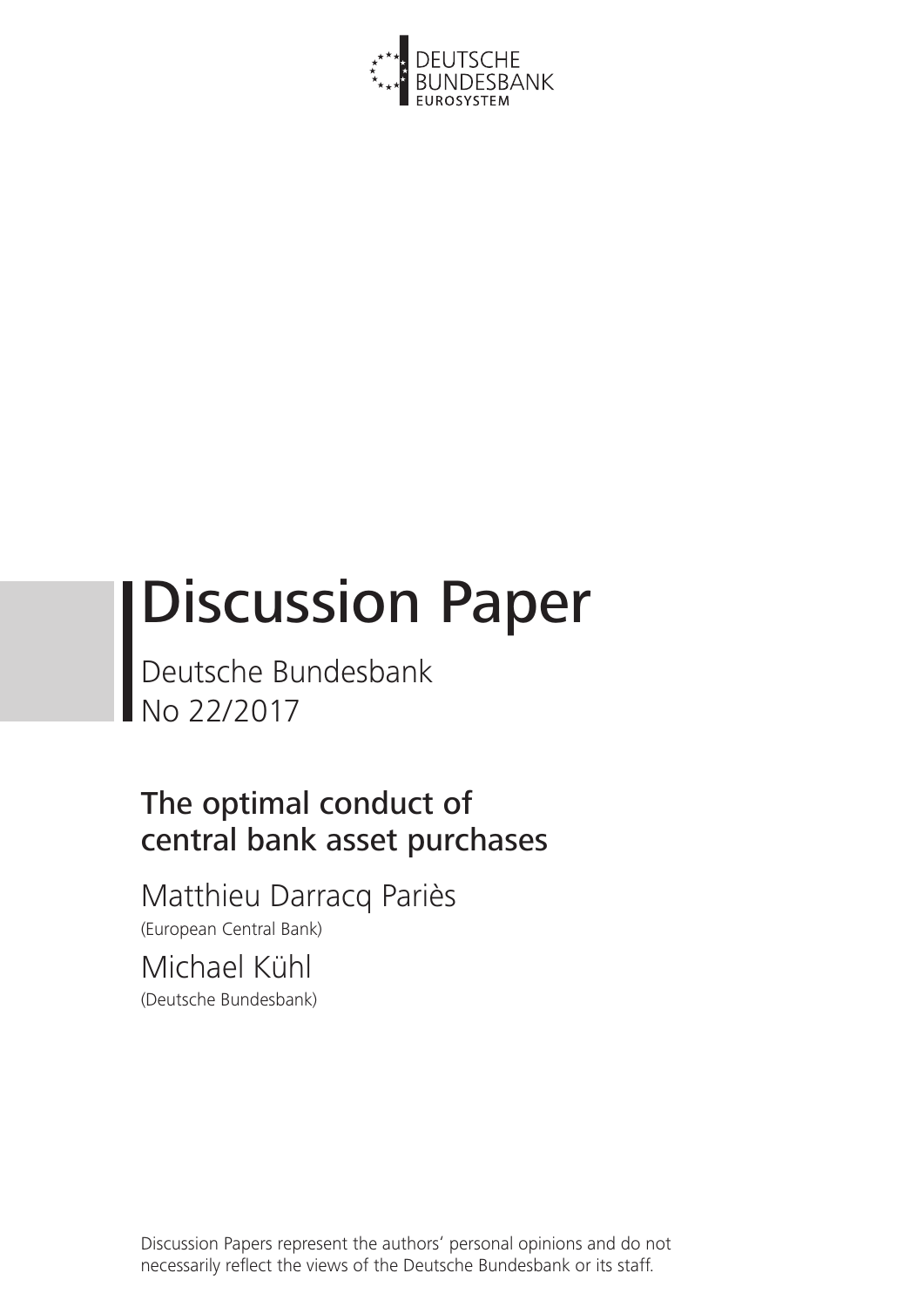DEUTSCHE BUNDESBANK
EUROSYSTEM

# Discussion Paper

Deutsche Bundesbank
No 22/2017

## The optimal conduct of central bank asset purchases

Matthieu Darracq Pariès
(European Central Bank)

Michael Kühl
(Deutsche Bundesbank)

Discussion Papers represent the authors' personal opinions and do not necessarily reflect the views of the Deutsche Bundesbank or its staff.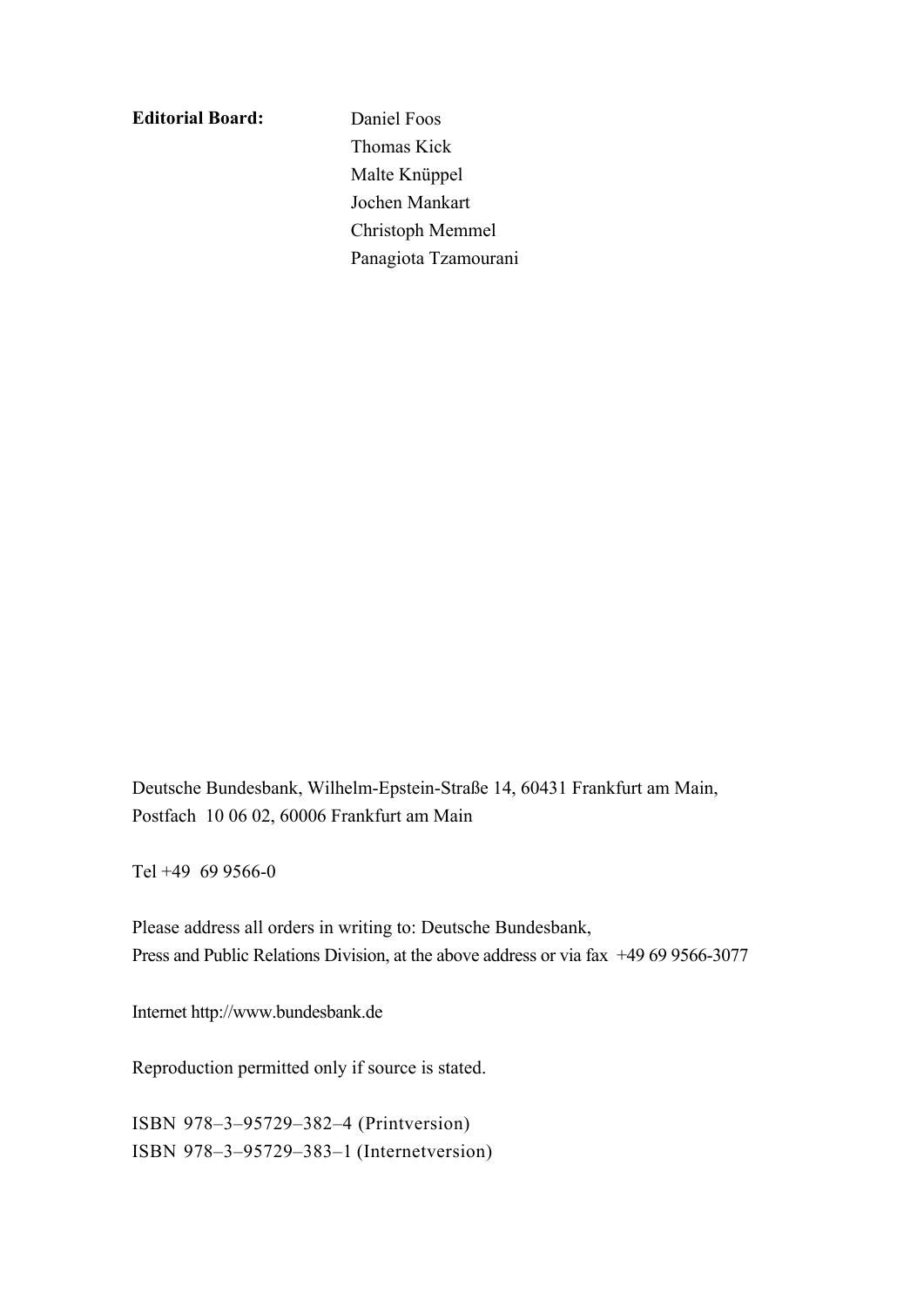**Editorial Board:** Daniel Foos
Thomas Kick
Malte Knüppel
Jochen Mankart
Christoph Memmel
Panagiota Tzamourani

Deutsche Bundesbank, Wilhelm-Epstein-Straße 14, 60431 Frankfurt am Main,
Postfach 10 06 02, 60006 Frankfurt am Main

Tel +49 69 9566-0

Please address all orders in writing to: Deutsche Bundesbank,
Press and Public Relations Division, at the above address or via fax +49 69 9566-3077

Internet http://www.bundesbank.de

Reproduction permitted only if source is stated.

ISBN 978–3–95729–382–4 (Printversion)
ISBN 978–3–95729–383–1 (Internetversion)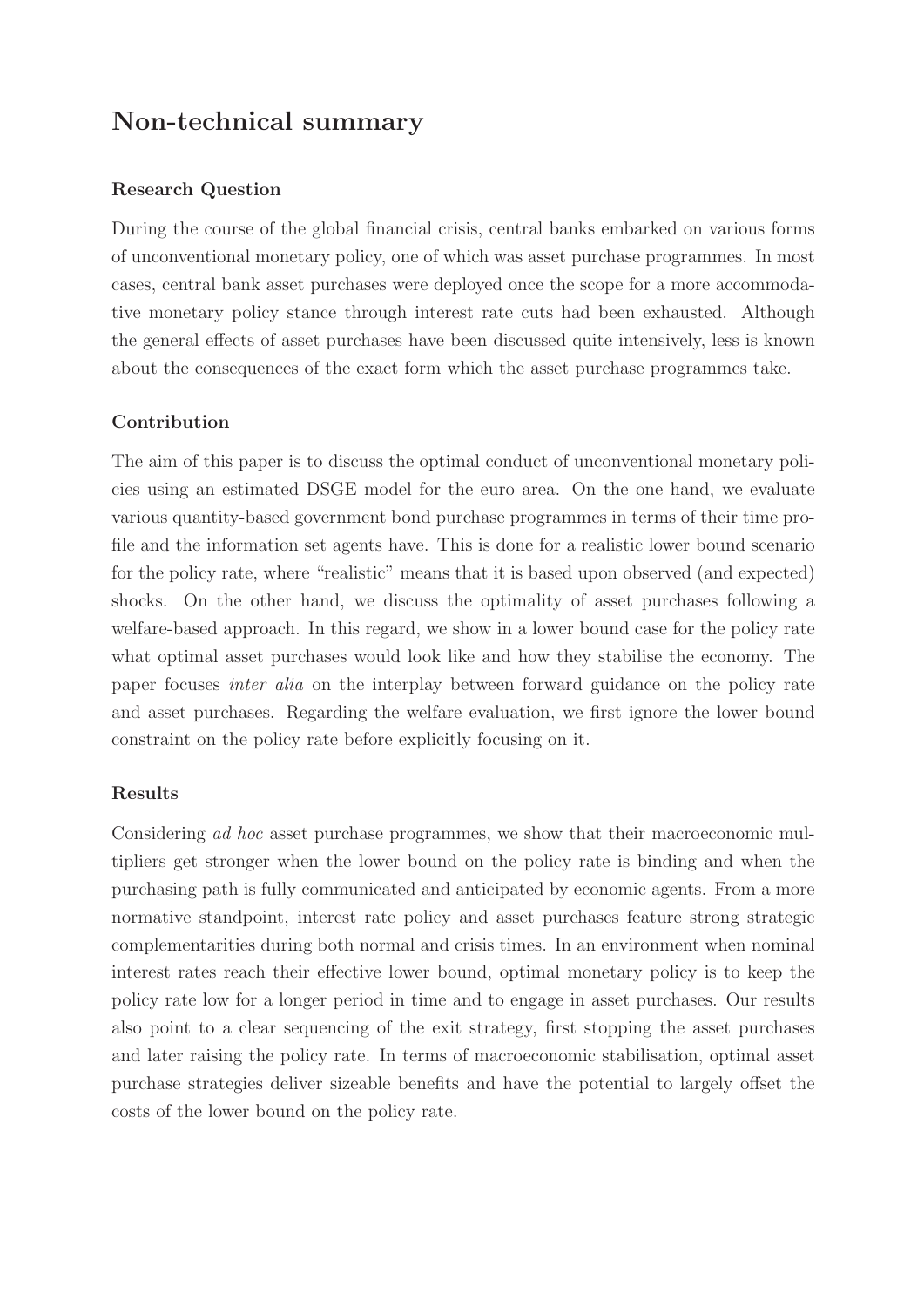# Non-technical summary

### Research Question

During the course of the global financial crisis, central banks embarked on various forms of unconventional monetary policy, one of which was asset purchase programmes. In most cases, central bank asset purchases were deployed once the scope for a more accommodative monetary policy stance through interest rate cuts had been exhausted. Although the general effects of asset purchases have been discussed quite intensively, less is known about the consequences of the exact form which the asset purchase programmes take.

### Contribution

The aim of this paper is to discuss the optimal conduct of unconventional monetary policies using an estimated DSGE model for the euro area. On the one hand, we evaluate various quantity-based government bond purchase programmes in terms of their time profile and the information set agents have. This is done for a realistic lower bound scenario for the policy rate, where "realistic" means that it is based upon observed (and expected) shocks. On the other hand, we discuss the optimality of asset purchases following a welfare-based approach. In this regard, we show in a lower bound case for the policy rate what optimal asset purchases would look like and how they stabilise the economy. The paper focuses *inter alia* on the interplay between forward guidance on the policy rate and asset purchases. Regarding the welfare evaluation, we first ignore the lower bound constraint on the policy rate before explicitly focusing on it.

### Results

Considering *ad hoc* asset purchase programmes, we show that their macroeconomic multipliers get stronger when the lower bound on the policy rate is binding and when the purchasing path is fully communicated and anticipated by economic agents. From a more normative standpoint, interest rate policy and asset purchases feature strong strategic complementarities during both normal and crisis times. In an environment when nominal interest rates reach their effective lower bound, optimal monetary policy is to keep the policy rate low for a longer period in time and to engage in asset purchases. Our results also point to a clear sequencing of the exit strategy, first stopping the asset purchases and later raising the policy rate. In terms of macroeconomic stabilisation, optimal asset purchase strategies deliver sizeable benefits and have the potential to largely offset the costs of the lower bound on the policy rate.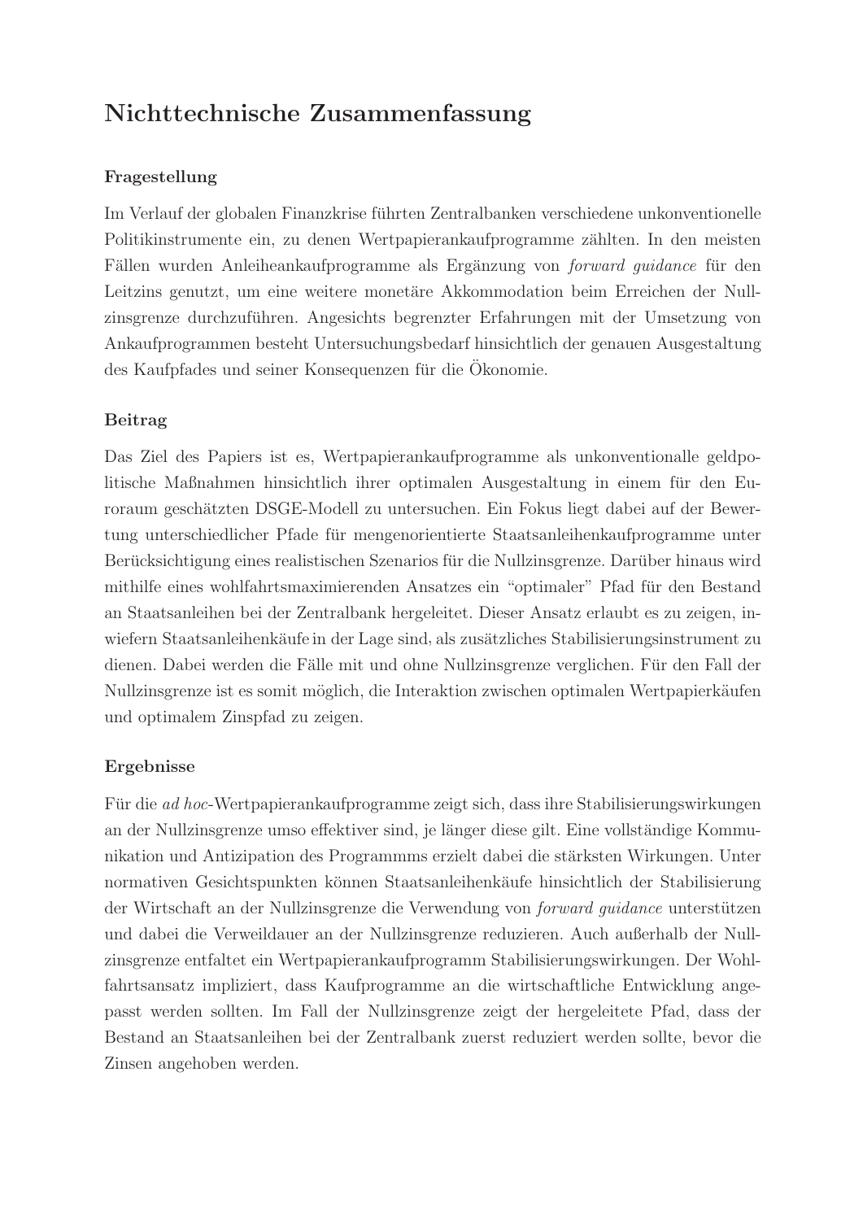# Nichttechnische Zusammenfassung

### Fragestellung

Im Verlauf der globalen Finanzkrise führten Zentralbanken verschiedene unkonventionelle Politikinstrumente ein, zu denen Wertpapierankaufprogramme zählten. In den meisten Fällen wurden Anleiheankaufprogramme als Ergänzung von *forward guidance* für den Leitzins genutzt, um eine weitere monetäre Akkommodation beim Erreichen der Nullzinsgrenze durchzuführen. Angesichts begrenzter Erfahrungen mit der Umsetzung von Ankaufprogrammen besteht Untersuchungsbedarf hinsichtlich der genauen Ausgestaltung des Kaufpfades und seiner Konsequenzen für die Ökonomie.

### Beitrag

Das Ziel des Papiers ist es, Wertpapierankaufprogramme als unkonventionalle geldpolitische Maßnahmen hinsichtlich ihrer optimalen Ausgestaltung in einem für den Euroraum geschätzten DSGE-Modell zu untersuchen. Ein Fokus liegt dabei auf der Bewertung unterschiedlicher Pfade für mengenorientierte Staatsanleihenkaufprogramme unter Berücksichtigung eines realistischen Szenarios für die Nullzinsgrenze. Darüber hinaus wird mithilfe eines wohlfahrtsmaximierenden Ansatzes ein "optimaler" Pfad für den Bestand an Staatsanleihen bei der Zentralbank hergeleitet. Dieser Ansatz erlaubt es zu zeigen, inwiefern Staatsanleihenkäufe in der Lage sind, als zusätzliches Stabilisierungsinstrument zu dienen. Dabei werden die Fälle mit und ohne Nullzinsgrenze verglichen. Für den Fall der Nullzinsgrenze ist es somit möglich, die Interaktion zwischen optimalen Wertpapierkäufen und optimalem Zinspfad zu zeigen.

### Ergebnisse

Für die *ad hoc*-Wertpapierankaufprogramme zeigt sich, dass ihre Stabilisierungswirkungen an der Nullzinsgrenze umso effektiver sind, je länger diese gilt. Eine vollständige Kommunikation und Antizipation des Programmms erzielt dabei die stärksten Wirkungen. Unter normativen Gesichtspunkten können Staatsanleihenkäufe hinsichtlich der Stabilisierung der Wirtschaft an der Nullzinsgrenze die Verwendung von *forward guidance* unterstützen und dabei die Verweildauer an der Nullzinsgrenze reduzieren. Auch außerhalb der Nullzinsgrenze entfaltet ein Wertpapierankaufprogramm Stabilisierungswirkungen. Der Wohlfahrtsansatz impliziert, dass Kaufprogramme an die wirtschaftliche Entwicklung angepasst werden sollten. Im Fall der Nullzinsgrenze zeigt der hergeleitete Pfad, dass der Bestand an Staatsanleihen bei der Zentralbank zuerst reduziert werden sollte, bevor die Zinsen angehoben werden.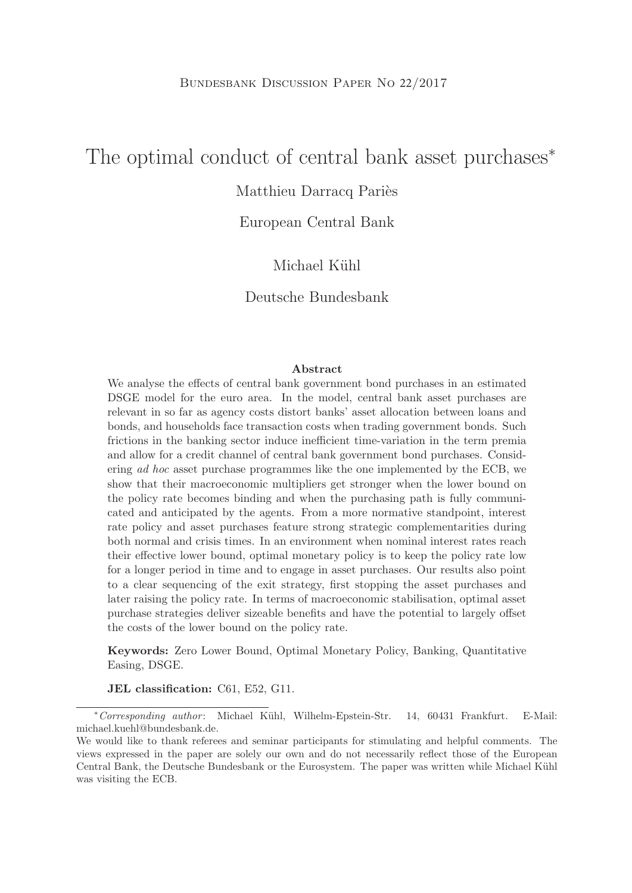Bundesbank Discussion Paper No 22/2017

# The optimal conduct of central bank asset purchases*

Matthieu Darracq Pariès

European Central Bank

Michael Kühl

Deutsche Bundesbank

### Abstract

We analyse the effects of central bank government bond purchases in an estimated DSGE model for the euro area. In the model, central bank asset purchases are relevant in so far as agency costs distort banks' asset allocation between loans and bonds, and households face transaction costs when trading government bonds. Such frictions in the banking sector induce inefficient time-variation in the term premia and allow for a credit channel of central bank government bond purchases. Considering *ad hoc* asset purchase programmes like the one implemented by the ECB, we show that their macroeconomic multipliers get stronger when the lower bound on the policy rate becomes binding and when the purchasing path is fully communicated and anticipated by the agents. From a more normative standpoint, interest rate policy and asset purchases feature strong strategic complementarities during both normal and crisis times. In an environment when nominal interest rates reach their effective lower bound, optimal monetary policy is to keep the policy rate low for a longer period in time and to engage in asset purchases. Our results also point to a clear sequencing of the exit strategy, first stopping the asset purchases and later raising the policy rate. In terms of macroeconomic stabilisation, optimal asset purchase strategies deliver sizeable benefits and have the potential to largely offset the costs of the lower bound on the policy rate.

**Keywords:** Zero Lower Bound, Optimal Monetary Policy, Banking, Quantitative Easing, DSGE.

**JEL classification:** C61, E52, G11.

---

*Corresponding author*: Michael Kühl, Wilhelm-Epstein-Str. 14, 60431 Frankfurt. E-Mail: michael.kuehl@bundesbank.de.
We would like to thank referees and seminar participants for stimulating and helpful comments. The views expressed in the paper are solely our own and do not necessarily reflect those of the European Central Bank, the Deutsche Bundesbank or the Eurosystem. The paper was written while Michael Kühl was visiting the ECB.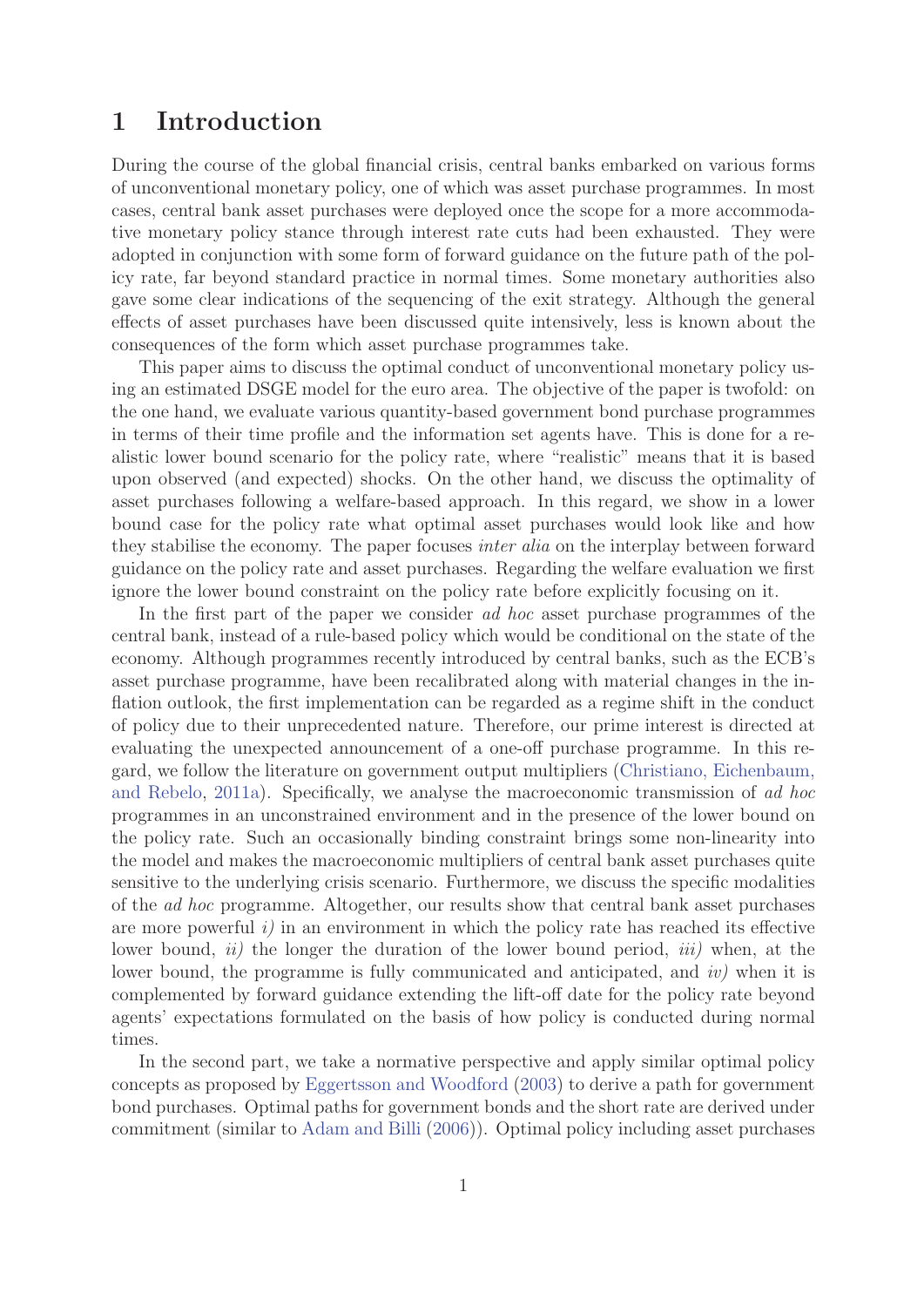# 1 Introduction

During the course of the global financial crisis, central banks embarked on various forms of unconventional monetary policy, one of which was asset purchase programmes. In most cases, central bank asset purchases were deployed once the scope for a more accommodative monetary policy stance through interest rate cuts had been exhausted. They were adopted in conjunction with some form of forward guidance on the future path of the policy rate, far beyond standard practice in normal times. Some monetary authorities also gave some clear indications of the sequencing of the exit strategy. Although the general effects of asset purchases have been discussed quite intensively, less is known about the consequences of the form which asset purchase programmes take.

This paper aims to discuss the optimal conduct of unconventional monetary policy using an estimated DSGE model for the euro area. The objective of the paper is twofold: on the one hand, we evaluate various quantity-based government bond purchase programmes in terms of their time profile and the information set agents have. This is done for a realistic lower bound scenario for the policy rate, where "realistic" means that it is based upon observed (and expected) shocks. On the other hand, we discuss the optimality of asset purchases following a welfare-based approach. In this regard, we show in a lower bound case for the policy rate what optimal asset purchases would look like and how they stabilise the economy. The paper focuses *inter alia* on the interplay between forward guidance on the policy rate and asset purchases. Regarding the welfare evaluation we first ignore the lower bound constraint on the policy rate before explicitly focusing on it.

In the first part of the paper we consider *ad hoc* asset purchase programmes of the central bank, instead of a rule-based policy which would be conditional on the state of the economy. Although programmes recently introduced by central banks, such as the ECB's asset purchase programme, have been recalibrated along with material changes in the inflation outlook, the first implementation can be regarded as a regime shift in the conduct of policy due to their unprecedented nature. Therefore, our prime interest is directed at evaluating the unexpected announcement of a one-off purchase programme. In this regard, we follow the literature on government output multipliers (Christiano, Eichenbaum, and Rebelo, 2011a). Specifically, we analyse the macroeconomic transmission of *ad hoc* programmes in an unconstrained environment and in the presence of the lower bound on the policy rate. Such an occasionally binding constraint brings some non-linearity into the model and makes the macroeconomic multipliers of central bank asset purchases quite sensitive to the underlying crisis scenario. Furthermore, we discuss the specific modalities of the *ad hoc* programme. Altogether, our results show that central bank asset purchases are more powerful *i)* in an environment in which the policy rate has reached its effective lower bound, *ii)* the longer the duration of the lower bound period, *iii)* when, at the lower bound, the programme is fully communicated and anticipated, and *iv)* when it is complemented by forward guidance extending the lift-off date for the policy rate beyond agents' expectations formulated on the basis of how policy is conducted during normal times.

In the second part, we take a normative perspective and apply similar optimal policy concepts as proposed by Eggertsson and Woodford (2003) to derive a path for government bond purchases. Optimal paths for government bonds and the short rate are derived under commitment (similar to Adam and Billi (2006)). Optimal policy including asset purchases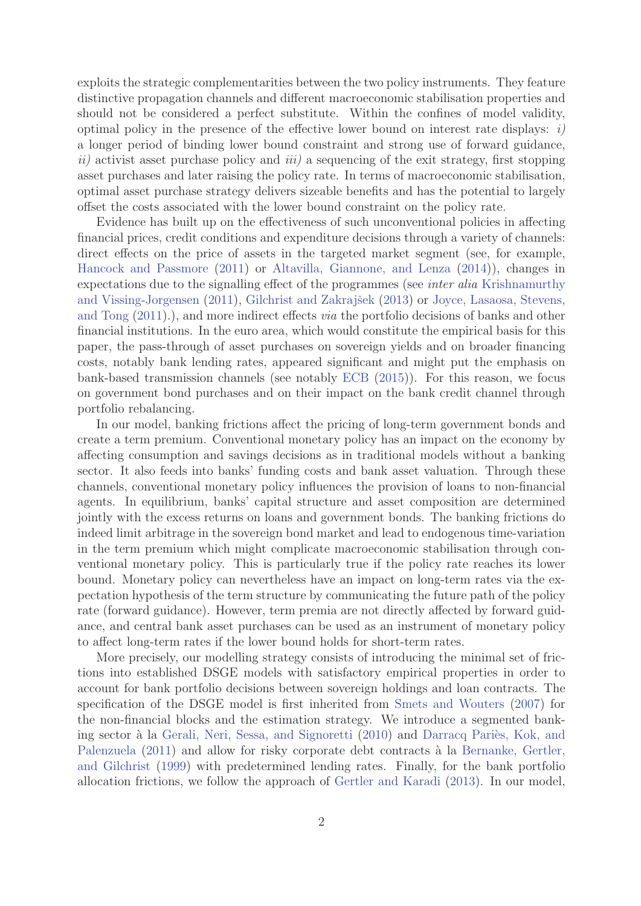exploits the strategic complementarities between the two policy instruments. They feature distinctive propagation channels and different macroeconomic stabilisation properties and should not be considered a perfect substitute. Within the confines of model validity, optimal policy in the presence of the effective lower bound on interest rate displays: *i)* a longer period of binding lower bound constraint and strong use of forward guidance, *ii)* activist asset purchase policy and *iii)* a sequencing of the exit strategy, first stopping asset purchases and later raising the policy rate. In terms of macroeconomic stabilisation, optimal asset purchase strategy delivers sizeable benefits and has the potential to largely offset the costs associated with the lower bound constraint on the policy rate.

Evidence has built up on the effectiveness of such unconventional policies in affecting financial prices, credit conditions and expenditure decisions through a variety of channels: direct effects on the price of assets in the targeted market segment (see, for example, Hancock and Passmore (2011) or Altavilla, Giannone, and Lenza (2014)), changes in expectations due to the signalling effect of the programmes (see *inter alia* Krishnamurthy and Vissing-Jorgensen (2011), Gilchrist and Zakrajšek (2013) or Joyce, Lasaosa, Stevens, and Tong (2011).), and more indirect effects *via* the portfolio decisions of banks and other financial institutions. In the euro area, which would constitute the empirical basis for this paper, the pass-through of asset purchases on sovereign yields and on broader financing costs, notably bank lending rates, appeared significant and might put the emphasis on bank-based transmission channels (see notably ECB (2015)). For this reason, we focus on government bond purchases and on their impact on the bank credit channel through portfolio rebalancing.

In our model, banking frictions affect the pricing of long-term government bonds and create a term premium. Conventional monetary policy has an impact on the economy by affecting consumption and savings decisions as in traditional models without a banking sector. It also feeds into banks' funding costs and bank asset valuation. Through these channels, conventional monetary policy influences the provision of loans to non-financial agents. In equilibrium, banks' capital structure and asset composition are determined jointly with the excess returns on loans and government bonds. The banking frictions do indeed limit arbitrage in the sovereign bond market and lead to endogenous time-variation in the term premium which might complicate macroeconomic stabilisation through conventional monetary policy. This is particularly true if the policy rate reaches its lower bound. Monetary policy can nevertheless have an impact on long-term rates via the expectation hypothesis of the term structure by communicating the future path of the policy rate (forward guidance). However, term premia are not directly affected by forward guidance, and central bank asset purchases can be used as an instrument of monetary policy to affect long-term rates if the lower bound holds for short-term rates.

More precisely, our modelling strategy consists of introducing the minimal set of frictions into established DSGE models with satisfactory empirical properties in order to account for bank portfolio decisions between sovereign holdings and loan contracts. The specification of the DSGE model is first inherited from Smets and Wouters (2007) for the non-financial blocks and the estimation strategy. We introduce a segmented banking sector à la Gerali, Neri, Sessa, and Signoretti (2010) and Darracq Pariès, Kok, and Palenzuela (2011) and allow for risky corporate debt contracts à la Bernanke, Gertler, and Gilchrist (1999) with predetermined lending rates. Finally, for the bank portfolio allocation frictions, we follow the approach of Gertler and Karadi (2013). In our model,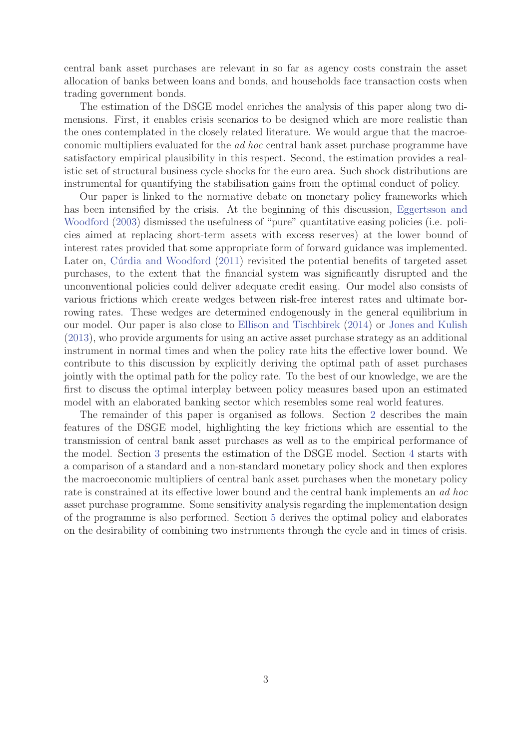central bank asset purchases are relevant in so far as agency costs constrain the asset allocation of banks between loans and bonds, and households face transaction costs when trading government bonds.

The estimation of the DSGE model enriches the analysis of this paper along two dimensions. First, it enables crisis scenarios to be designed which are more realistic than the ones contemplated in the closely related literature. We would argue that the macroeconomic multipliers evaluated for the *ad hoc* central bank asset purchase programme have satisfactory empirical plausibility in this respect. Second, the estimation provides a realistic set of structural business cycle shocks for the euro area. Such shock distributions are instrumental for quantifying the stabilisation gains from the optimal conduct of policy.

Our paper is linked to the normative debate on monetary policy frameworks which has been intensified by the crisis. At the beginning of this discussion, Eggertsson and Woodford (2003) dismissed the usefulness of "pure" quantitative easing policies (i.e. policies aimed at replacing short-term assets with excess reserves) at the lower bound of interest rates provided that some appropriate form of forward guidance was implemented. Later on, Cúrdia and Woodford (2011) revisited the potential benefits of targeted asset purchases, to the extent that the financial system was significantly disrupted and the unconventional policies could deliver adequate credit easing. Our model also consists of various frictions which create wedges between risk-free interest rates and ultimate borrowing rates. These wedges are determined endogenously in the general equilibrium in our model. Our paper is also close to Ellison and Tischbirek (2014) or Jones and Kulish (2013), who provide arguments for using an active asset purchase strategy as an additional instrument in normal times and when the policy rate hits the effective lower bound. We contribute to this discussion by explicitly deriving the optimal path of asset purchases jointly with the optimal path for the policy rate. To the best of our knowledge, we are the first to discuss the optimal interplay between policy measures based upon an estimated model with an elaborated banking sector which resembles some real world features.

The remainder of this paper is organised as follows. Section 2 describes the main features of the DSGE model, highlighting the key frictions which are essential to the transmission of central bank asset purchases as well as to the empirical performance of the model. Section 3 presents the estimation of the DSGE model. Section 4 starts with a comparison of a standard and a non-standard monetary policy shock and then explores the macroeconomic multipliers of central bank asset purchases when the monetary policy rate is constrained at its effective lower bound and the central bank implements an *ad hoc* asset purchase programme. Some sensitivity analysis regarding the implementation design of the programme is also performed. Section 5 derives the optimal policy and elaborates on the desirability of combining two instruments through the cycle and in times of crisis.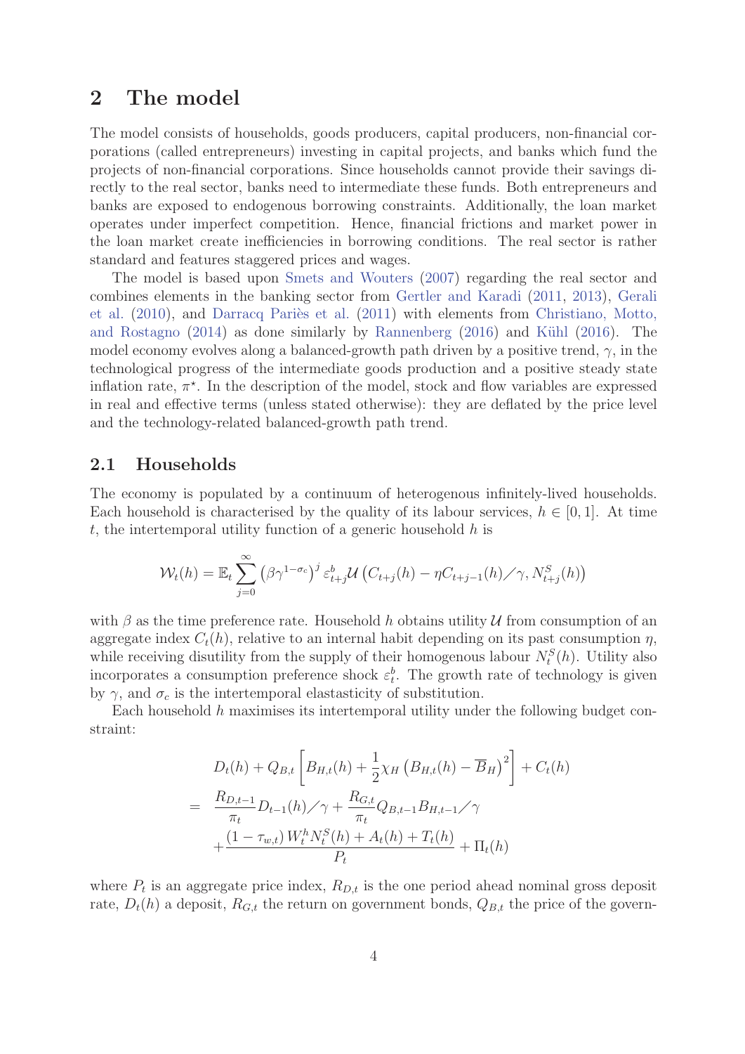# 2 The model

The model consists of households, goods producers, capital producers, non-financial corporations (called entrepreneurs) investing in capital projects, and banks which fund the projects of non-financial corporations. Since households cannot provide their savings directly to the real sector, banks need to intermediate these funds. Both entrepreneurs and banks are exposed to endogenous borrowing constraints. Additionally, the loan market operates under imperfect competition. Hence, financial frictions and market power in the loan market create inefficiencies in borrowing conditions. The real sector is rather standard and features staggered prices and wages.

The model is based upon Smets and Wouters (2007) regarding the real sector and combines elements in the banking sector from Gertler and Karadi (2011, 2013), Gerali et al. (2010), and Darracq Pariès et al. (2011) with elements from Christiano, Motto, and Rostagno (2014) as done similarly by Rannenberg (2016) and Kühl (2016). The model economy evolves along a balanced-growth path driven by a positive trend, $\gamma$, in the technological progress of the intermediate goods production and a positive steady state inflation rate, $\pi^{\star}$. In the description of the model, stock and flow variables are expressed in real and effective terms (unless stated otherwise): they are deflated by the price level and the technology-related balanced-growth path trend.

## 2.1 Households

The economy is populated by a continuum of heterogenous infinitely-lived households. Each household is characterised by the quality of its labour services, $h \in [0, 1]$. At time $t$, the intertemporal utility function of a generic household $h$ is

$$\mathcal{W}_t(h) = \mathbb{E}_t \sum_{j=0}^{\infty} \left(\beta \gamma^{1-\sigma_c}\right)^j \varepsilon^b_{t+j} \mathcal{U}\left(C_{t+j}(h) - \eta C_{t+j-1}(h) \diagup \gamma, N^S_{t+j}(h)\right)$$

with $\beta$ as the time preference rate. Household $h$ obtains utility $\mathcal{U}$ from consumption of an aggregate index $C_t(h)$, relative to an internal habit depending on its past consumption $\eta$, while receiving disutility from the supply of their homogenous labour $N^S_t(h)$. Utility also incorporates a consumption preference shock $\varepsilon^b_t$. The growth rate of technology is given by $\gamma$, and $\sigma_c$ is the intertemporal elastaticity of substitution.

Each household $h$ maximises its intertemporal utility under the following budget constraint:

$$\begin{aligned}
& D_t(h) + Q_{B,t}\left[B_{H,t}(h) + \frac{1}{2}\chi_H \left(B_{H,t}(h) - \overline{B}_H\right)^2\right] + C_t(h) \\
= \; & \frac{R_{D,t-1}}{\pi_t} D_{t-1}(h) \diagup \gamma + \frac{R_{G,t}}{\pi_t} Q_{B,t-1} B_{H,t-1} \diagup \gamma \\
& + \frac{\left(1-\tau_{w,t}\right) W^h_t N^S_t(h) + A_t(h) + T_t(h)}{P_t} + \Pi_t(h)
\end{aligned}$$

where $P_t$ is an aggregate price index, $R_{D,t}$ is the one period ahead nominal gross deposit rate, $D_t(h)$ a deposit, $R_{G,t}$ the return on government bonds, $Q_{B,t}$ the price of the govern-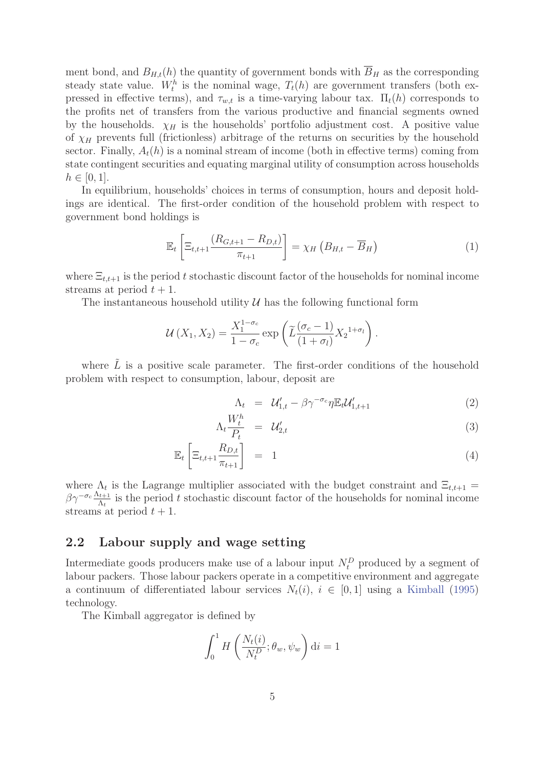ment bond, and $B_{H,t}(h)$ the quantity of government bonds with $\overline{B}_H$ as the corresponding steady state value. $W_t^h$ is the nominal wage, $T_t(h)$ are government transfers (both expressed in effective terms), and $\tau_{w,t}$ is a time-varying labour tax. $\Pi_t(h)$ corresponds to the profits net of transfers from the various productive and financial segments owned by the households. $\chi_H$ is the households' portfolio adjustment cost. A positive value of $\chi_H$ prevents full (frictionless) arbitrage of the returns on securities by the household sector. Finally, $A_t(h)$ is a nominal stream of income (both in effective terms) coming from state contingent securities and equating marginal utility of consumption across households $h \in [0,1]$.

In equilibrium, households' choices in terms of consumption, hours and deposit holdings are identical. The first-order condition of the household problem with respect to government bond holdings is

$$\mathbb{E}_t \left[ \Xi_{t,t+1} \frac{(R_{G,t+1} - R_{D,t})}{\pi_{t+1}} \right] = \chi_H \left( B_{H,t} - \overline{B}_H \right) \tag{1}$$

where $\Xi_{t,t+1}$ is the period $t$ stochastic discount factor of the households for nominal income streams at period $t+1$.

The instantaneous household utility $\mathcal{U}$ has the following functional form

$$\mathcal{U}(X_1, X_2) = \frac{X_1^{1-\sigma_c}}{1-\sigma_c} \exp\left( \widetilde{L} \frac{(\sigma_c - 1)}{(1+\sigma_l)} {X_2}^{1+\sigma_l} \right).$$

where $\tilde{L}$ is a positive scale parameter. The first-order conditions of the household problem with respect to consumption, labour, deposit are

$$\Lambda_t = \mathcal{U}'_{1,t} - \beta \gamma^{-\sigma_c} \eta \mathbb{E}_t \mathcal{U}'_{1,t+1} \tag{2}$$

$$\Lambda_t \frac{W_t^h}{P_t} = \mathcal{U}'_{2,t} \tag{3}$$

$$\mathbb{E}_t \left[ \Xi_{t,t+1} \frac{R_{D,t}}{\pi_{t+1}} \right] = 1 \tag{4}$$

where $\Lambda_t$ is the Lagrange multiplier associated with the budget constraint and $\Xi_{t,t+1} = \beta \gamma^{-\sigma_c} \frac{\Lambda_{t+1}}{\Lambda_t}$ is the period $t$ stochastic discount factor of the households for nominal income streams at period $t+1$.

## 2.2 Labour supply and wage setting

Intermediate goods producers make use of a labour input $N_t^D$ produced by a segment of labour packers. Those labour packers operate in a competitive environment and aggregate a continuum of differentiated labour services $N_t(i)$, $i \in [0,1]$ using a Kimball (1995) technology.

The Kimball aggregator is defined by

$$\int_0^1 H\left( \frac{N_t(i)}{N_t^D}; \theta_w, \psi_w \right) \mathrm{d}i = 1$$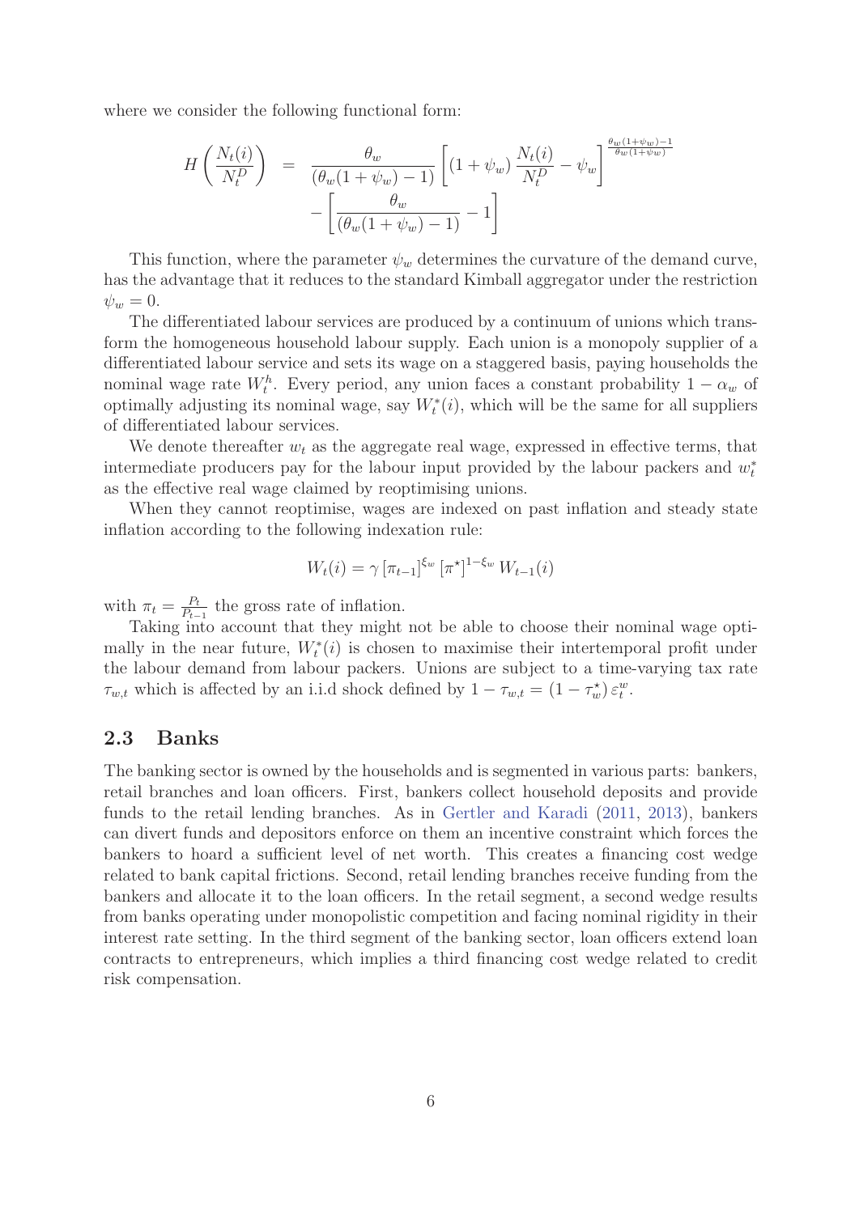where we consider the following functional form:

$$
\begin{aligned}
H\left(\frac{N_t(i)}{N_t^D}\right) &= \frac{\theta_w}{(\theta_w(1+\psi_w)-1)}\left[(1+\psi_w)\,\frac{N_t(i)}{N_t^D}-\psi_w\right]^{\frac{\theta_w(1+\psi_w)-1}{\theta_w(1+\psi_w)}} \\
&\quad -\left[\frac{\theta_w}{(\theta_w(1+\psi_w)-1)}-1\right]
\end{aligned}
$$

This function, where the parameter $\psi_w$ determines the curvature of the demand curve, has the advantage that it reduces to the standard Kimball aggregator under the restriction $\psi_w = 0$.

The differentiated labour services are produced by a continuum of unions which transform the homogeneous household labour supply. Each union is a monopoly supplier of a differentiated labour service and sets its wage on a staggered basis, paying households the nominal wage rate $W_t^h$. Every period, any union faces a constant probability $1-\alpha_w$ of optimally adjusting its nominal wage, say $W_t^*(i)$, which will be the same for all suppliers of differentiated labour services.

We denote thereafter $w_t$ as the aggregate real wage, expressed in effective terms, that intermediate producers pay for the labour input provided by the labour packers and $w_t^*$ as the effective real wage claimed by reoptimising unions.

When they cannot reoptimise, wages are indexed on past inflation and steady state inflation according to the following indexation rule:

$$
W_t(i) = \gamma\,[\pi_{t-1}]^{\xi_w}\,[\pi^\star]^{1-\xi_w}\,W_{t-1}(i)
$$

with $\pi_t = \frac{P_t}{P_{t-1}}$ the gross rate of inflation.

Taking into account that they might not be able to choose their nominal wage optimally in the near future, $W_t^*(i)$ is chosen to maximise their intertemporal profit under the labour demand from labour packers. Unions are subject to a time-varying tax rate $\tau_{w,t}$ which is affected by an i.i.d shock defined by $1-\tau_{w,t} = (1-\tau_w^\star)\,\varepsilon_t^w$.

## 2.3 Banks

The banking sector is owned by the households and is segmented in various parts: bankers, retail branches and loan officers. First, bankers collect household deposits and provide funds to the retail lending branches. As in Gertler and Karadi (2011, 2013), bankers can divert funds and depositors enforce on them an incentive constraint which forces the bankers to hoard a sufficient level of net worth. This creates a financing cost wedge related to bank capital frictions. Second, retail lending branches receive funding from the bankers and allocate it to the loan officers. In the retail segment, a second wedge results from banks operating under monopolistic competition and facing nominal rigidity in their interest rate setting. In the third segment of the banking sector, loan officers extend loan contracts to entrepreneurs, which implies a third financing cost wedge related to credit risk compensation.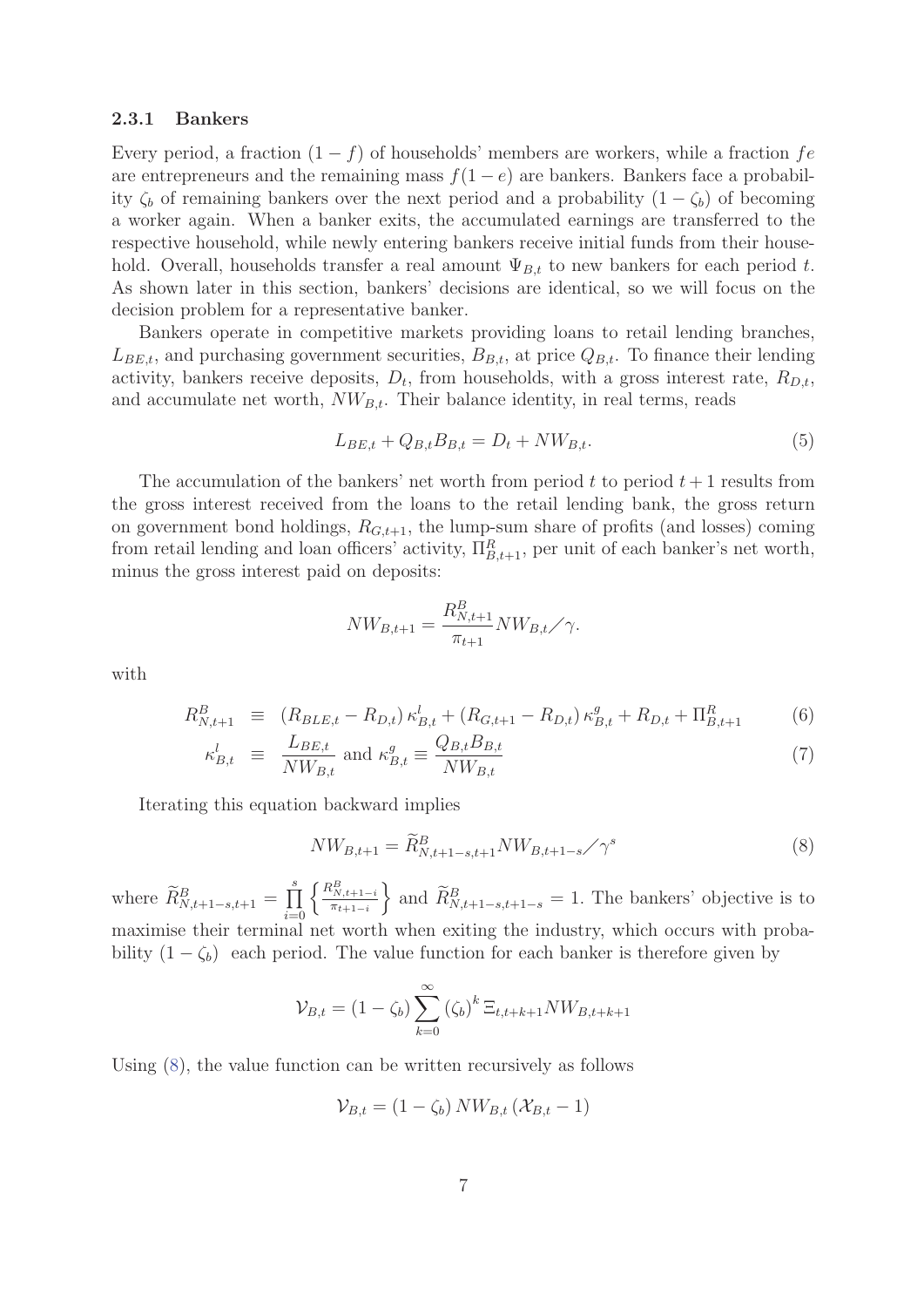### 2.3.1 Bankers

Every period, a fraction $(1-f)$ of households' members are workers, while a fraction $fe$ are entrepreneurs and the remaining mass $f(1-e)$ are bankers. Bankers face a probability $\zeta_b$ of remaining bankers over the next period and a probability $(1-\zeta_b)$ of becoming a worker again. When a banker exits, the accumulated earnings are transferred to the respective household, while newly entering bankers receive initial funds from their household. Overall, households transfer a real amount $\Psi_{B,t}$ to new bankers for each period $t$. As shown later in this section, bankers' decisions are identical, so we will focus on the decision problem for a representative banker.

Bankers operate in competitive markets providing loans to retail lending branches, $L_{BE,t}$, and purchasing government securities, $B_{B,t}$, at price $Q_{B,t}$. To finance their lending activity, bankers receive deposits, $D_t$, from households, with a gross interest rate, $R_{D,t}$, and accumulate net worth, $NW_{B,t}$. Their balance identity, in real terms, reads

$$L_{BE,t} + Q_{B,t}B_{B,t} = D_t + NW_{B,t}. \tag{5}$$

The accumulation of the bankers' net worth from period $t$ to period $t+1$ results from the gross interest received from the loans to the retail lending bank, the gross return on government bond holdings, $R_{G,t+1}$, the lump-sum share of profits (and losses) coming from retail lending and loan officers' activity, $\Pi^R_{B,t+1}$, per unit of each banker's net worth, minus the gross interest paid on deposits:

$$NW_{B,t+1} = \frac{R^B_{N,t+1}}{\pi_{t+1}} NW_{B,t} \big/ \gamma.$$

with

$$R^B_{N,t+1} \equiv (R_{BLE,t} - R_{D,t})\,\kappa^l_{B,t} + (R_{G,t+1} - R_{D,t})\,\kappa^g_{B,t} + R_{D,t} + \Pi^R_{B,t+1} \tag{6}$$

$$\kappa^l_{B,t} \equiv \frac{L_{BE,t}}{NW_{B,t}} \text{ and } \kappa^g_{B,t} \equiv \frac{Q_{B,t}B_{B,t}}{NW_{B,t}} \tag{7}$$

Iterating this equation backward implies

$$NW_{B,t+1} = \widetilde{R}^B_{N,t+1-s,t+1} NW_{B,t+1-s} \big/ \gamma^s \tag{8}$$

where $\widetilde{R}^B_{N,t+1-s,t+1} = \prod_{i=0}^{s} \left\{ \frac{R^B_{N,t+1-i}}{\pi_{t+1-i}} \right\}$ and $\widetilde{R}^B_{N,t+1-s,t+1-s} = 1$. The bankers' objective is to maximise their terminal net worth when exiting the industry, which occurs with probability $(1-\zeta_b)$ each period. The value function for each banker is therefore given by

$$\mathcal{V}_{B,t} = (1-\zeta_b) \sum_{k=0}^{\infty} (\zeta_b)^k \, \Xi_{t,t+k+1} NW_{B,t+k+1}$$

Using (8), the value function can be written recursively as follows

$$\mathcal{V}_{B,t} = (1-\zeta_b)\, NW_{B,t} \left(\mathcal{X}_{B,t} - 1\right)$$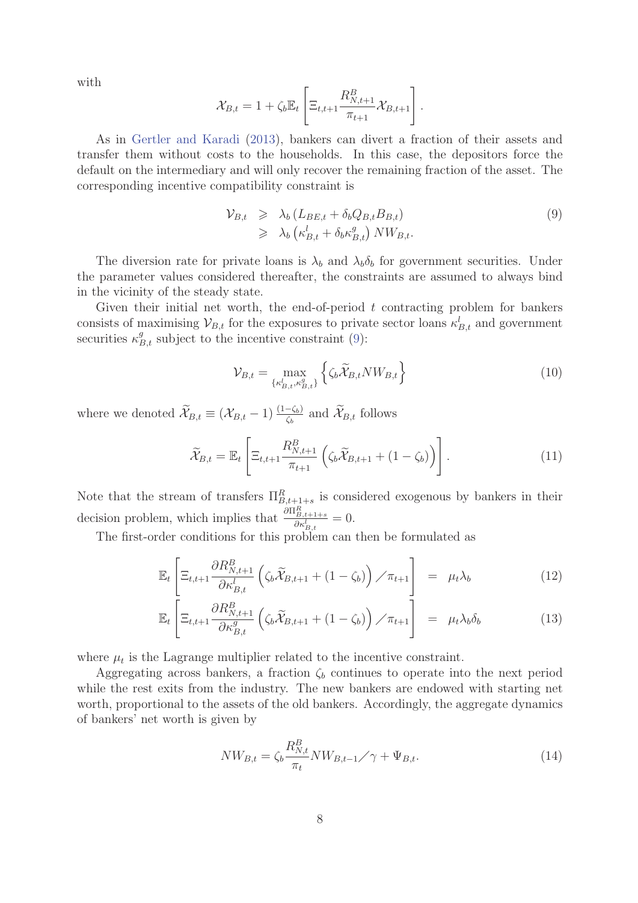with

$$\mathcal{X}_{B,t} = 1 + \zeta_b \mathbb{E}_t \left[ \Xi_{t,t+1} \frac{R^B_{N,t+1}}{\pi_{t+1}} \mathcal{X}_{B,t+1} \right].$$

As in Gertler and Karadi (2013), bankers can divert a fraction of their assets and transfer them without costs to the households. In this case, the depositors force the default on the intermediary and will only recover the remaining fraction of the asset. The corresponding incentive compatibility constraint is

$$\begin{aligned} \mathcal{V}_{B,t} &\geqslant \lambda_b \left( L_{BE,t} + \delta_b Q_{B,t} B_{B,t} \right) \\ &\geqslant \lambda_b \left( \kappa^l_{B,t} + \delta_b \kappa^g_{B,t} \right) NW_{B,t}. \end{aligned} \tag{9}$$

The diversion rate for private loans is $\lambda_b$ and $\lambda_b \delta_b$ for government securities. Under the parameter values considered thereafter, the constraints are assumed to always bind in the vicinity of the steady state.

Given their initial net worth, the end-of-period $t$ contracting problem for bankers consists of maximising $\mathcal{V}_{B,t}$ for the exposures to private sector loans $\kappa^l_{B,t}$ and government securities $\kappa^g_{B,t}$ subject to the incentive constraint (9):

$$\mathcal{V}_{B,t} = \max_{\{\kappa^l_{B,t}, \kappa^g_{B,t}\}} \left\{ \zeta_b \widetilde{\mathcal{X}}_{B,t} NW_{B,t} \right\} \tag{10}$$

where we denoted $\widetilde{\mathcal{X}}_{B,t} \equiv \left( \mathcal{X}_{B,t} - 1 \right) \frac{(1-\zeta_b)}{\zeta_b}$ and $\widetilde{\mathcal{X}}_{B,t}$ follows

$$\widetilde{\mathcal{X}}_{B,t} = \mathbb{E}_t \left[ \Xi_{t,t+1} \frac{R^B_{N,t+1}}{\pi_{t+1}} \left( \zeta_b \widetilde{\mathcal{X}}_{B,t+1} + (1-\zeta_b) \right) \right]. \tag{11}$$

Note that the stream of transfers $\Pi^R_{B,t+1+s}$ is considered exogenous by bankers in their decision problem, which implies that $\frac{\partial \Pi^R_{B,t+1+s}}{\partial \kappa^l_{B,t}} = 0$.

The first-order conditions for this problem can then be formulated as

$$\mathbb{E}_t \left[ \Xi_{t,t+1} \frac{\partial R^B_{N,t+1}}{\partial \kappa^l_{B,t}} \left( \zeta_b \widetilde{\mathcal{X}}_{B,t+1} + (1-\zeta_b) \right) \big/ \pi_{t+1} \right] = \mu_t \lambda_b \tag{12}$$

$$\mathbb{E}_t \left[ \Xi_{t,t+1} \frac{\partial R^B_{N,t+1}}{\partial \kappa^g_{B,t}} \left( \zeta_b \widetilde{\mathcal{X}}_{B,t+1} + (1-\zeta_b) \right) \big/ \pi_{t+1} \right] = \mu_t \lambda_b \delta_b \tag{13}$$

where $\mu_t$ is the Lagrange multiplier related to the incentive constraint.

Aggregating across bankers, a fraction $\zeta_b$ continues to operate into the next period while the rest exits from the industry. The new bankers are endowed with starting net worth, proportional to the assets of the old bankers. Accordingly, the aggregate dynamics of bankers' net worth is given by

$$NW_{B,t} = \zeta_b \frac{R^B_{N,t}}{\pi_t} NW_{B,t-1} \big/ \gamma + \Psi_{B,t}. \tag{14}$$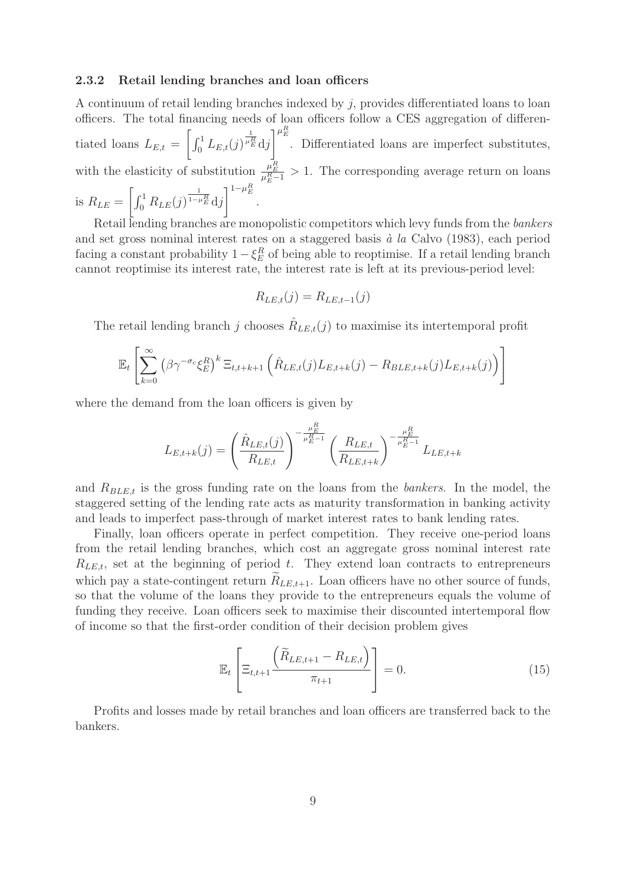### 2.3.2 Retail lending branches and loan officers

A continuum of retail lending branches indexed by $j$, provides differentiated loans to loan officers. The total financing needs of loan officers follow a CES aggregation of differentiated loans $L_{E,t} = \left[\int_0^1 L_{E,t}(j)^{\frac{1}{\mu_E^R}} \mathrm{d}j\right]^{\mu_E^R}$. Differentiated loans are imperfect substitutes, with the elasticity of substitution $\frac{\mu_E^R}{\mu_E^R - 1} > 1$. The corresponding average return on loans is $R_{LE} = \left[\int_0^1 R_{LE}(j)^{\frac{1}{1-\mu_E^R}} \mathrm{d}j\right]^{1-\mu_E^R}$.

Retail lending branches are monopolistic competitors which levy funds from the *bankers* and set gross nominal interest rates on a staggered basis *à la* Calvo (1983), each period facing a constant probability $1 - \xi_E^R$ of being able to reoptimise. If a retail lending branch cannot reoptimise its interest rate, the interest rate is left at its previous-period level:

$$R_{LE,t}(j) = R_{LE,t-1}(j)$$

The retail lending branch $j$ chooses $\hat{R}_{LE,t}(j)$ to maximise its intertemporal profit

$$\mathbb{E}_t \left[\sum_{k=0}^{\infty} \left(\beta\gamma^{-\sigma_c}\xi_E^R\right)^k \Xi_{t,t+k+1} \left(\hat{R}_{LE,t}(j) L_{E,t+k}(j) - R_{BLE,t+k}(j) L_{E,t+k}(j)\right)\right]$$

where the demand from the loan officers is given by

$$L_{E,t+k}(j) = \left(\frac{\hat{R}_{LE,t}(j)}{R_{LE,t}}\right)^{-\frac{\mu_E^R}{\mu_E^R - 1}} \left(\frac{R_{LE,t}}{R_{LE,t+k}}\right)^{-\frac{\mu_E^R}{\mu_E^R - 1}} L_{LE,t+k}$$

and $R_{BLE,t}$ is the gross funding rate on the loans from the *bankers*. In the model, the staggered setting of the lending rate acts as maturity transformation in banking activity and leads to imperfect pass-through of market interest rates to bank lending rates.

Finally, loan officers operate in perfect competition. They receive one-period loans from the retail lending branches, which cost an aggregate gross nominal interest rate $R_{LE,t}$, set at the beginning of period $t$. They extend loan contracts to entrepreneurs which pay a state-contingent return $\widetilde{R}_{LE,t+1}$. Loan officers have no other source of funds, so that the volume of the loans they provide to the entrepreneurs equals the volume of funding they receive. Loan officers seek to maximise their discounted intertemporal flow of income so that the first-order condition of their decision problem gives

$$\mathbb{E}_t \left[\Xi_{t,t+1} \frac{\left(\widetilde{R}_{LE,t+1} - R_{LE,t}\right)}{\pi_{t+1}}\right] = 0. \tag{15}$$

Profits and losses made by retail branches and loan officers are transferred back to the bankers.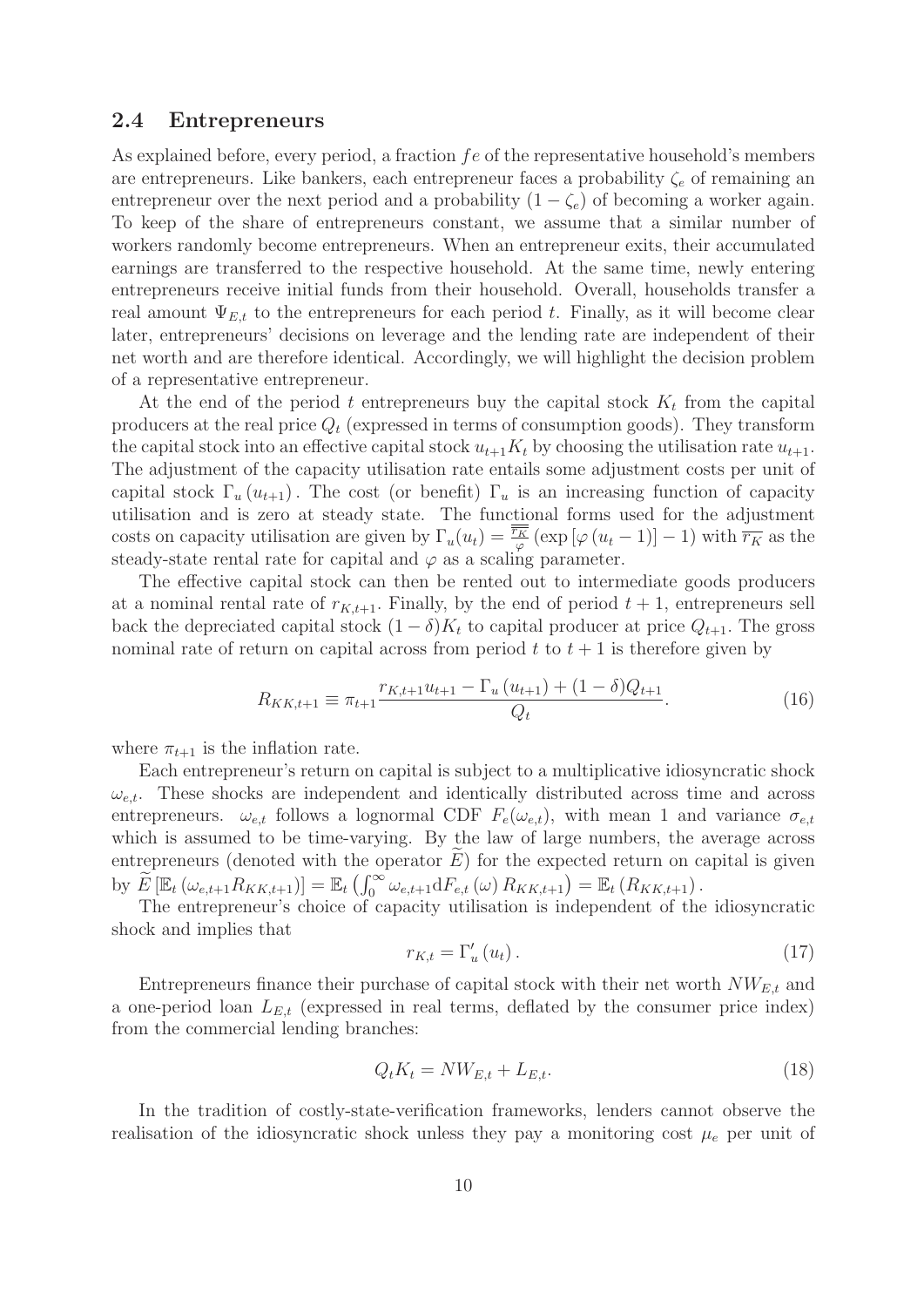## 2.4 Entrepreneurs

As explained before, every period, a fraction $fe$ of the representative household's members are entrepreneurs. Like bankers, each entrepreneur faces a probability $\zeta_e$ of remaining an entrepreneur over the next period and a probability $(1 - \zeta_e)$ of becoming a worker again. To keep of the share of entrepreneurs constant, we assume that a similar number of workers randomly become entrepreneurs. When an entrepreneur exits, their accumulated earnings are transferred to the respective household. At the same time, newly entering entrepreneurs receive initial funds from their household. Overall, households transfer a real amount $\Psi_{E,t}$ to the entrepreneurs for each period $t$. Finally, as it will become clear later, entrepreneurs' decisions on leverage and the lending rate are independent of their net worth and are therefore identical. Accordingly, we will highlight the decision problem of a representative entrepreneur.

At the end of the period $t$ entrepreneurs buy the capital stock $K_t$ from the capital producers at the real price $Q_t$ (expressed in terms of consumption goods). They transform the capital stock into an effective capital stock $u_{t+1}K_t$ by choosing the utilisation rate $u_{t+1}$. The adjustment of the capacity utilisation rate entails some adjustment costs per unit of capital stock $\Gamma_u(u_{t+1})$. The cost (or benefit) $\Gamma_u$ is an increasing function of capacity utilisation and is zero at steady state. The functional forms used for the adjustment costs on capacity utilisation are given by $\Gamma_u(u_t) = \frac{\overline{r_K}}{\varphi}\left(\exp\left[\varphi\left(u_t - 1\right)\right] - 1\right)$ with $\overline{r_K}$ as the steady-state rental rate for capital and $\varphi$ as a scaling parameter.

The effective capital stock can then be rented out to intermediate goods producers at a nominal rental rate of $r_{K,t+1}$. Finally, by the end of period $t + 1$, entrepreneurs sell back the depreciated capital stock $(1 - \delta)K_t$ to capital producer at price $Q_{t+1}$. The gross nominal rate of return on capital across from period $t$ to $t + 1$ is therefore given by

$$R_{KK,t+1} \equiv \pi_{t+1}\frac{r_{K,t+1}u_{t+1} - \Gamma_u(u_{t+1}) + (1 - \delta)Q_{t+1}}{Q_t}. \tag{16}$$

where $\pi_{t+1}$ is the inflation rate.

Each entrepreneur's return on capital is subject to a multiplicative idiosyncratic shock $\omega_{e,t}$. These shocks are independent and identically distributed across time and across entrepreneurs. $\omega_{e,t}$ follows a lognormal CDF $F_e(\omega_{e,t})$, with mean 1 and variance $\sigma_{e,t}$ which is assumed to be time-varying. By the law of large numbers, the average across entrepreneurs (denoted with the operator $\widetilde{E}$) for the expected return on capital is given by $\widetilde{E}\left[\mathbb{E}_t\left(\omega_{e,t+1}R_{KK,t+1}\right)\right] = \mathbb{E}_t\left(\int_0^\infty \omega_{e,t+1}\mathrm{d}F_{e,t}(\omega)\, R_{KK,t+1}\right) = \mathbb{E}_t\left(R_{KK,t+1}\right).$

The entrepreneur's choice of capacity utilisation is independent of the idiosyncratic shock and implies that

$$r_{K,t} = \Gamma_u'(u_t). \tag{17}$$

Entrepreneurs finance their purchase of capital stock with their net worth $NW_{E,t}$ and a one-period loan $L_{E,t}$ (expressed in real terms, deflated by the consumer price index) from the commercial lending branches:

$$Q_tK_t = NW_{E,t} + L_{E,t}. \tag{18}$$

In the tradition of costly-state-verification frameworks, lenders cannot observe the realisation of the idiosyncratic shock unless they pay a monitoring cost $\mu_e$ per unit of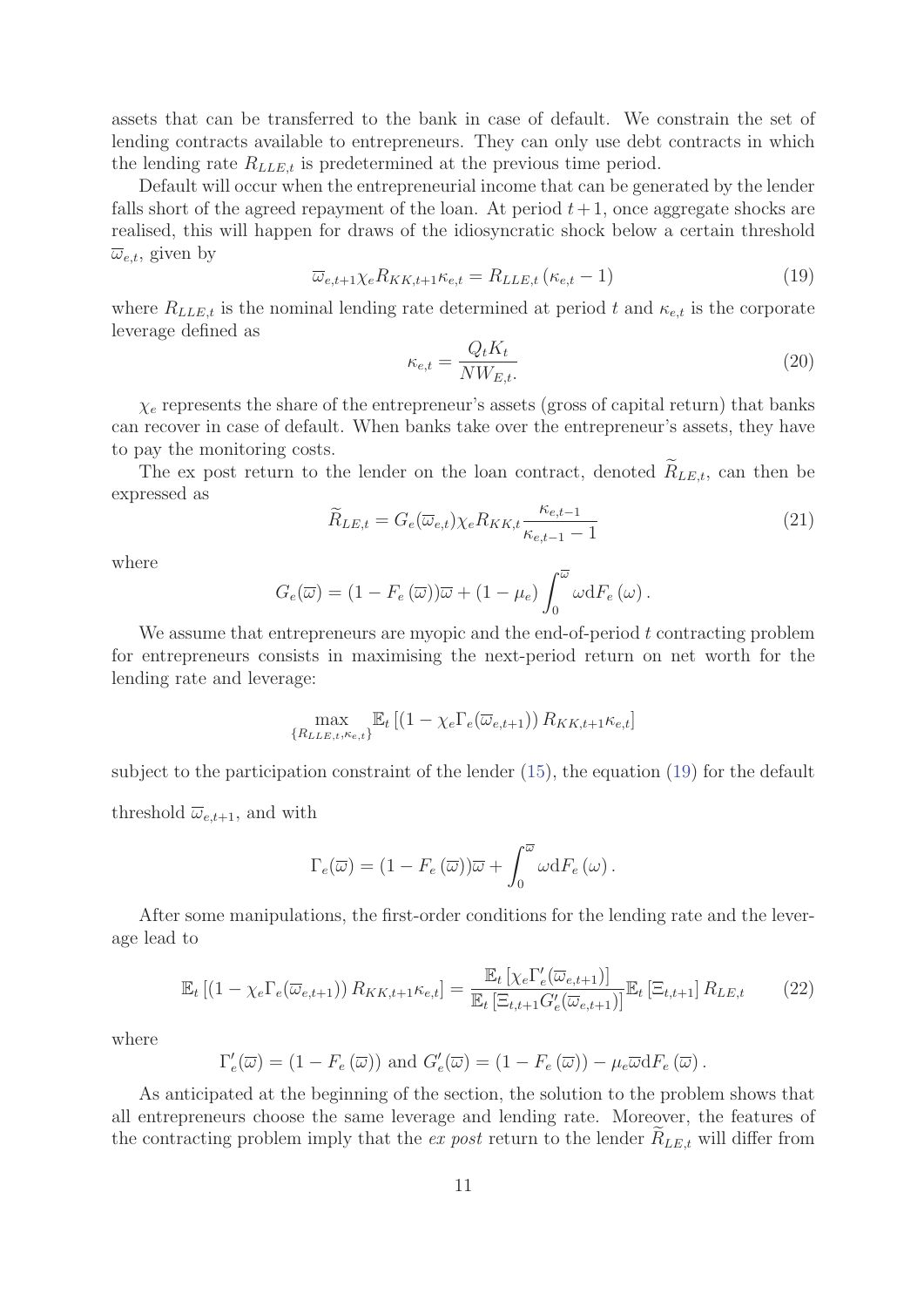assets that can be transferred to the bank in case of default. We constrain the set of lending contracts available to entrepreneurs. They can only use debt contracts in which the lending rate $R_{LLE,t}$ is predetermined at the previous time period.

Default will occur when the entrepreneurial income that can be generated by the lender falls short of the agreed repayment of the loan. At period $t+1$, once aggregate shocks are realised, this will happen for draws of the idiosyncratic shock below a certain threshold $\overline{\omega}_{e,t}$, given by

$$\overline{\omega}_{e,t+1}\chi_e R_{KK,t+1}\kappa_{e,t} = R_{LLE,t}\left(\kappa_{e,t}-1\right) \tag{19}$$

where $R_{LLE,t}$ is the nominal lending rate determined at period $t$ and $\kappa_{e,t}$ is the corporate leverage defined as

$$\kappa_{e,t} = \frac{Q_t K_t}{NW_{E,t.}} \tag{20}$$

$\chi_e$ represents the share of the entrepreneur's assets (gross of capital return) that banks can recover in case of default. When banks take over the entrepreneur's assets, they have to pay the monitoring costs.

The ex post return to the lender on the loan contract, denoted $\widetilde{R}_{LE,t}$, can then be expressed as

$$\widetilde{R}_{LE,t} = G_e(\overline{\omega}_{e,t})\chi_e R_{KK,t}\frac{\kappa_{e,t-1}}{\kappa_{e,t-1}-1} \tag{21}$$

where

$$G_e(\overline{\omega}) = (1-F_e\left(\overline{\omega}\right))\overline{\omega} + (1-\mu_e)\int_0^{\overline{\omega}} \omega \mathrm{d}F_e\left(\omega\right).$$

We assume that entrepreneurs are myopic and the end-of-period $t$ contracting problem for entrepreneurs consists in maximising the next-period return on net worth for the lending rate and leverage:

$$\max_{\{R_{LLE,t},\kappa_{e,t}\}} \mathbb{E}_t\left[\left(1-\chi_e\Gamma_e(\overline{\omega}_{e,t+1})\right)R_{KK,t+1}\kappa_{e,t}\right]$$

subject to the participation constraint of the lender (15), the equation (19) for the default threshold $\overline{\omega}_{e,t+1}$, and with

$$\Gamma_e(\overline{\omega}) = (1-F_e\left(\overline{\omega}\right))\overline{\omega} + \int_0^{\overline{\omega}} \omega \mathrm{d}F_e\left(\omega\right).$$

After some manipulations, the first-order conditions for the lending rate and the leverage lead to

$$\mathbb{E}_t\left[\left(1-\chi_e\Gamma_e(\overline{\omega}_{e,t+1})\right)R_{KK,t+1}\kappa_{e,t}\right] = \frac{\mathbb{E}_t\left[\chi_e\Gamma_e'(\overline{\omega}_{e,t+1})\right]}{\mathbb{E}_t\left[\Xi_{t,t+1}G_e'(\overline{\omega}_{e,t+1})\right]}\mathbb{E}_t\left[\Xi_{t,t+1}\right]R_{LE,t} \tag{22}$$

where

$$\Gamma_e'(\overline{\omega}) = (1-F_e\left(\overline{\omega}\right)) \text{ and } G_e'(\overline{\omega}) = (1-F_e\left(\overline{\omega}\right)) - \mu_e\overline{\omega}\mathrm{d}F_e\left(\overline{\omega}\right).$$

As anticipated at the beginning of the section, the solution to the problem shows that all entrepreneurs choose the same leverage and lending rate. Moreover, the features of the contracting problem imply that the *ex post* return to the lender $\widetilde{R}_{LE,t}$ will differ from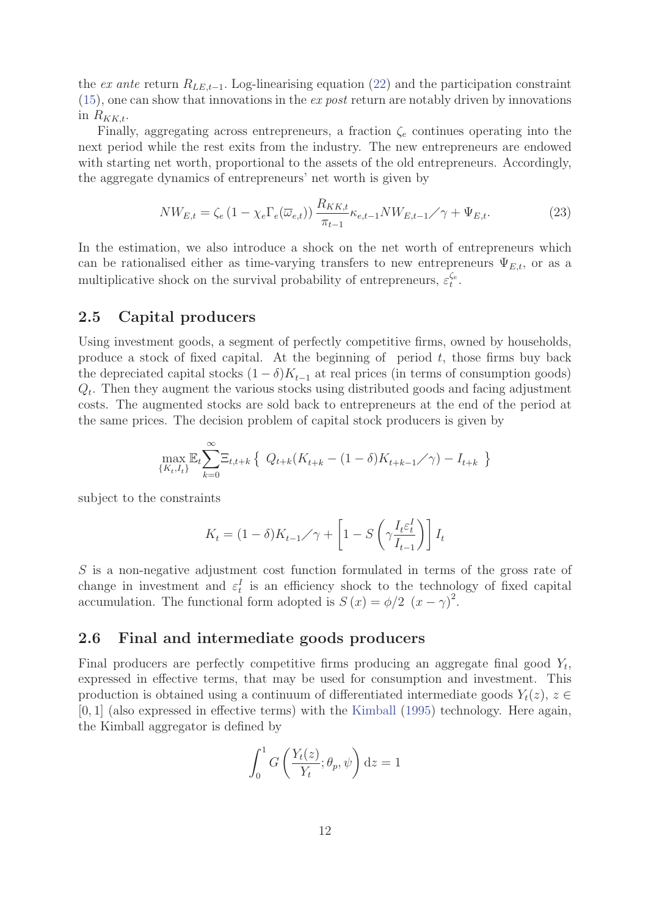the *ex ante* return $R_{LE,t-1}$. Log-linearising equation (22) and the participation constraint (15), one can show that innovations in the *ex post* return are notably driven by innovations in $R_{KK,t}$.

Finally, aggregating across entrepreneurs, a fraction $\zeta_e$ continues operating into the next period while the rest exits from the industry. The new entrepreneurs are endowed with starting net worth, proportional to the assets of the old entrepreneurs. Accordingly, the aggregate dynamics of entrepreneurs' net worth is given by

$$NW_{E,t} = \zeta_e \left(1 - \chi_e \Gamma_e(\overline{\omega}_{e,t})\right) \frac{R_{KK,t}}{\pi_{t-1}} \kappa_{e,t-1} NW_{E,t-1} / \gamma + \Psi_{E,t}. \tag{23}$$

In the estimation, we also introduce a shock on the net worth of entrepreneurs which can be rationalised either as time-varying transfers to new entrepreneurs $\Psi_{E,t}$, or as a multiplicative shock on the survival probability of entrepreneurs, $\varepsilon_t^{\zeta_e}$.

## 2.5 Capital producers

Using investment goods, a segment of perfectly competitive firms, owned by households, produce a stock of fixed capital. At the beginning of period $t$, those firms buy back the depreciated capital stocks $(1-\delta)K_{t-1}$ at real prices (in terms of consumption goods) $Q_t$. Then they augment the various stocks using distributed goods and facing adjustment costs. The augmented stocks are sold back to entrepreneurs at the end of the period at the same prices. The decision problem of capital stock producers is given by

$$\max_{\{K_t, I_t\}} \mathbb{E}_t \sum_{k=0}^{\infty} \Xi_{t,t+k} \left\{ \; Q_{t+k}(K_{t+k} - (1-\delta)K_{t+k-1} / \gamma) - I_{t+k} \; \right\}$$

subject to the constraints

$$K_t = (1-\delta)K_{t-1} / \gamma + \left[1 - S\left(\gamma \frac{I_t \varepsilon_t^I}{I_{t-1}}\right)\right] I_t$$

$S$ is a non-negative adjustment cost function formulated in terms of the gross rate of change in investment and $\varepsilon_t^I$ is an efficiency shock to the technology of fixed capital accumulation. The functional form adopted is $S(x) = \phi/2 \; (x-\gamma)^2$.

## 2.6 Final and intermediate goods producers

Final producers are perfectly competitive firms producing an aggregate final good $Y_t$, expressed in effective terms, that may be used for consumption and investment. This production is obtained using a continuum of differentiated intermediate goods $Y_t(z)$, $z \in [0,1]$ (also expressed in effective terms) with the Kimball (1995) technology. Here again, the Kimball aggregator is defined by

$$\int_0^1 G\left(\frac{Y_t(z)}{Y_t}; \theta_p, \psi\right) \mathrm{d}z = 1$$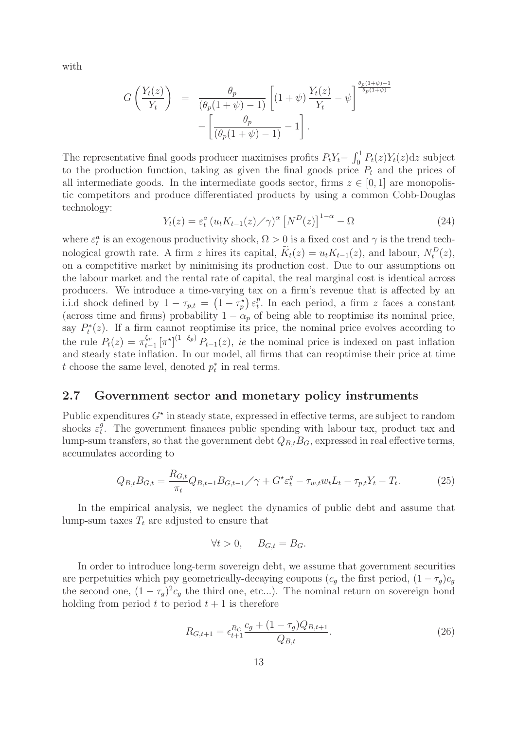with

$$G\left(\frac{Y_t(z)}{Y_t}\right) = \frac{\theta_p}{(\theta_p(1+\psi)-1)}\left[(1+\psi)\,\frac{Y_t(z)}{Y_t}-\psi\right]^{\frac{\theta_p(1+\psi)-1}{\theta_p(1+\psi)}} - \left[\frac{\theta_p}{(\theta_p(1+\psi)-1)}-1\right].$$

The representative final goods producer maximises profits $P_tY_t - \int_0^1 P_t(z)Y_t(z)\mathrm{d}z$ subject to the production function, taking as given the final goods price $P_t$ and the prices of all intermediate goods. In the intermediate goods sector, firms $z \in [0,1]$ are monopolistic competitors and produce differentiated products by using a common Cobb-Douglas technology:

$$Y_t(z) = \varepsilon_t^a \left(u_t K_{t-1}(z) \diagup \gamma\right)^{\alpha} \left[N^D(z)\right]^{1-\alpha} - \Omega \tag{24}$$

where $\varepsilon_t^a$ is an exogenous productivity shock, $\Omega > 0$ is a fixed cost and $\gamma$ is the trend technological growth rate. A firm $z$ hires its capital, $\widetilde{K}_t(z) = u_t K_{t-1}(z)$, and labour, $N_t^D(z)$, on a competitive market by minimising its production cost. Due to our assumptions on the labour market and the rental rate of capital, the real marginal cost is identical across producers. We introduce a time-varying tax on a firm's revenue that is affected by an i.i.d shock defined by $1-\tau_{p,t} = \left(1-\tau_p^\star\right)\varepsilon_t^p$. In each period, a firm $z$ faces a constant (across time and firms) probability $1-\alpha_p$ of being able to reoptimise its nominal price, say $P_t^*(z)$. If a firm cannot reoptimise its price, the nominal price evolves according to the rule $P_t(z) = \pi_{t-1}^{\xi_p}\left[\pi^\star\right]^{(1-\xi_p)} P_{t-1}(z)$, *ie* the nominal price is indexed on past inflation and steady state inflation. In our model, all firms that can reoptimise their price at time $t$ choose the same level, denoted $p_t^*$ in real terms.

## 2.7 Government sector and monetary policy instruments

Public expenditures $G^\star$ in steady state, expressed in effective terms, are subject to random shocks $\varepsilon_t^g$. The government finances public spending with labour tax, product tax and lump-sum transfers, so that the government debt $Q_{B,t}B_G$, expressed in real effective terms, accumulates according to

$$Q_{B,t}B_{G,t} = \frac{R_{G,t}}{\pi_t} Q_{B,t-1}B_{G,t-1} \diagup \gamma + G^\star \varepsilon_t^g - \tau_{w,t} w_t L_t - \tau_{p,t} Y_t - T_t. \tag{25}$$

In the empirical analysis, we neglect the dynamics of public debt and assume that lump-sum taxes $T_t$ are adjusted to ensure that

$$\forall t > 0, \qquad B_{G,t} = \overline{B_G}.$$

In order to introduce long-term sovereign debt, we assume that government securities are perpetuities which pay geometrically-decaying coupons ($c_g$ the first period, $(1-\tau_g)c_g$ the second one, $(1-\tau_g)^2 c_g$ the third one, etc...). The nominal return on sovereign bond holding from period $t$ to period $t+1$ is therefore

$$R_{G,t+1} = \epsilon_{t+1}^{R_G} \frac{c_g + (1-\tau_g)Q_{B,t+1}}{Q_{B,t}}. \tag{26}$$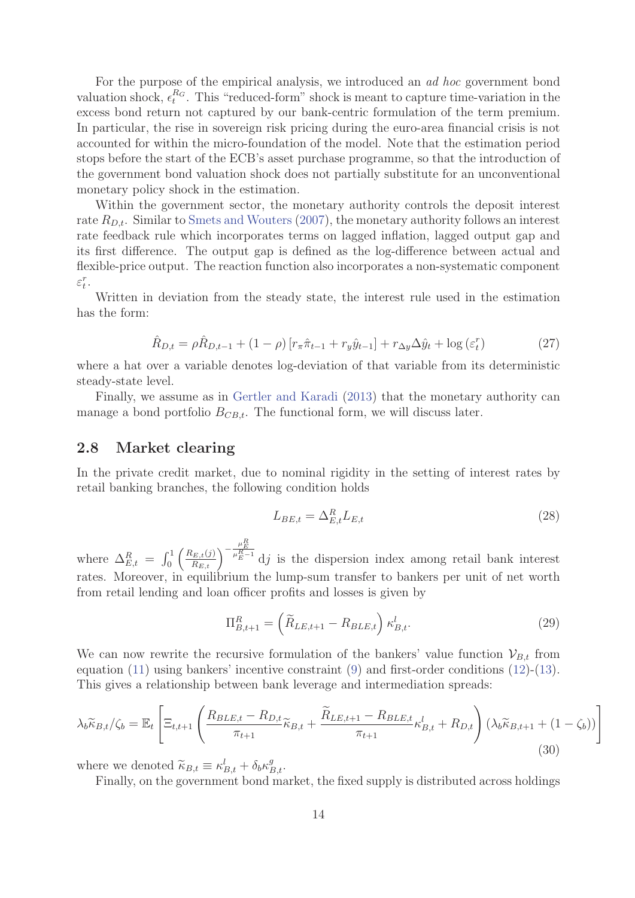For the purpose of the empirical analysis, we introduced an *ad hoc* government bond valuation shock, $\epsilon_t^{R_G}$. This "reduced-form" shock is meant to capture time-variation in the excess bond return not captured by our bank-centric formulation of the term premium. In particular, the rise in sovereign risk pricing during the euro-area financial crisis is not accounted for within the micro-foundation of the model. Note that the estimation period stops before the start of the ECB's asset purchase programme, so that the introduction of the government bond valuation shock does not partially substitute for an unconventional monetary policy shock in the estimation.

Within the government sector, the monetary authority controls the deposit interest rate $R_{D,t}$. Similar to Smets and Wouters (2007), the monetary authority follows an interest rate feedback rule which incorporates terms on lagged inflation, lagged output gap and its first difference. The output gap is defined as the log-difference between actual and flexible-price output. The reaction function also incorporates a non-systematic component $\varepsilon_t^r$.

Written in deviation from the steady state, the interest rule used in the estimation has the form:

$$\hat{R}_{D,t} = \rho \hat{R}_{D,t-1} + (1-\rho)\left[r_\pi \hat{\pi}_{t-1} + r_y \hat{y}_{t-1}\right] + r_{\Delta y} \Delta \hat{y}_t + \log\left(\varepsilon_t^r\right) \tag{27}$$

where a hat over a variable denotes log-deviation of that variable from its deterministic steady-state level.

Finally, we assume as in Gertler and Karadi (2013) that the monetary authority can manage a bond portfolio $B_{CB,t}$. The functional form, we will discuss later.

## 2.8 Market clearing

In the private credit market, due to nominal rigidity in the setting of interest rates by retail banking branches, the following condition holds

$$L_{BE,t} = \Delta_{E,t}^R L_{E,t} \tag{28}$$

where $\Delta_{E,t}^R = \int_0^1 \left(\frac{R_{E,t}(j)}{R_{E,t}}\right)^{-\frac{\mu_E^R}{\mu_E^R - 1}} \mathrm{d}j$ is the dispersion index among retail bank interest rates. Moreover, in equilibrium the lump-sum transfer to bankers per unit of net worth from retail lending and loan officer profits and losses is given by

$$\Pi_{B,t+1}^R = \left(\widetilde{R}_{LE,t+1} - R_{BLE,t}\right) \kappa_{B,t}^l. \tag{29}$$

We can now rewrite the recursive formulation of the bankers' value function $\mathcal{V}_{B,t}$ from equation (11) using bankers' incentive constraint (9) and first-order conditions (12)-(13). This gives a relationship between bank leverage and intermediation spreads:

$$\lambda_b \widetilde{\kappa}_{B,t}/\zeta_b = \mathbb{E}_t\left[\Xi_{t,t+1}\left(\frac{R_{BLE,t} - R_{D,t}}{\pi_{t+1}}\widetilde{\kappa}_{B,t} + \frac{\widetilde{R}_{LE,t+1} - R_{BLE,t}}{\pi_{t+1}}\kappa_{B,t}^l + R_{D,t}\right)\left(\lambda_b \widetilde{\kappa}_{B,t+1} + (1-\zeta_b)\right)\right] \tag{30}$$

where we denoted $\widetilde{\kappa}_{B,t} \equiv \kappa_{B,t}^l + \delta_b \kappa_{B,t}^g$.

Finally, on the government bond market, the fixed supply is distributed across holdings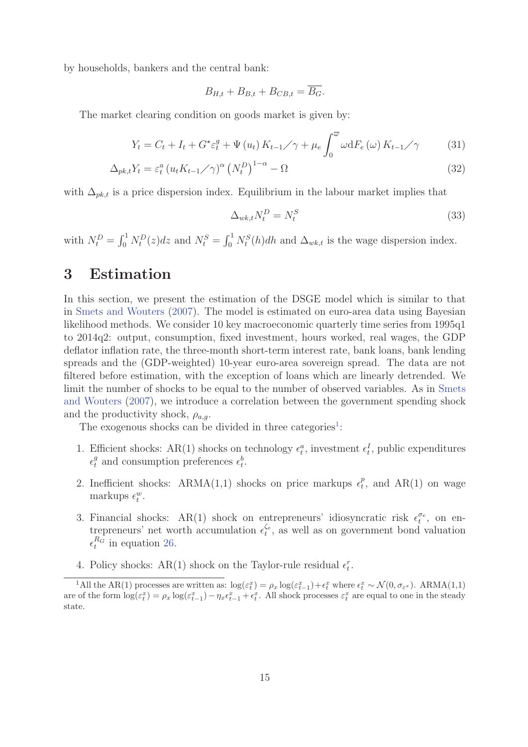by households, bankers and the central bank:

$$B_{H,t} + B_{B,t} + B_{CB,t} = \overline{B_G}.$$

The market clearing condition on goods market is given by:

$$Y_t = C_t + I_t + G^{\star}\varepsilon_t^g + \Psi\left(u_t\right) K_{t-1}/\gamma + \mu_e \int_0^{\overline{\omega}} \omega \mathrm{d}F_e\left(\omega\right) K_{t-1}/\gamma \tag{31}$$

$$\Delta_{pk,t} Y_t = \varepsilon_t^a \left(u_t K_{t-1}/\gamma\right)^{\alpha} \left(N_t^D\right)^{1-\alpha} - \Omega \tag{32}$$

with $\Delta_{pk,t}$ is a price dispersion index. Equilibrium in the labour market implies that

$$\Delta_{wk,t} N_t^D = N_t^S \tag{33}$$

with $N_t^D = \int_0^1 N_t^D(z)dz$ and $N_t^S = \int_0^1 N_t^S(h)dh$ and $\Delta_{wk,t}$ is the wage dispersion index.

# 3 Estimation

In this section, we present the estimation of the DSGE model which is similar to that in Smets and Wouters (2007). The model is estimated on euro-area data using Bayesian likelihood methods. We consider 10 key macroeconomic quarterly time series from 1995q1 to 2014q2: output, consumption, fixed investment, hours worked, real wages, the GDP deflator inflation rate, the three-month short-term interest rate, bank loans, bank lending spreads and the (GDP-weighted) 10-year euro-area sovereign spread. The data are not filtered before estimation, with the exception of loans which are linearly detrended. We limit the number of shocks to be equal to the number of observed variables. As in Smets and Wouters (2007), we introduce a correlation between the government spending shock and the productivity shock, $\rho_{a,g}$.

The exogenous shocks can be divided in three categories[1]:

1. Efficient shocks: AR(1) shocks on technology $\epsilon_t^a$, investment $\epsilon_t^I$, public expenditures $\epsilon_t^g$ and consumption preferences $\epsilon_t^b$.
2. Inefficient shocks: ARMA(1,1) shocks on price markups $\epsilon_t^p$, and AR(1) on wage markups $\epsilon_t^w$.
3. Financial shocks: AR(1) shock on entrepreneurs' idiosyncratic risk $\epsilon_t^{\sigma_e}$, on entrepreneurs' net worth accumulation $\epsilon_t^{\zeta_e}$, as well as on government bond valuation $\epsilon_t^{R_G}$ in equation 26.
4. Policy shocks: AR(1) shock on the Taylor-rule residual $\epsilon_t^r$.

[1] All the AR(1) processes are written as: $\log(\varepsilon_t^x) = \rho_x \log(\varepsilon_{t-1}^x) + \epsilon_t^x$ where $\epsilon_t^x \sim \mathcal{N}(0, \sigma_{\varepsilon^x})$. ARMA(1,1) are of the form $\log(\varepsilon_t^x) = \rho_x \log(\varepsilon_{t-1}^x) - \eta_x \epsilon_{t-1}^x + \epsilon_t^x$. All shock processes $\varepsilon_t^x$ are equal to one in the steady state.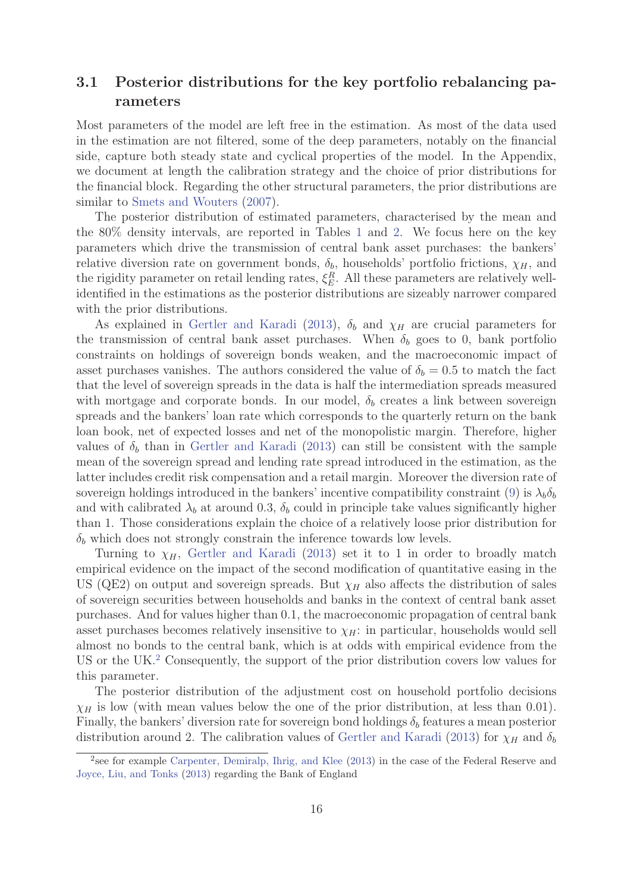### 3.1 Posterior distributions for the key portfolio rebalancing parameters

Most parameters of the model are left free in the estimation. As most of the data used in the estimation are not filtered, some of the deep parameters, notably on the financial side, capture both steady state and cyclical properties of the model. In the Appendix, we document at length the calibration strategy and the choice of prior distributions for the financial block. Regarding the other structural parameters, the prior distributions are similar to Smets and Wouters (2007).

The posterior distribution of estimated parameters, characterised by the mean and the 80% density intervals, are reported in Tables 1 and 2. We focus here on the key parameters which drive the transmission of central bank asset purchases: the bankers' relative diversion rate on government bonds, $\delta_b$, households' portfolio frictions, $\chi_H$, and the rigidity parameter on retail lending rates, $\xi_E^R$. All these parameters are relatively well-identified in the estimations as the posterior distributions are sizeably narrower compared with the prior distributions.

As explained in Gertler and Karadi (2013), $\delta_b$ and $\chi_H$ are crucial parameters for the transmission of central bank asset purchases. When $\delta_b$ goes to 0, bank portfolio constraints on holdings of sovereign bonds weaken, and the macroeconomic impact of asset purchases vanishes. The authors considered the value of $\delta_b = 0.5$ to match the fact that the level of sovereign spreads in the data is half the intermediation spreads measured with mortgage and corporate bonds. In our model, $\delta_b$ creates a link between sovereign spreads and the bankers' loan rate which corresponds to the quarterly return on the bank loan book, net of expected losses and net of the monopolistic margin. Therefore, higher values of $\delta_b$ than in Gertler and Karadi (2013) can still be consistent with the sample mean of the sovereign spread and lending rate spread introduced in the estimation, as the latter includes credit risk compensation and a retail margin. Moreover the diversion rate of sovereign holdings introduced in the bankers' incentive compatibility constraint (9) is $\lambda_b \delta_b$ and with calibrated $\lambda_b$ at around 0.3, $\delta_b$ could in principle take values significantly higher than 1. Those considerations explain the choice of a relatively loose prior distribution for $\delta_b$ which does not strongly constrain the inference towards low levels.

Turning to $\chi_H$, Gertler and Karadi (2013) set it to 1 in order to broadly match empirical evidence on the impact of the second modification of quantitative easing in the US (QE2) on output and sovereign spreads. But $\chi_H$ also affects the distribution of sales of sovereign securities between households and banks in the context of central bank asset purchases. And for values higher than 0.1, the macroeconomic propagation of central bank asset purchases becomes relatively insensitive to $\chi_H$: in particular, households would sell almost no bonds to the central bank, which is at odds with empirical evidence from the US or the UK.[2] Consequently, the support of the prior distribution covers low values for this parameter.

The posterior distribution of the adjustment cost on household portfolio decisions $\chi_H$ is low (with mean values below the one of the prior distribution, at less than 0.01). Finally, the bankers' diversion rate for sovereign bond holdings $\delta_b$ features a mean posterior distribution around 2. The calibration values of Gertler and Karadi (2013) for $\chi_H$ and $\delta_b$

[2] see for example Carpenter, Demiralp, Ihrig, and Klee (2013) in the case of the Federal Reserve and Joyce, Liu, and Tonks (2013) regarding the Bank of England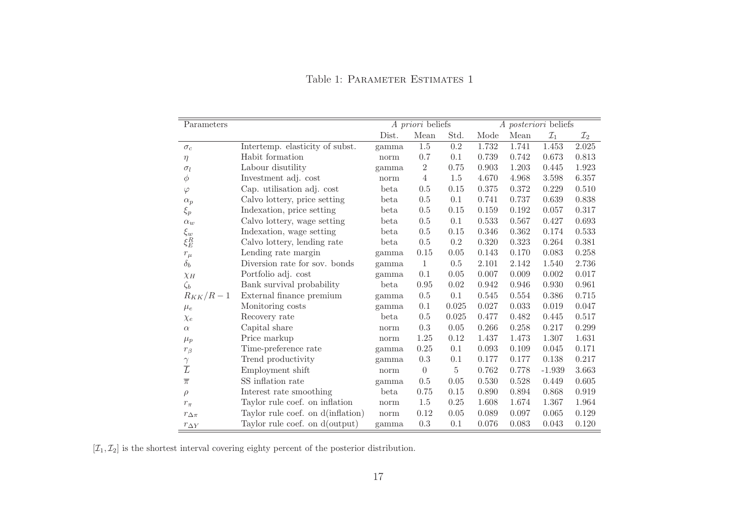Table 1: Parameter Estimates 1

| Parameters | | *A priori* beliefs | | | *A posteriori* beliefs | | | |
|---|---|---|---|---|---|---|---|---|
| | | Dist. | Mean | Std. | Mode | Mean | $\mathcal{I}_1$ | $\mathcal{I}_2$ |
| $\sigma_c$ | Intertemp. elasticity of subst. | gamma | 1.5 | 0.2 | 1.732 | 1.741 | 1.453 | 2.025 |
| $\eta$ | Habit formation | norm | 0.7 | 0.1 | 0.739 | 0.742 | 0.673 | 0.813 |
| $\sigma_l$ | Labour disutility | gamma | 2 | 0.75 | 0.903 | 1.203 | 0.445 | 1.923 |
| $\phi$ | Investment adj. cost | norm | 4 | 1.5 | 4.670 | 4.968 | 3.598 | 6.357 |
| $\varphi$ | Cap. utilisation adj. cost | beta | 0.5 | 0.15 | 0.375 | 0.372 | 0.229 | 0.510 |
| $\alpha_p$ | Calvo lottery, price setting | beta | 0.5 | 0.1 | 0.741 | 0.737 | 0.639 | 0.838 |
| $\xi_p$ | Indexation, price setting | beta | 0.5 | 0.15 | 0.159 | 0.192 | 0.057 | 0.317 |
| $\alpha_w$ | Calvo lottery, wage setting | beta | 0.5 | 0.1 | 0.533 | 0.567 | 0.427 | 0.693 |
| $\xi_w$ | Indexation, wage setting | beta | 0.5 | 0.15 | 0.346 | 0.362 | 0.174 | 0.533 |
| $\xi_E^R$ | Calvo lottery, lending rate | beta | 0.5 | 0.2 | 0.320 | 0.323 | 0.264 | 0.381 |
| $r_\mu$ | Lending rate margin | gamma | 0.15 | 0.05 | 0.143 | 0.170 | 0.083 | 0.258 |
| $\delta_b$ | Diversion rate for sov. bonds | gamma | 1 | 0.5 | 2.101 | 2.142 | 1.540 | 2.736 |
| $\chi_H$ | Portfolio adj. cost | gamma | 0.1 | 0.05 | 0.007 | 0.009 | 0.002 | 0.017 |
| $\zeta_b$ | Bank survival probability | beta | 0.95 | 0.02 | 0.942 | 0.946 | 0.930 | 0.961 |
| $R_{KK}/R-1$ | External finance premium | gamma | 0.5 | 0.1 | 0.545 | 0.554 | 0.386 | 0.715 |
| $\mu_e$ | Monitoring costs | gamma | 0.1 | 0.025 | 0.027 | 0.033 | 0.019 | 0.047 |
| $\chi_e$ | Recovery rate | beta | 0.5 | 0.025 | 0.477 | 0.482 | 0.445 | 0.517 |
| $\alpha$ | Capital share | norm | 0.3 | 0.05 | 0.266 | 0.258 | 0.217 | 0.299 |
| $\mu_p$ | Price markup | norm | 1.25 | 0.12 | 1.437 | 1.473 | 1.307 | 1.631 |
| $r_\beta$ | Time-preference rate | gamma | 0.25 | 0.1 | 0.093 | 0.109 | 0.045 | 0.171 |
| $\gamma$ | Trend productivity | gamma | 0.3 | 0.1 | 0.177 | 0.177 | 0.138 | 0.217 |
| $\overline{L}$ | Employment shift | norm | 0 | 5 | 0.762 | 0.778 | -1.939 | 3.663 |
| $\overline{\pi}$ | SS inflation rate | gamma | 0.5 | 0.05 | 0.530 | 0.528 | 0.449 | 0.605 |
| $\rho$ | Interest rate smoothing | beta | 0.75 | 0.15 | 0.890 | 0.894 | 0.868 | 0.919 |
| $r_\pi$ | Taylor rule coef. on inflation | norm | 1.5 | 0.25 | 1.608 | 1.674 | 1.367 | 1.964 |
| $r_{\Delta\pi}$ | Taylor rule coef. on d(inflation) | norm | 0.12 | 0.05 | 0.089 | 0.097 | 0.065 | 0.129 |
| $r_{\Delta Y}$ | Taylor rule coef. on d(output) | gamma | 0.3 | 0.1 | 0.076 | 0.083 | 0.043 | 0.120 |

$[\mathcal{I}_1, \mathcal{I}_2]$ is the shortest interval covering eighty percent of the posterior distribution.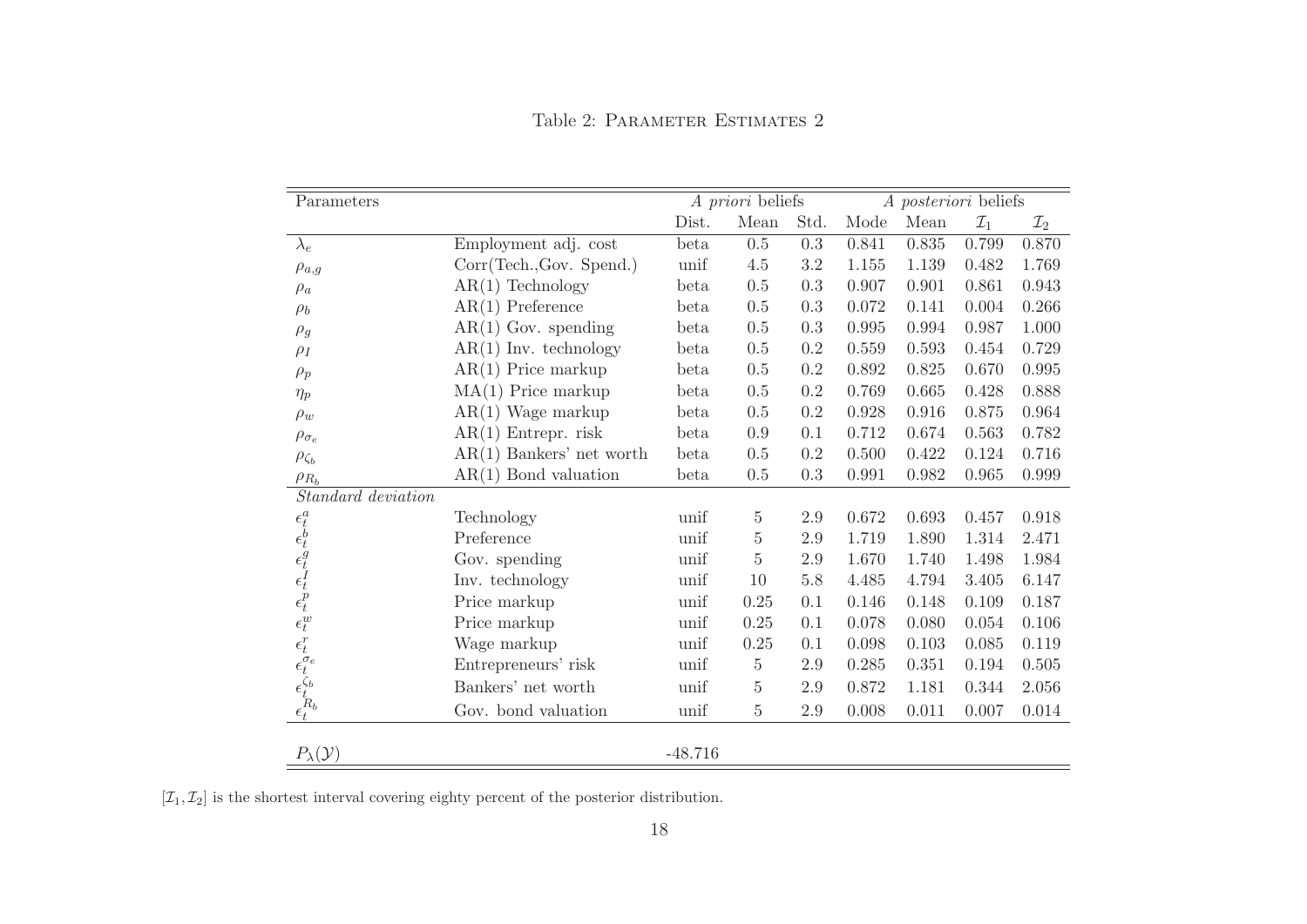Table 2: Parameter Estimates 2

| Parameters | | *A priori* beliefs | | | *A posteriori* beliefs | | | |
|---|---|---|---|---|---|---|---|---|
| | | Dist. | Mean | Std. | Mode | Mean | $\mathcal{I}_1$ | $\mathcal{I}_2$ |
| $\lambda_e$ | Employment adj. cost | beta | 0.5 | 0.3 | 0.841 | 0.835 | 0.799 | 0.870 |
| $\rho_{a,g}$ | Corr(Tech.,Gov. Spend.) | unif | 4.5 | 3.2 | 1.155 | 1.139 | 0.482 | 1.769 |
| $\rho_a$ | AR(1) Technology | beta | 0.5 | 0.3 | 0.907 | 0.901 | 0.861 | 0.943 |
| $\rho_b$ | AR(1) Preference | beta | 0.5 | 0.3 | 0.072 | 0.141 | 0.004 | 0.266 |
| $\rho_g$ | AR(1) Gov. spending | beta | 0.5 | 0.3 | 0.995 | 0.994 | 0.987 | 1.000 |
| $\rho_I$ | AR(1) Inv. technology | beta | 0.5 | 0.2 | 0.559 | 0.593 | 0.454 | 0.729 |
| $\rho_p$ | AR(1) Price markup | beta | 0.5 | 0.2 | 0.892 | 0.825 | 0.670 | 0.995 |
| $\eta_p$ | MA(1) Price markup | beta | 0.5 | 0.2 | 0.769 | 0.665 | 0.428 | 0.888 |
| $\rho_w$ | AR(1) Wage markup | beta | 0.5 | 0.2 | 0.928 | 0.916 | 0.875 | 0.964 |
| $\rho_{\sigma_e}$ | AR(1) Entrepr. risk | beta | 0.9 | 0.1 | 0.712 | 0.674 | 0.563 | 0.782 |
| $\rho_{\zeta_b}$ | AR(1) Bankers' net worth | beta | 0.5 | 0.2 | 0.500 | 0.422 | 0.124 | 0.716 |
| $\rho_{R_b}$ | AR(1) Bond valuation | beta | 0.5 | 0.3 | 0.991 | 0.982 | 0.965 | 0.999 |
| *Standard deviation* | | | | | | | | |
| $\epsilon_t^a$ | Technology | unif | 5 | 2.9 | 0.672 | 0.693 | 0.457 | 0.918 |
| $\epsilon_t^b$ | Preference | unif | 5 | 2.9 | 1.719 | 1.890 | 1.314 | 2.471 |
| $\epsilon_t^g$ | Gov. spending | unif | 5 | 2.9 | 1.670 | 1.740 | 1.498 | 1.984 |
| $\epsilon_t^I$ | Inv. technology | unif | 10 | 5.8 | 4.485 | 4.794 | 3.405 | 6.147 |
| $\epsilon_t^p$ | Price markup | unif | 0.25 | 0.1 | 0.146 | 0.148 | 0.109 | 0.187 |
| $\epsilon_t^w$ | Price markup | unif | 0.25 | 0.1 | 0.078 | 0.080 | 0.054 | 0.106 |
| $\epsilon_t^r$ | Wage markup | unif | 0.25 | 0.1 | 0.098 | 0.103 | 0.085 | 0.119 |
| $\epsilon_t^{\sigma_e}$ | Entrepreneurs' risk | unif | 5 | 2.9 | 0.285 | 0.351 | 0.194 | 0.505 |
| $\epsilon_t^{\zeta_b}$ | Bankers' net worth | unif | 5 | 2.9 | 0.872 | 1.181 | 0.344 | 2.056 |
| $\epsilon_t^{R_b}$ | Gov. bond valuation | unif | 5 | 2.9 | 0.008 | 0.011 | 0.007 | 0.014 |
| $P_\lambda(\mathcal{Y})$ | | -48.716 | | | | | | |

$[\mathcal{I}_1, \mathcal{I}_2]$ is the shortest interval covering eighty percent of the posterior distribution.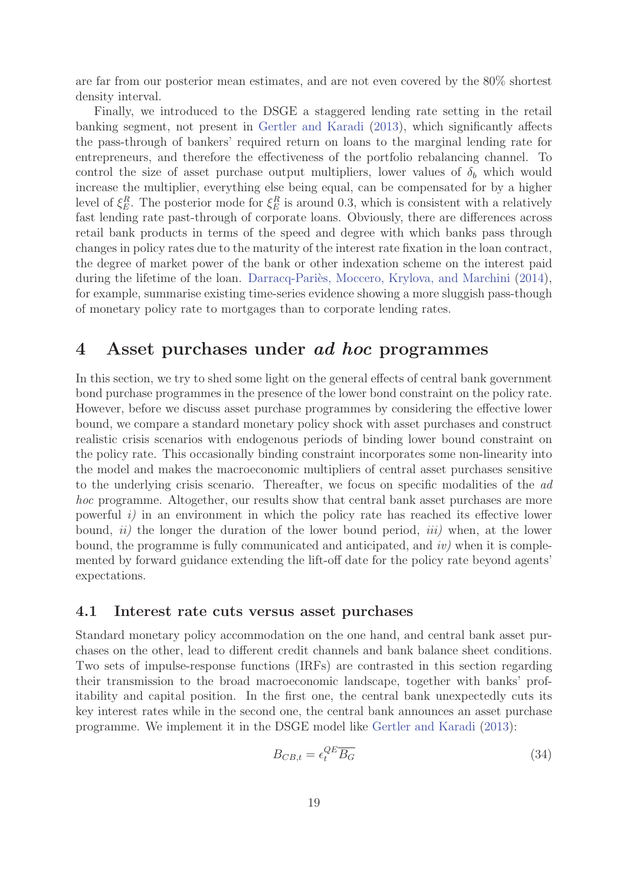are far from our posterior mean estimates, and are not even covered by the 80% shortest density interval.

Finally, we introduced to the DSGE a staggered lending rate setting in the retail banking segment, not present in Gertler and Karadi (2013), which significantly affects the pass-through of bankers' required return on loans to the marginal lending rate for entrepreneurs, and therefore the effectiveness of the portfolio rebalancing channel. To control the size of asset purchase output multipliers, lower values of $\delta_b$ which would increase the multiplier, everything else being equal, can be compensated for by a higher level of $\xi_E^R$. The posterior mode for $\xi_E^R$ is around 0.3, which is consistent with a relatively fast lending rate past-through of corporate loans. Obviously, there are differences across retail bank products in terms of the speed and degree with which banks pass through changes in policy rates due to the maturity of the interest rate fixation in the loan contract, the degree of market power of the bank or other indexation scheme on the interest paid during the lifetime of the loan. Darracq-Pariès, Moccero, Krylova, and Marchini (2014), for example, summarise existing time-series evidence showing a more sluggish pass-though of monetary policy rate to mortgages than to corporate lending rates.

# 4 Asset purchases under *ad hoc* programmes

In this section, we try to shed some light on the general effects of central bank government bond purchase programmes in the presence of the lower bond constraint on the policy rate. However, before we discuss asset purchase programmes by considering the effective lower bound, we compare a standard monetary policy shock with asset purchases and construct realistic crisis scenarios with endogenous periods of binding lower bound constraint on the policy rate. This occasionally binding constraint incorporates some non-linearity into the model and makes the macroeconomic multipliers of central asset purchases sensitive to the underlying crisis scenario. Thereafter, we focus on specific modalities of the *ad hoc* programme. Altogether, our results show that central bank asset purchases are more powerful *i)* in an environment in which the policy rate has reached its effective lower bound, *ii)* the longer the duration of the lower bound period, *iii)* when, at the lower bound, the programme is fully communicated and anticipated, and *iv)* when it is complemented by forward guidance extending the lift-off date for the policy rate beyond agents' expectations.

## 4.1 Interest rate cuts versus asset purchases

Standard monetary policy accommodation on the one hand, and central bank asset purchases on the other, lead to different credit channels and bank balance sheet conditions. Two sets of impulse-response functions (IRFs) are contrasted in this section regarding their transmission to the broad macroeconomic landscape, together with banks' profitability and capital position. In the first one, the central bank unexpectedly cuts its key interest rates while in the second one, the central bank announces an asset purchase programme. We implement it in the DSGE model like Gertler and Karadi (2013):

$$B_{CB,t} = \epsilon_t^{QE} \overline{B_G} \tag{34}$$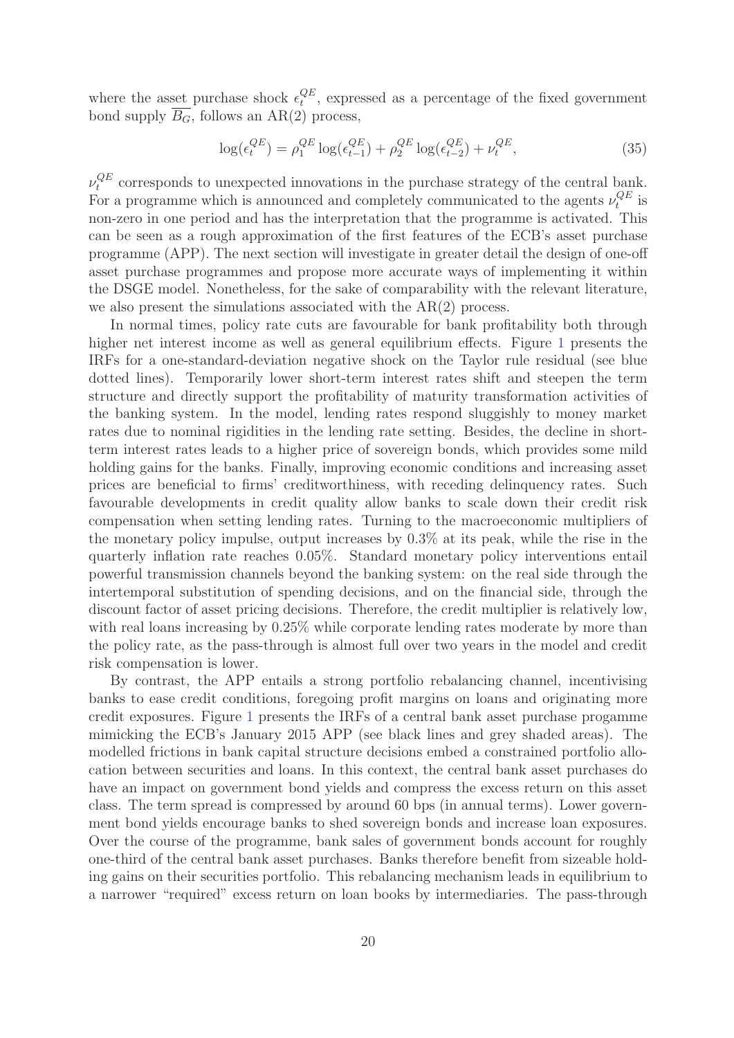where the asset purchase shock $\epsilon_t^{QE}$, expressed as a percentage of the fixed government bond supply $\overline{B_G}$, follows an AR(2) process,

$$\log(\epsilon_t^{QE}) = \rho_1^{QE} \log(\epsilon_{t-1}^{QE}) + \rho_2^{QE} \log(\epsilon_{t-2}^{QE}) + \nu_t^{QE}, \tag{35}$$

$\nu_t^{QE}$ corresponds to unexpected innovations in the purchase strategy of the central bank. For a programme which is announced and completely communicated to the agents $\nu_t^{QE}$ is non-zero in one period and has the interpretation that the programme is activated. This can be seen as a rough approximation of the first features of the ECB's asset purchase programme (APP). The next section will investigate in greater detail the design of one-off asset purchase programmes and propose more accurate ways of implementing it within the DSGE model. Nonetheless, for the sake of comparability with the relevant literature, we also present the simulations associated with the AR(2) process.

In normal times, policy rate cuts are favourable for bank profitability both through higher net interest income as well as general equilibrium effects. Figure 1 presents the IRFs for a one-standard-deviation negative shock on the Taylor rule residual (see blue dotted lines). Temporarily lower short-term interest rates shift and steepen the term structure and directly support the profitability of maturity transformation activities of the banking system. In the model, lending rates respond sluggishly to money market rates due to nominal rigidities in the lending rate setting. Besides, the decline in short-term interest rates leads to a higher price of sovereign bonds, which provides some mild holding gains for the banks. Finally, improving economic conditions and increasing asset prices are beneficial to firms' creditworthiness, with receding delinquency rates. Such favourable developments in credit quality allow banks to scale down their credit risk compensation when setting lending rates. Turning to the macroeconomic multipliers of the monetary policy impulse, output increases by 0.3% at its peak, while the rise in the quarterly inflation rate reaches 0.05%. Standard monetary policy interventions entail powerful transmission channels beyond the banking system: on the real side through the intertemporal substitution of spending decisions, and on the financial side, through the discount factor of asset pricing decisions. Therefore, the credit multiplier is relatively low, with real loans increasing by 0.25% while corporate lending rates moderate by more than the policy rate, as the pass-through is almost full over two years in the model and credit risk compensation is lower.

By contrast, the APP entails a strong portfolio rebalancing channel, incentivising banks to ease credit conditions, foregoing profit margins on loans and originating more credit exposures. Figure 1 presents the IRFs of a central bank asset purchase progamme mimicking the ECB's January 2015 APP (see black lines and grey shaded areas). The modelled frictions in bank capital structure decisions embed a constrained portfolio allocation between securities and loans. In this context, the central bank asset purchases do have an impact on government bond yields and compress the excess return on this asset class. The term spread is compressed by around 60 bps (in annual terms). Lower government bond yields encourage banks to shed sovereign bonds and increase loan exposures. Over the course of the programme, bank sales of government bonds account for roughly one-third of the central bank asset purchases. Banks therefore benefit from sizeable holding gains on their securities portfolio. This rebalancing mechanism leads in equilibrium to a narrower "required" excess return on loan books by intermediaries. The pass-through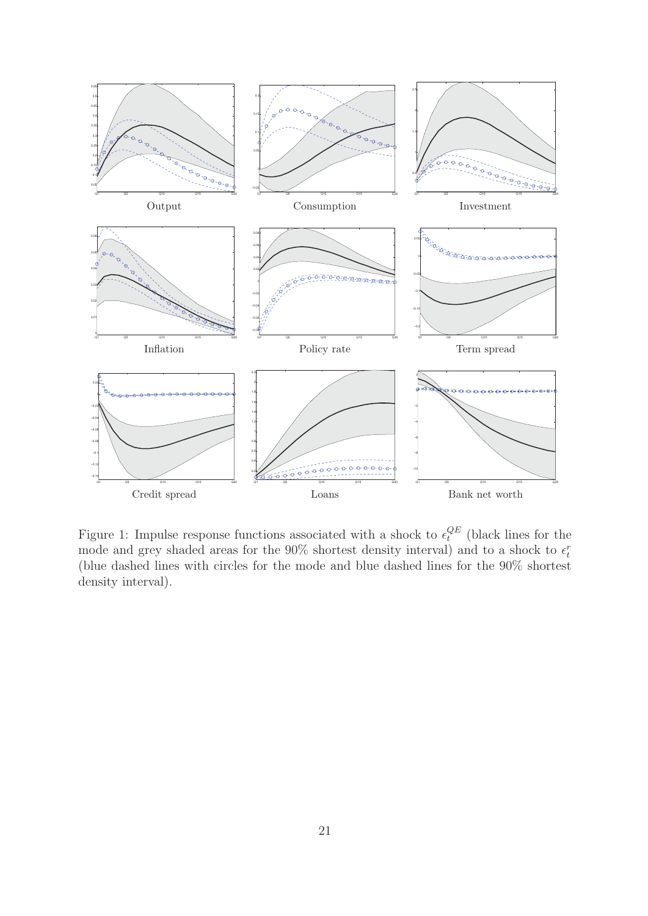Figure 1: Impulse response functions associated with a shock to $\epsilon_t^{QE}$ (black lines for the mode and grey shaded areas for the 90% shortest density interval) and to a shock to $\epsilon_t^r$ (blue dashed lines with circles for the mode and blue dashed lines for the 90% shortest density interval).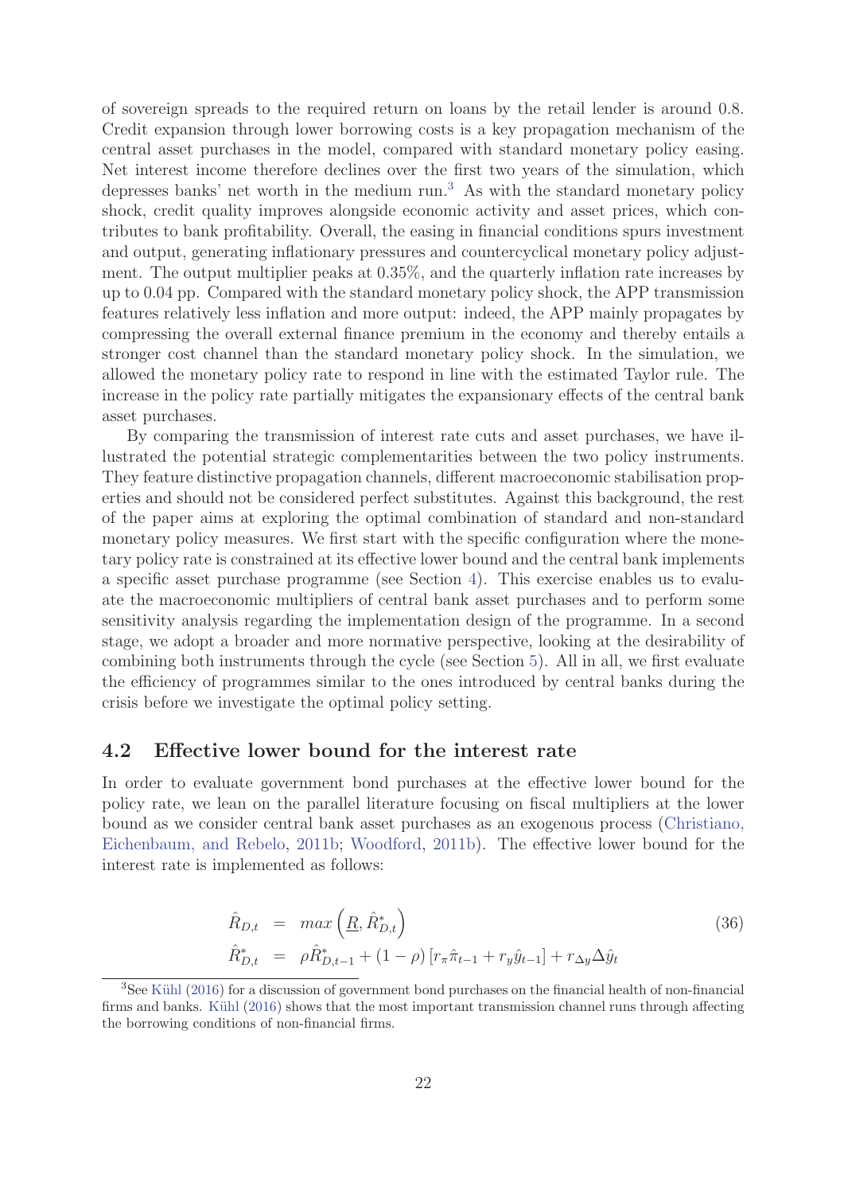of sovereign spreads to the required return on loans by the retail lender is around 0.8. Credit expansion through lower borrowing costs is a key propagation mechanism of the central asset purchases in the model, compared with standard monetary policy easing. Net interest income therefore declines over the first two years of the simulation, which depresses banks' net worth in the medium run.[3] As with the standard monetary policy shock, credit quality improves alongside economic activity and asset prices, which contributes to bank profitability. Overall, the easing in financial conditions spurs investment and output, generating inflationary pressures and countercyclical monetary policy adjustment. The output multiplier peaks at 0.35%, and the quarterly inflation rate increases by up to 0.04 pp. Compared with the standard monetary policy shock, the APP transmission features relatively less inflation and more output: indeed, the APP mainly propagates by compressing the overall external finance premium in the economy and thereby entails a stronger cost channel than the standard monetary policy shock. In the simulation, we allowed the monetary policy rate to respond in line with the estimated Taylor rule. The increase in the policy rate partially mitigates the expansionary effects of the central bank asset purchases.

By comparing the transmission of interest rate cuts and asset purchases, we have illustrated the potential strategic complementarities between the two policy instruments. They feature distinctive propagation channels, different macroeconomic stabilisation properties and should not be considered perfect substitutes. Against this background, the rest of the paper aims at exploring the optimal combination of standard and non-standard monetary policy measures. We first start with the specific configuration where the monetary policy rate is constrained at its effective lower bound and the central bank implements a specific asset purchase programme (see Section 4). This exercise enables us to evaluate the macroeconomic multipliers of central bank asset purchases and to perform some sensitivity analysis regarding the implementation design of the programme. In a second stage, we adopt a broader and more normative perspective, looking at the desirability of combining both instruments through the cycle (see Section 5). All in all, we first evaluate the efficiency of programmes similar to the ones introduced by central banks during the crisis before we investigate the optimal policy setting.

## 4.2 Effective lower bound for the interest rate

In order to evaluate government bond purchases at the effective lower bound for the policy rate, we lean on the parallel literature focusing on fiscal multipliers at the lower bound as we consider central bank asset purchases as an exogenous process (Christiano, Eichenbaum, and Rebelo, 2011b; Woodford, 2011b). The effective lower bound for the interest rate is implemented as follows:

$$
\begin{aligned}
\hat{R}_{D,t} &= max\left(\underline{R}, \hat{R}^*_{D,t}\right) \\
\hat{R}^*_{D,t} &= \rho \hat{R}^*_{D,t-1} + (1-\rho)\left[r_\pi \hat{\pi}_{t-1} + r_y \hat{y}_{t-1}\right] + r_{\Delta y} \Delta \hat{y}_t
\end{aligned}
\tag{36}
$$

[3] See Kühl (2016) for a discussion of government bond purchases on the financial health of non-financial firms and banks. Kühl (2016) shows that the most important transmission channel runs through affecting the borrowing conditions of non-financial firms.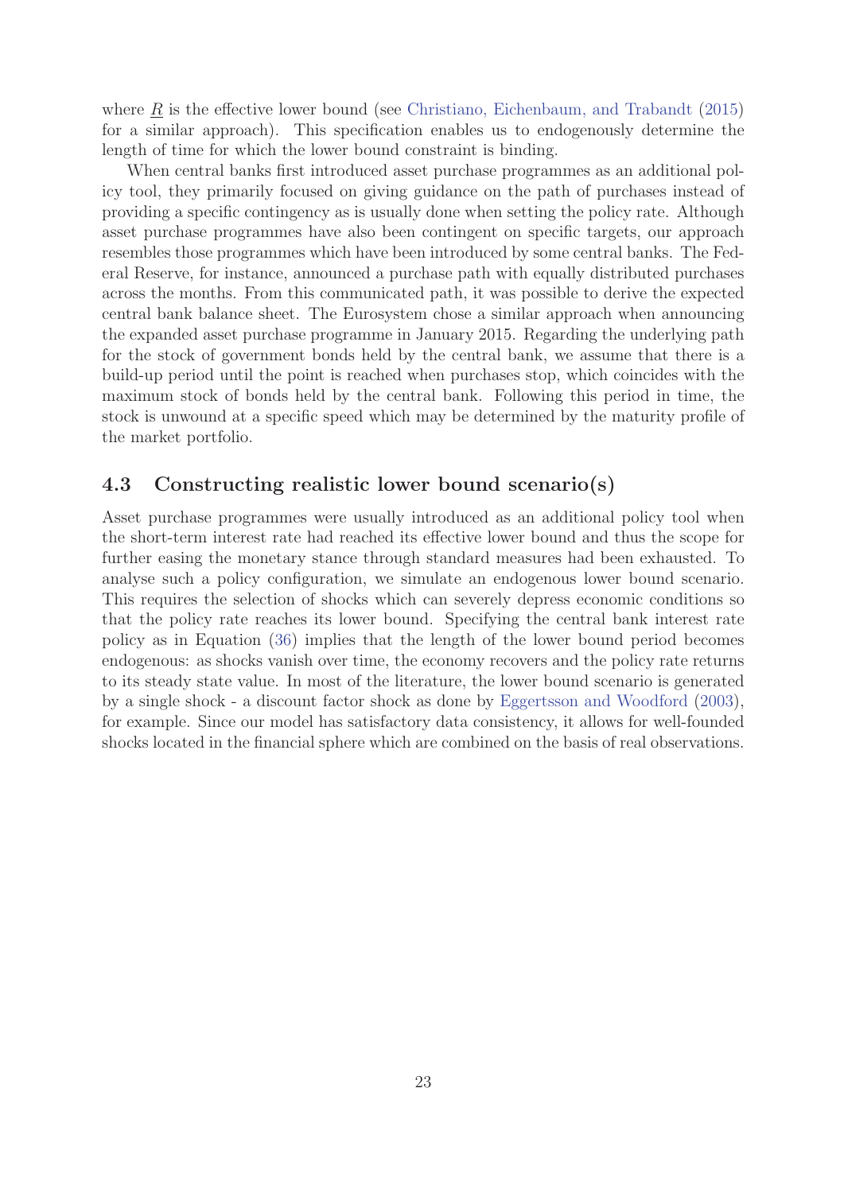where $\underline{R}$ is the effective lower bound (see Christiano, Eichenbaum, and Trabandt (2015) for a similar approach). This specification enables us to endogenously determine the length of time for which the lower bound constraint is binding.

When central banks first introduced asset purchase programmes as an additional policy tool, they primarily focused on giving guidance on the path of purchases instead of providing a specific contingency as is usually done when setting the policy rate. Although asset purchase programmes have also been contingent on specific targets, our approach resembles those programmes which have been introduced by some central banks. The Federal Reserve, for instance, announced a purchase path with equally distributed purchases across the months. From this communicated path, it was possible to derive the expected central bank balance sheet. The Eurosystem chose a similar approach when announcing the expanded asset purchase programme in January 2015. Regarding the underlying path for the stock of government bonds held by the central bank, we assume that there is a build-up period until the point is reached when purchases stop, which coincides with the maximum stock of bonds held by the central bank. Following this period in time, the stock is unwound at a specific speed which may be determined by the maturity profile of the market portfolio.

## 4.3 Constructing realistic lower bound scenario(s)

Asset purchase programmes were usually introduced as an additional policy tool when the short-term interest rate had reached its effective lower bound and thus the scope for further easing the monetary stance through standard measures had been exhausted. To analyse such a policy configuration, we simulate an endogenous lower bound scenario. This requires the selection of shocks which can severely depress economic conditions so that the policy rate reaches its lower bound. Specifying the central bank interest rate policy as in Equation (36) implies that the length of the lower bound period becomes endogenous: as shocks vanish over time, the economy recovers and the policy rate returns to its steady state value. In most of the literature, the lower bound scenario is generated by a single shock - a discount factor shock as done by Eggertsson and Woodford (2003), for example. Since our model has satisfactory data consistency, it allows for well-founded shocks located in the financial sphere which are combined on the basis of real observations.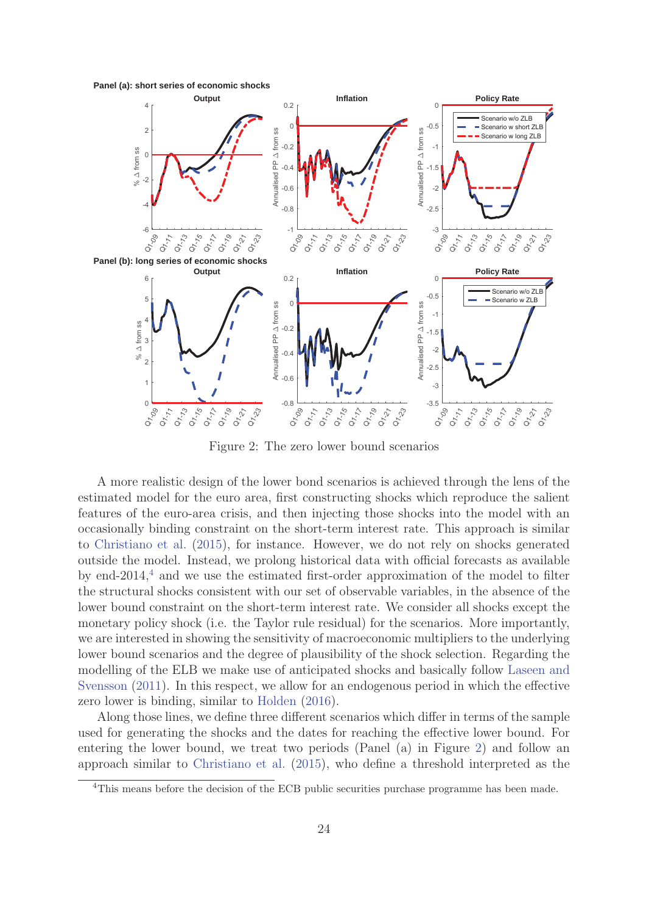Figure 2: The zero lower bound scenarios

A more realistic design of the lower bond scenarios is achieved through the lens of the estimated model for the euro area, first constructing shocks which reproduce the salient features of the euro-area crisis, and then injecting those shocks into the model with an occasionally binding constraint on the short-term interest rate. This approach is similar to Christiano et al. (2015), for instance. However, we do not rely on shocks generated outside the model. Instead, we prolong historical data with official forecasts as available by end-2014,[4] and we use the estimated first-order approximation of the model to filter the structural shocks consistent with our set of observable variables, in the absence of the lower bound constraint on the short-term interest rate. We consider all shocks except the monetary policy shock (i.e. the Taylor rule residual) for the scenarios. More importantly, we are interested in showing the sensitivity of macroeconomic multipliers to the underlying lower bound scenarios and the degree of plausibility of the shock selection. Regarding the modelling of the ELB we make use of anticipated shocks and basically follow Laseen and Svensson (2011). In this respect, we allow for an endogenous period in which the effective zero lower is binding, similar to Holden (2016).

Along those lines, we define three different scenarios which differ in terms of the sample used for generating the shocks and the dates for reaching the effective lower bound. For entering the lower bound, we treat two periods (Panel (a) in Figure 2) and follow an approach similar to Christiano et al. (2015), who define a threshold interpreted as the

[4]This means before the decision of the ECB public securities purchase programme has been made.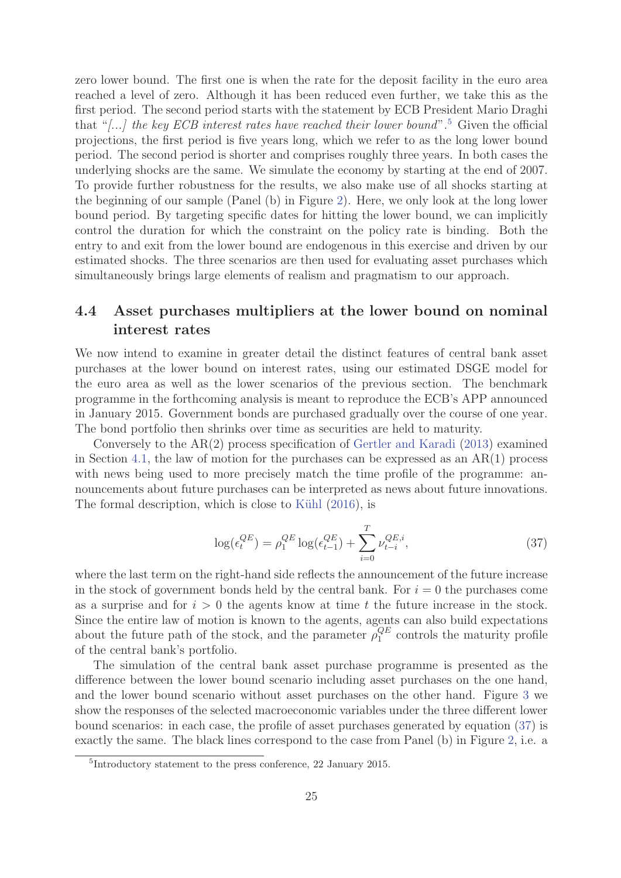zero lower bound. The first one is when the rate for the deposit facility in the euro area reached a level of zero. Although it has been reduced even further, we take this as the first period. The second period starts with the statement by ECB President Mario Draghi that "*[...] the key ECB interest rates have reached their lower bound*".[5] Given the official projections, the first period is five years long, which we refer to as the long lower bound period. The second period is shorter and comprises roughly three years. In both cases the underlying shocks are the same. We simulate the economy by starting at the end of 2007. To provide further robustness for the results, we also make use of all shocks starting at the beginning of our sample (Panel (b) in Figure 2). Here, we only look at the long lower bound period. By targeting specific dates for hitting the lower bound, we can implicitly control the duration for which the constraint on the policy rate is binding. Both the entry to and exit from the lower bound are endogenous in this exercise and driven by our estimated shocks. The three scenarios are then used for evaluating asset purchases which simultaneously brings large elements of realism and pragmatism to our approach.

## 4.4 Asset purchases multipliers at the lower bound on nominal interest rates

We now intend to examine in greater detail the distinct features of central bank asset purchases at the lower bound on interest rates, using our estimated DSGE model for the euro area as well as the lower scenarios of the previous section. The benchmark programme in the forthcoming analysis is meant to reproduce the ECB's APP announced in January 2015. Government bonds are purchased gradually over the course of one year. The bond portfolio then shrinks over time as securities are held to maturity.

Conversely to the AR(2) process specification of Gertler and Karadi (2013) examined in Section 4.1, the law of motion for the purchases can be expressed as an AR(1) process with news being used to more precisely match the time profile of the programme: announcements about future purchases can be interpreted as news about future innovations. The formal description, which is close to Kühl (2016), is

$$\log(\epsilon_t^{QE}) = \rho_1^{QE} \log(\epsilon_{t-1}^{QE}) + \sum_{i=0}^{T} \nu_{t-i}^{QE,i}, \tag{37}$$

where the last term on the right-hand side reflects the announcement of the future increase in the stock of government bonds held by the central bank. For $i = 0$ the purchases come as a surprise and for $i > 0$ the agents know at time $t$ the future increase in the stock. Since the entire law of motion is known to the agents, agents can also build expectations about the future path of the stock, and the parameter $\rho_1^{QE}$ controls the maturity profile of the central bank's portfolio.

The simulation of the central bank asset purchase programme is presented as the difference between the lower bound scenario including asset purchases on the one hand, and the lower bound scenario without asset purchases on the other hand. Figure 3 we show the responses of the selected macroeconomic variables under the three different lower bound scenarios: in each case, the profile of asset purchases generated by equation (37) is exactly the same. The black lines correspond to the case from Panel (b) in Figure 2, i.e. a

[5] Introductory statement to the press conference, 22 January 2015.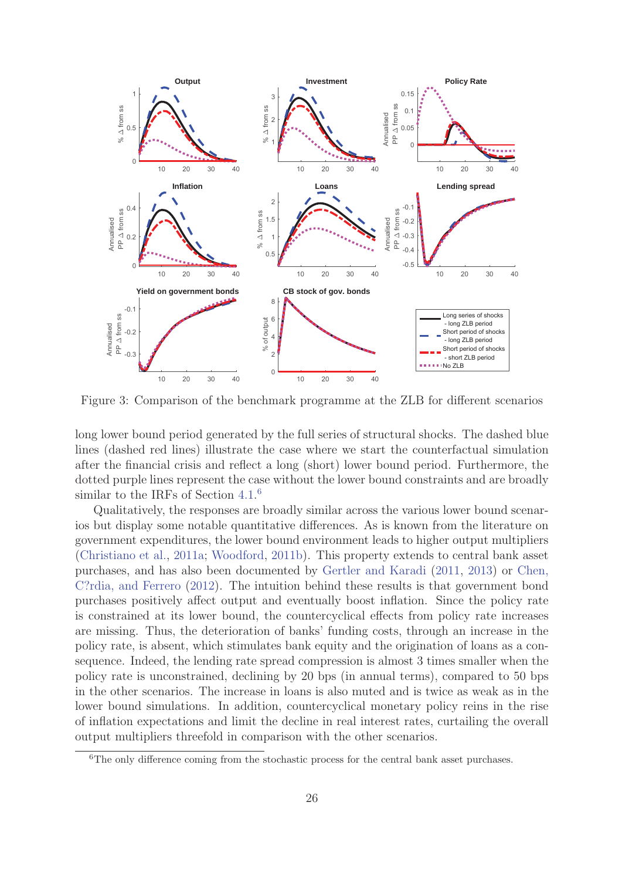Figure 3: Comparison of the benchmark programme at the ZLB for different scenarios

long lower bound period generated by the full series of structural shocks. The dashed blue lines (dashed red lines) illustrate the case where we start the counterfactual simulation after the financial crisis and reflect a long (short) lower bound period. Furthermore, the dotted purple lines represent the case without the lower bound constraints and are broadly similar to the IRFs of Section 4.1.[6]

Qualitatively, the responses are broadly similar across the various lower bound scenarios but display some notable quantitative differences. As is known from the literature on government expenditures, the lower bound environment leads to higher output multipliers (Christiano et al., 2011a; Woodford, 2011b). This property extends to central bank asset purchases, and has also been documented by Gertler and Karadi (2011, 2013) or Chen, C?rdia, and Ferrero (2012). The intuition behind these results is that government bond purchases positively affect output and eventually boost inflation. Since the policy rate is constrained at its lower bound, the countercyclical effects from policy rate increases are missing. Thus, the deterioration of banks' funding costs, through an increase in the policy rate, is absent, which stimulates bank equity and the origination of loans as a consequence. Indeed, the lending rate spread compression is almost 3 times smaller when the policy rate is unconstrained, declining by 20 bps (in annual terms), compared to 50 bps in the other scenarios. The increase in loans is also muted and is twice as weak as in the lower bound simulations. In addition, countercyclical monetary policy reins in the rise of inflation expectations and limit the decline in real interest rates, curtailing the overall output multipliers threefold in comparison with the other scenarios.

[6] The only difference coming from the stochastic process for the central bank asset purchases.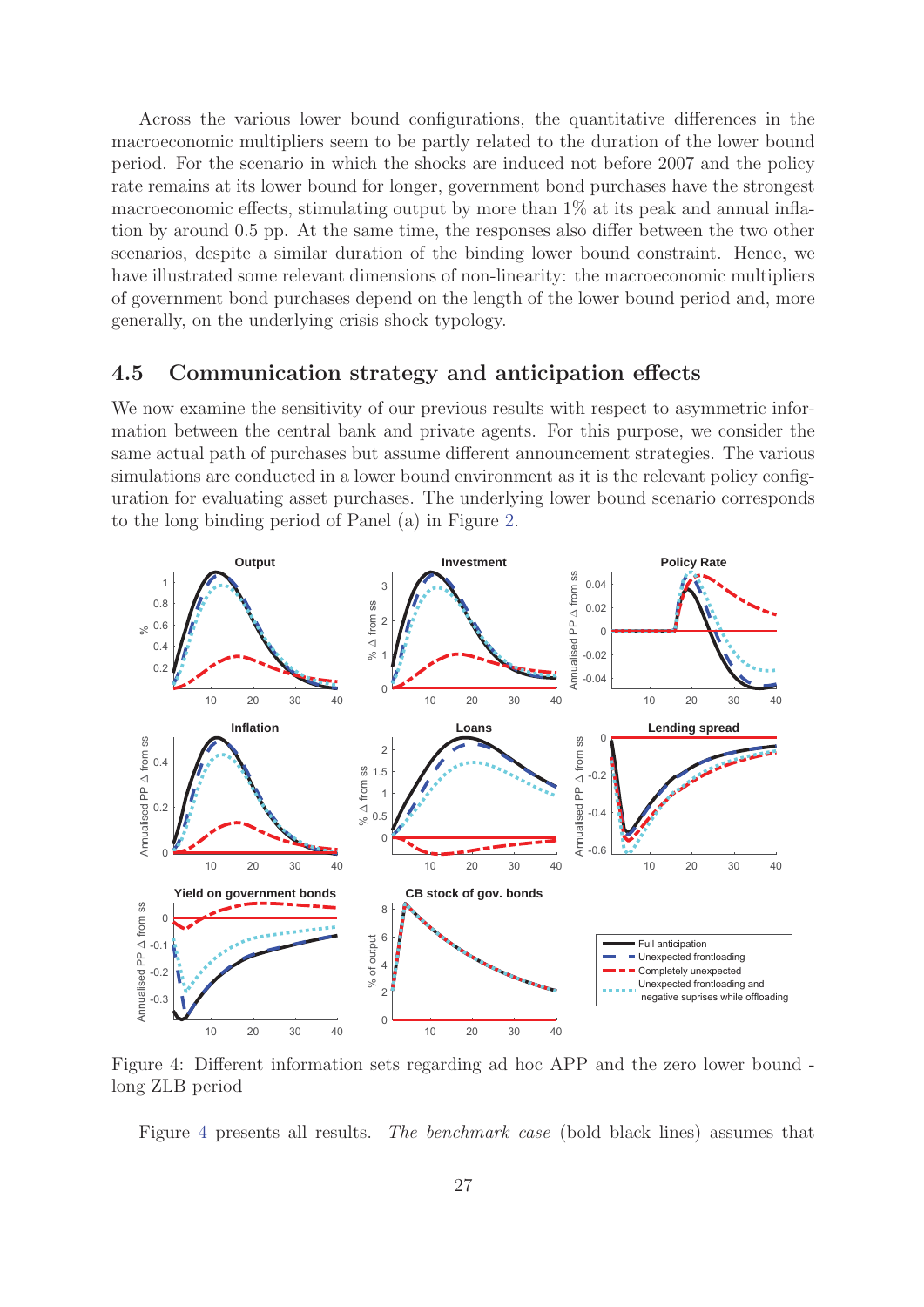Across the various lower bound configurations, the quantitative differences in the macroeconomic multipliers seem to be partly related to the duration of the lower bound period. For the scenario in which the shocks are induced not before 2007 and the policy rate remains at its lower bound for longer, government bond purchases have the strongest macroeconomic effects, stimulating output by more than 1% at its peak and annual inflation by around 0.5 pp. At the same time, the responses also differ between the two other scenarios, despite a similar duration of the binding lower bound constraint. Hence, we have illustrated some relevant dimensions of non-linearity: the macroeconomic multipliers of government bond purchases depend on the length of the lower bound period and, more generally, on the underlying crisis shock typology.

## 4.5 Communication strategy and anticipation effects

We now examine the sensitivity of our previous results with respect to asymmetric information between the central bank and private agents. For this purpose, we consider the same actual path of purchases but assume different announcement strategies. The various simulations are conducted in a lower bound environment as it is the relevant policy configuration for evaluating asset purchases. The underlying lower bound scenario corresponds to the long binding period of Panel (a) in Figure 2.

Figure 4: Different information sets regarding ad hoc APP and the zero lower bound - long ZLB period

Figure 4 presents all results. *The benchmark case* (bold black lines) assumes that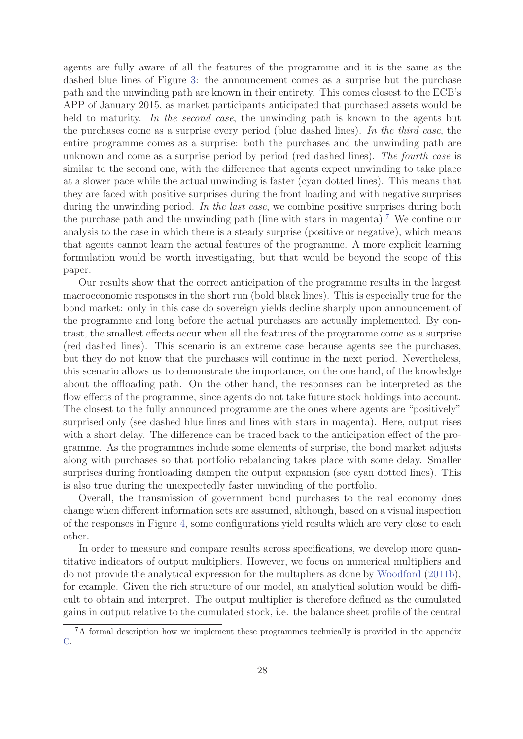agents are fully aware of all the features of the programme and it is the same as the dashed blue lines of Figure 3: the announcement comes as a surprise but the purchase path and the unwinding path are known in their entirety. This comes closest to the ECB's APP of January 2015, as market participants anticipated that purchased assets would be held to maturity. *In the second case*, the unwinding path is known to the agents but the purchases come as a surprise every period (blue dashed lines). *In the third case*, the entire programme comes as a surprise: both the purchases and the unwinding path are unknown and come as a surprise period by period (red dashed lines). *The fourth case* is similar to the second one, with the difference that agents expect unwinding to take place at a slower pace while the actual unwinding is faster (cyan dotted lines). This means that they are faced with positive surprises during the front loading and with negative surprises during the unwinding period. *In the last case*, we combine positive surprises during both the purchase path and the unwinding path (line with stars in magenta).[7] We confine our analysis to the case in which there is a steady surprise (positive or negative), which means that agents cannot learn the actual features of the programme. A more explicit learning formulation would be worth investigating, but that would be beyond the scope of this paper.

Our results show that the correct anticipation of the programme results in the largest macroeconomic responses in the short run (bold black lines). This is especially true for the bond market: only in this case do sovereign yields decline sharply upon announcement of the programme and long before the actual purchases are actually implemented. By contrast, the smallest effects occur when all the features of the programme come as a surprise (red dashed lines). This scenario is an extreme case because agents see the purchases, but they do not know that the purchases will continue in the next period. Nevertheless, this scenario allows us to demonstrate the importance, on the one hand, of the knowledge about the offloading path. On the other hand, the responses can be interpreted as the flow effects of the programme, since agents do not take future stock holdings into account. The closest to the fully announced programme are the ones where agents are "positively" surprised only (see dashed blue lines and lines with stars in magenta). Here, output rises with a short delay. The difference can be traced back to the anticipation effect of the programme. As the programmes include some elements of surprise, the bond market adjusts along with purchases so that portfolio rebalancing takes place with some delay. Smaller surprises during frontloading dampen the output expansion (see cyan dotted lines). This is also true during the unexpectedly faster unwinding of the portfolio.

Overall, the transmission of government bond purchases to the real economy does change when different information sets are assumed, although, based on a visual inspection of the responses in Figure 4, some configurations yield results which are very close to each other.

In order to measure and compare results across specifications, we develop more quantitative indicators of output multipliers. However, we focus on numerical multipliers and do not provide the analytical expression for the multipliers as done by Woodford (2011b), for example. Given the rich structure of our model, an analytical solution would be difficult to obtain and interpret. The output multiplier is therefore defined as the cumulated gains in output relative to the cumulated stock, i.e. the balance sheet profile of the central

[7] A formal description how we implement these programmes technically is provided in the appendix C.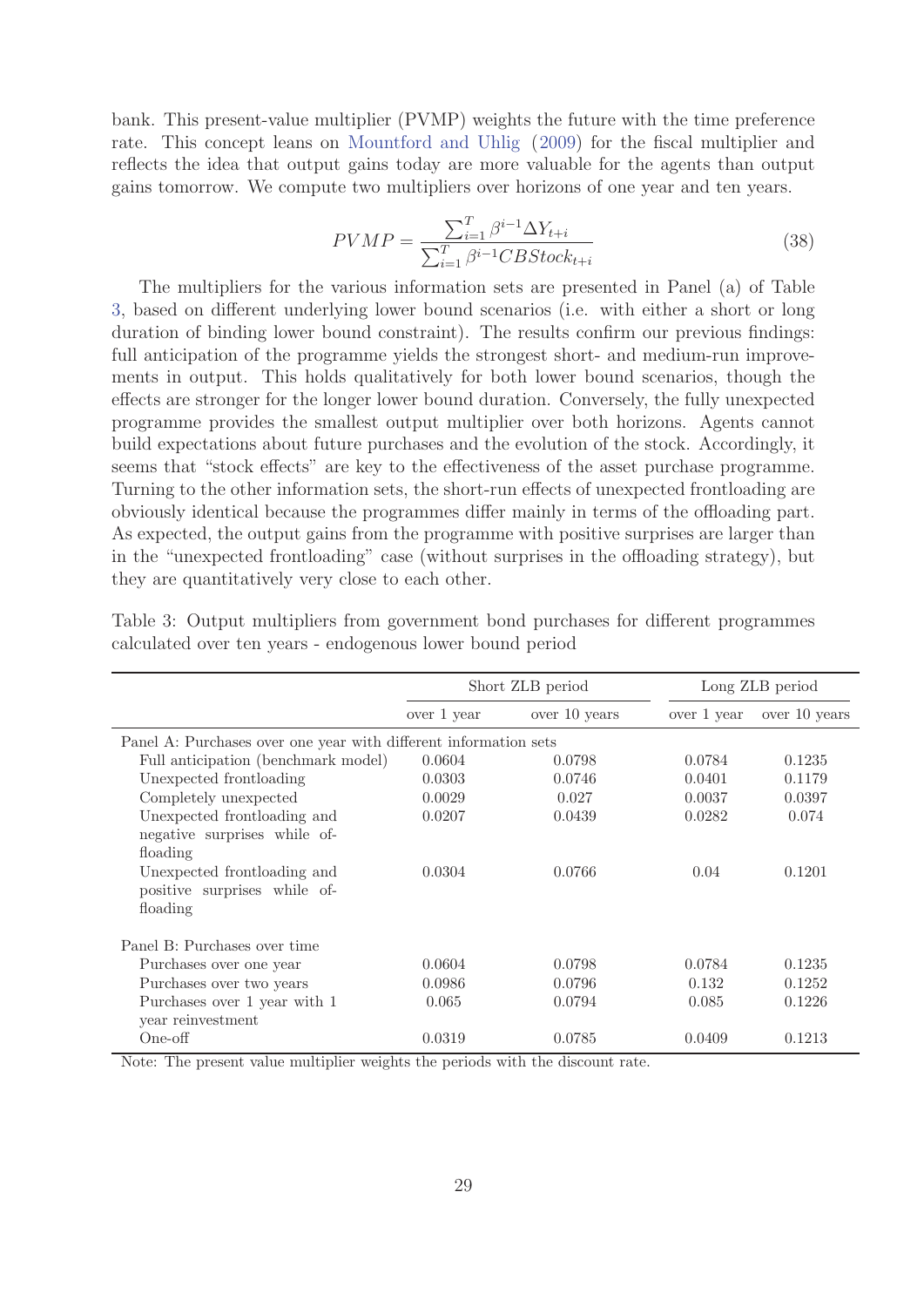bank. This present-value multiplier (PVMP) weights the future with the time preference rate. This concept leans on Mountford and Uhlig (2009) for the fiscal multiplier and reflects the idea that output gains today are more valuable for the agents than output gains tomorrow. We compute two multipliers over horizons of one year and ten years.

$$PVMP = \frac{\sum_{i=1}^{T} \beta^{i-1} \Delta Y_{t+i}}{\sum_{i=1}^{T} \beta^{i-1} CBStock_{t+i}} \tag{38}$$

The multipliers for the various information sets are presented in Panel (a) of Table 3, based on different underlying lower bound scenarios (i.e. with either a short or long duration of binding lower bound constraint). The results confirm our previous findings: full anticipation of the programme yields the strongest short- and medium-run improvements in output. This holds qualitatively for both lower bound scenarios, though the effects are stronger for the longer lower bound duration. Conversely, the fully unexpected programme provides the smallest output multiplier over both horizons. Agents cannot build expectations about future purchases and the evolution of the stock. Accordingly, it seems that "stock effects" are key to the effectiveness of the asset purchase programme. Turning to the other information sets, the short-run effects of unexpected frontloading are obviously identical because the programmes differ mainly in terms of the offloading part. As expected, the output gains from the programme with positive surprises are larger than in the "unexpected frontloading" case (without surprises in the offloading strategy), but they are quantitatively very close to each other.

Table 3: Output multipliers from government bond purchases for different programmes calculated over ten years - endogenous lower bound period

| | Short ZLB period | | Long ZLB period | |
|---|---|---|---|---|
| | over 1 year | over 10 years | over 1 year | over 10 years |
| Panel A: Purchases over one year with different information sets | | | | |
| Full anticipation (benchmark model) | 0.0604 | 0.0798 | 0.0784 | 0.1235 |
| Unexpected frontloading | 0.0303 | 0.0746 | 0.0401 | 0.1179 |
| Completely unexpected | 0.0029 | 0.027 | 0.0037 | 0.0397 |
| Unexpected frontloading and negative surprises while offloading | 0.0207 | 0.0439 | 0.0282 | 0.074 |
| Unexpected frontloading and positive surprises while offloading | 0.0304 | 0.0766 | 0.04 | 0.1201 |
| Panel B: Purchases over time | | | | |
| Purchases over one year | 0.0604 | 0.0798 | 0.0784 | 0.1235 |
| Purchases over two years | 0.0986 | 0.0796 | 0.132 | 0.1252 |
| Purchases over 1 year with 1 year reinvestment | 0.065 | 0.0794 | 0.085 | 0.1226 |
| One-off | 0.0319 | 0.0785 | 0.0409 | 0.1213 |

Note: The present value multiplier weights the periods with the discount rate.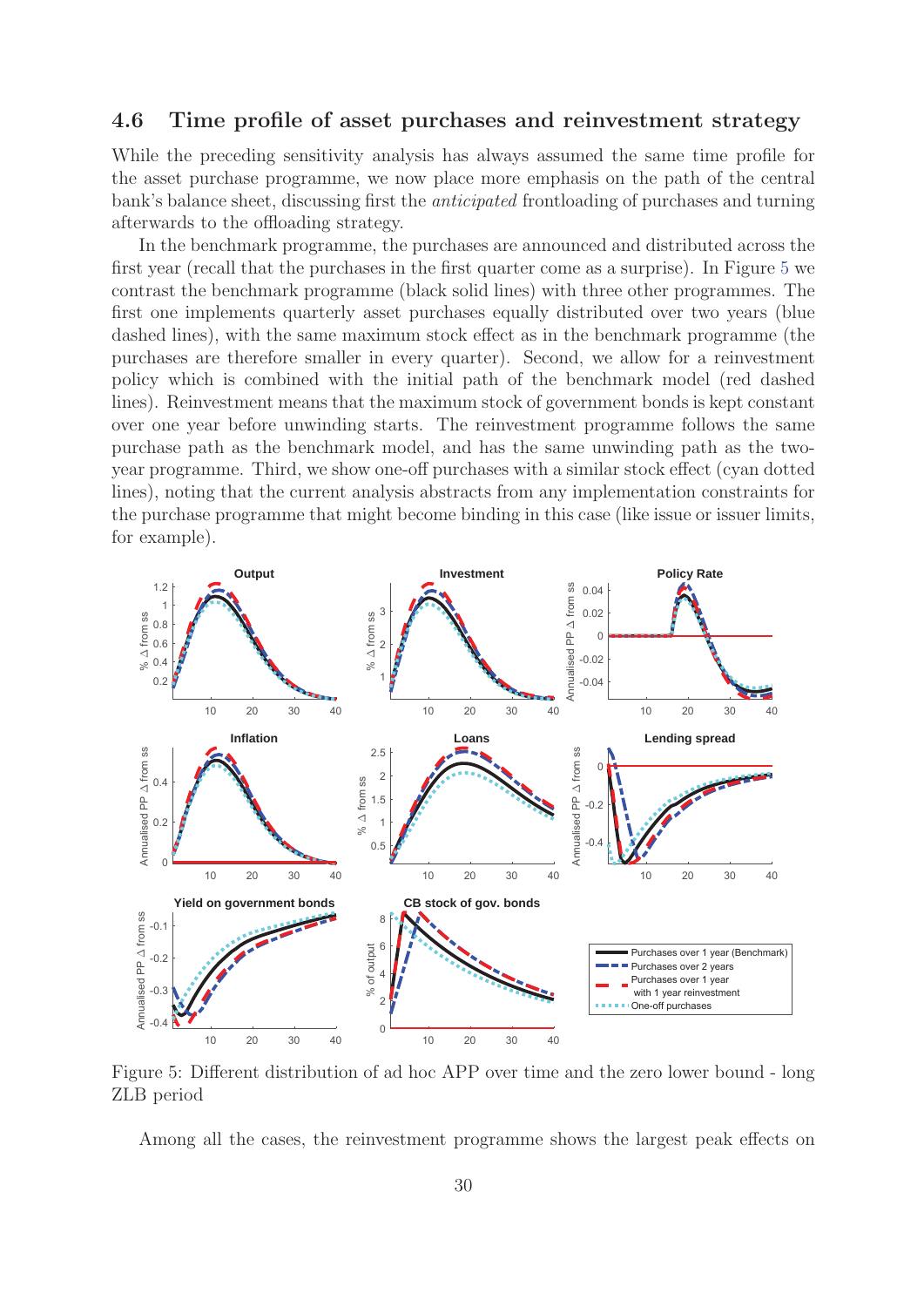## 4.6 Time profile of asset purchases and reinvestment strategy

While the preceding sensitivity analysis has always assumed the same time profile for the asset purchase programme, we now place more emphasis on the path of the central bank's balance sheet, discussing first the *anticipated* frontloading of purchases and turning afterwards to the offloading strategy.

In the benchmark programme, the purchases are announced and distributed across the first year (recall that the purchases in the first quarter come as a surprise). In Figure 5 we contrast the benchmark programme (black solid lines) with three other programmes. The first one implements quarterly asset purchases equally distributed over two years (blue dashed lines), with the same maximum stock effect as in the benchmark programme (the purchases are therefore smaller in every quarter). Second, we allow for a reinvestment policy which is combined with the initial path of the benchmark model (red dashed lines). Reinvestment means that the maximum stock of government bonds is kept constant over one year before unwinding starts. The reinvestment programme follows the same purchase path as the benchmark model, and has the same unwinding path as the two-year programme. Third, we show one-off purchases with a similar stock effect (cyan dotted lines), noting that the current analysis abstracts from any implementation constraints for the purchase programme that might become binding in this case (like issue or issuer limits, for example).

Figure 5: Different distribution of ad hoc APP over time and the zero lower bound - long ZLB period

Among all the cases, the reinvestment programme shows the largest peak effects on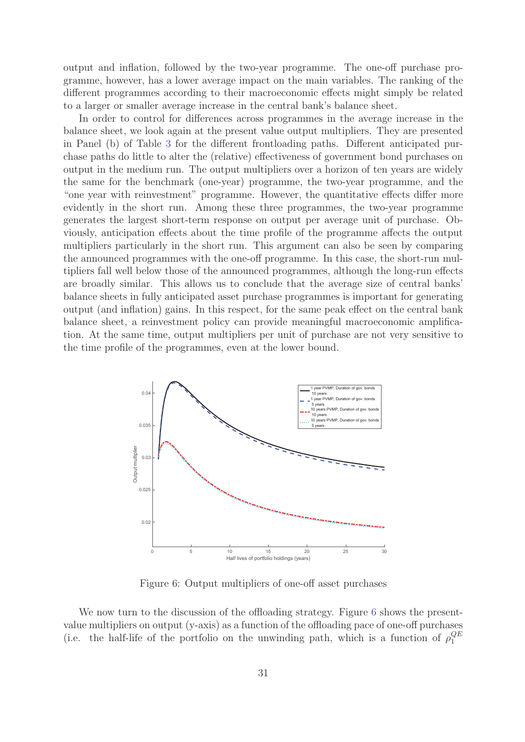output and inflation, followed by the two-year programme. The one-off purchase programme, however, has a lower average impact on the main variables. The ranking of the different programmes according to their macroeconomic effects might simply be related to a larger or smaller average increase in the central bank's balance sheet.

In order to control for differences across programmes in the average increase in the balance sheet, we look again at the present value output multipliers. They are presented in Panel (b) of Table 3 for the different frontloading paths. Different anticipated purchase paths do little to alter the (relative) effectiveness of government bond purchases on output in the medium run. The output multipliers over a horizon of ten years are widely the same for the benchmark (one-year) programme, the two-year programme, and the "one year with reinvestment" programme. However, the quantitative effects differ more evidently in the short run. Among these three programmes, the two-year programme generates the largest short-term response on output per average unit of purchase. Obviously, anticipation effects about the time profile of the programme affects the output multipliers particularly in the short run. This argument can also be seen by comparing the announced programmes with the one-off programme. In this case, the short-run multipliers fall well below those of the announced programmes, although the long-run effects are broadly similar. This allows us to conclude that the average size of central banks' balance sheets in fully anticipated asset purchase programmes is important for generating output (and inflation) gains. In this respect, for the same peak effect on the central bank balance sheet, a reinvestment policy can provide meaningful macroeconomic amplification. At the same time, output multipliers per unit of purchase are not very sensitive to the time profile of the programmes, even at the lower bound.

Figure 6: Output multipliers of one-off asset purchases

We now turn to the discussion of the offloading strategy. Figure 6 shows the present-value multipliers on output (y-axis) as a function of the offloading pace of one-off purchases (i.e. the half-life of the portfolio on the unwinding path, which is a function of $\rho_1^{QE}$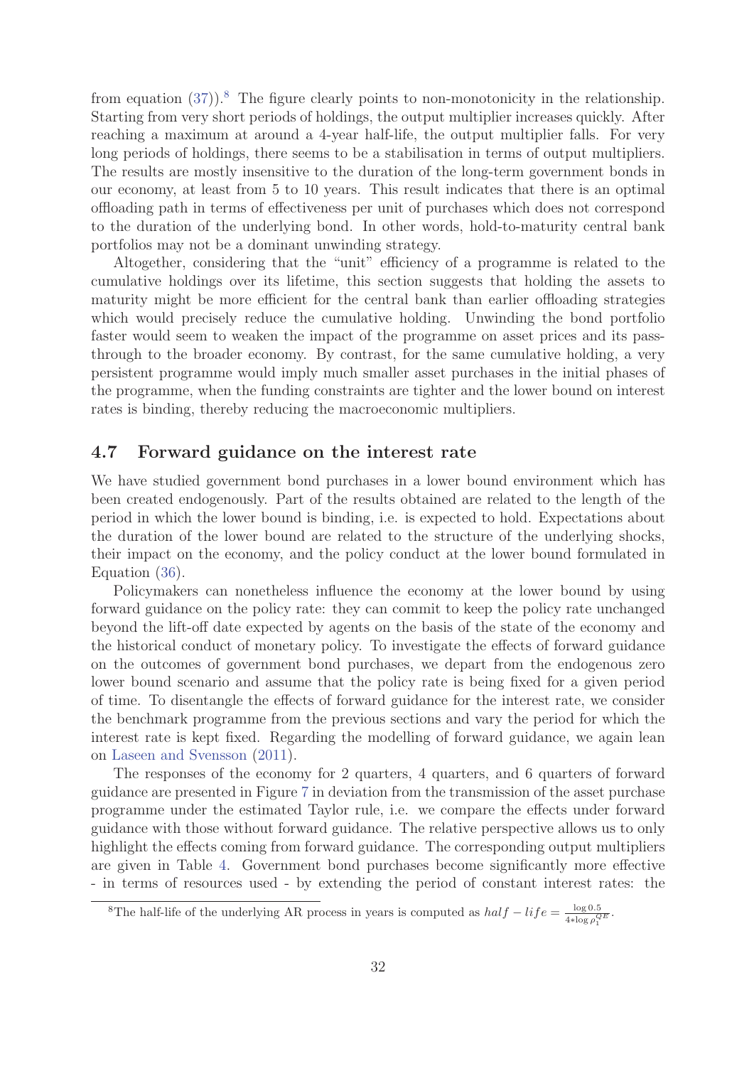from equation (37)).[8] The figure clearly points to non-monotonicity in the relationship. Starting from very short periods of holdings, the output multiplier increases quickly. After reaching a maximum at around a 4-year half-life, the output multiplier falls. For very long periods of holdings, there seems to be a stabilisation in terms of output multipliers. The results are mostly insensitive to the duration of the long-term government bonds in our economy, at least from 5 to 10 years. This result indicates that there is an optimal offloading path in terms of effectiveness per unit of purchases which does not correspond to the duration of the underlying bond. In other words, hold-to-maturity central bank portfolios may not be a dominant unwinding strategy.

Altogether, considering that the "unit" efficiency of a programme is related to the cumulative holdings over its lifetime, this section suggests that holding the assets to maturity might be more efficient for the central bank than earlier offloading strategies which would precisely reduce the cumulative holding. Unwinding the bond portfolio faster would seem to weaken the impact of the programme on asset prices and its pass-through to the broader economy. By contrast, for the same cumulative holding, a very persistent programme would imply much smaller asset purchases in the initial phases of the programme, when the funding constraints are tighter and the lower bound on interest rates is binding, thereby reducing the macroeconomic multipliers.

## 4.7 Forward guidance on the interest rate

We have studied government bond purchases in a lower bound environment which has been created endogenously. Part of the results obtained are related to the length of the period in which the lower bound is binding, i.e. is expected to hold. Expectations about the duration of the lower bound are related to the structure of the underlying shocks, their impact on the economy, and the policy conduct at the lower bound formulated in Equation (36).

Policymakers can nonetheless influence the economy at the lower bound by using forward guidance on the policy rate: they can commit to keep the policy rate unchanged beyond the lift-off date expected by agents on the basis of the state of the economy and the historical conduct of monetary policy. To investigate the effects of forward guidance on the outcomes of government bond purchases, we depart from the endogenous zero lower bound scenario and assume that the policy rate is being fixed for a given period of time. To disentangle the effects of forward guidance for the interest rate, we consider the benchmark programme from the previous sections and vary the period for which the interest rate is kept fixed. Regarding the modelling of forward guidance, we again lean on Laseen and Svensson (2011).

The responses of the economy for 2 quarters, 4 quarters, and 6 quarters of forward guidance are presented in Figure 7 in deviation from the transmission of the asset purchase programme under the estimated Taylor rule, i.e. we compare the effects under forward guidance with those without forward guidance. The relative perspective allows us to only highlight the effects coming from forward guidance. The corresponding output multipliers are given in Table 4. Government bond purchases become significantly more effective - in terms of resources used - by extending the period of constant interest rates: the

[8] The half-life of the underlying AR process in years is computed as $half-life = \frac{\log 0.5}{4 * \log \rho_1^{QE}}$.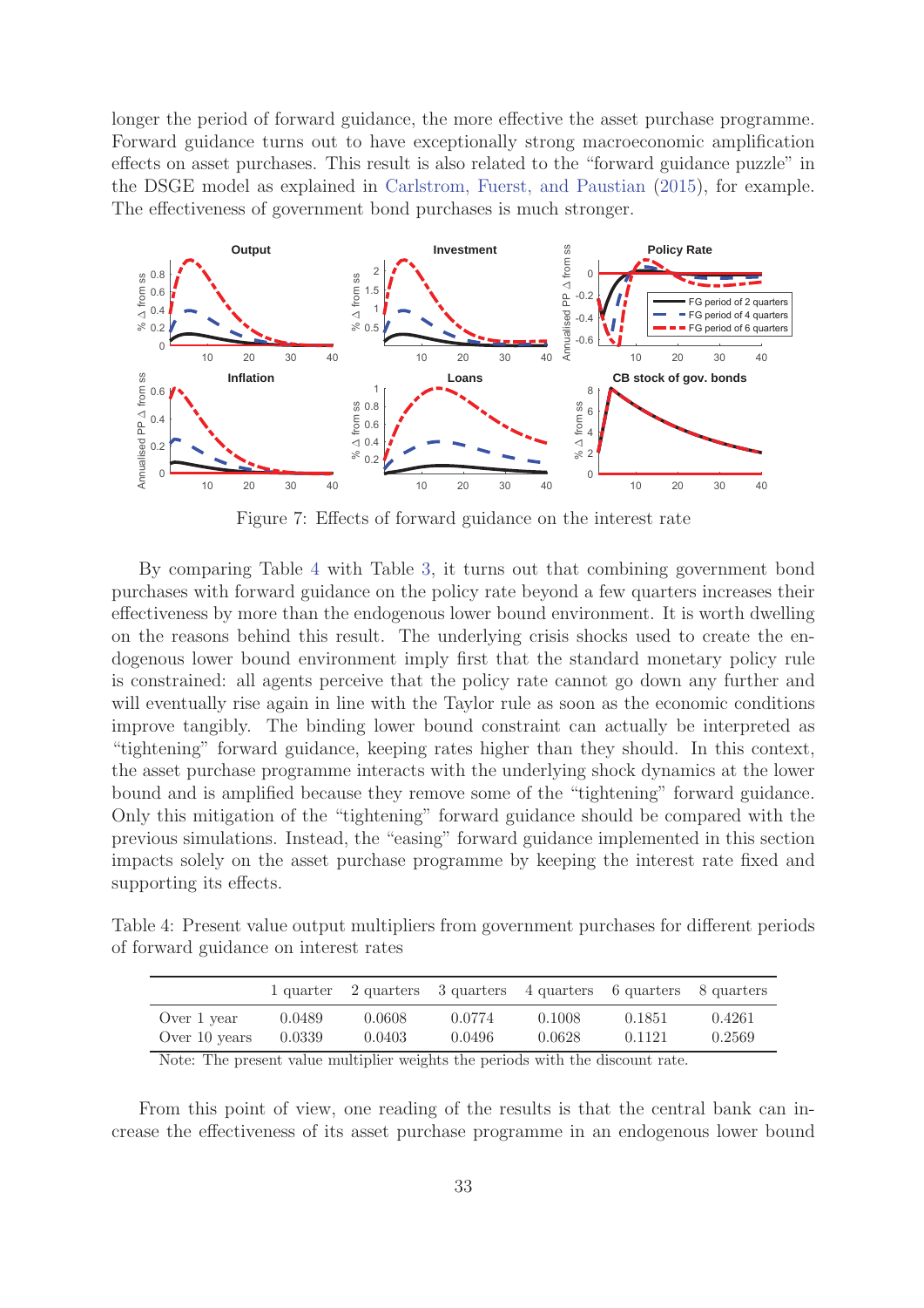longer the period of forward guidance, the more effective the asset purchase programme. Forward guidance turns out to have exceptionally strong macroeconomic amplification effects on asset purchases. This result is also related to the "forward guidance puzzle" in the DSGE model as explained in Carlstrom, Fuerst, and Paustian (2015), for example. The effectiveness of government bond purchases is much stronger.

Figure 7: Effects of forward guidance on the interest rate

By comparing Table 4 with Table 3, it turns out that combining government bond purchases with forward guidance on the policy rate beyond a few quarters increases their effectiveness by more than the endogenous lower bound environment. It is worth dwelling on the reasons behind this result. The underlying crisis shocks used to create the endogenous lower bound environment imply first that the standard monetary policy rule is constrained: all agents perceive that the policy rate cannot go down any further and will eventually rise again in line with the Taylor rule as soon as the economic conditions improve tangibly. The binding lower bound constraint can actually be interpreted as "tightening" forward guidance, keeping rates higher than they should. In this context, the asset purchase programme interacts with the underlying shock dynamics at the lower bound and is amplified because they remove some of the "tightening" forward guidance. Only this mitigation of the "tightening" forward guidance should be compared with the previous simulations. Instead, the "easing" forward guidance implemented in this section impacts solely on the asset purchase programme by keeping the interest rate fixed and supporting its effects.

Table 4: Present value output multipliers from government purchases for different periods of forward guidance on interest rates

| | 1 quarter | 2 quarters | 3 quarters | 4 quarters | 6 quarters | 8 quarters |
|---|---|---|---|---|---|---|
| Over 1 year | 0.0489 | 0.0608 | 0.0774 | 0.1008 | 0.1851 | 0.4261 |
| Over 10 years | 0.0339 | 0.0403 | 0.0496 | 0.0628 | 0.1121 | 0.2569 |

Note: The present value multiplier weights the periods with the discount rate.

From this point of view, one reading of the results is that the central bank can increase the effectiveness of its asset purchase programme in an endogenous lower bound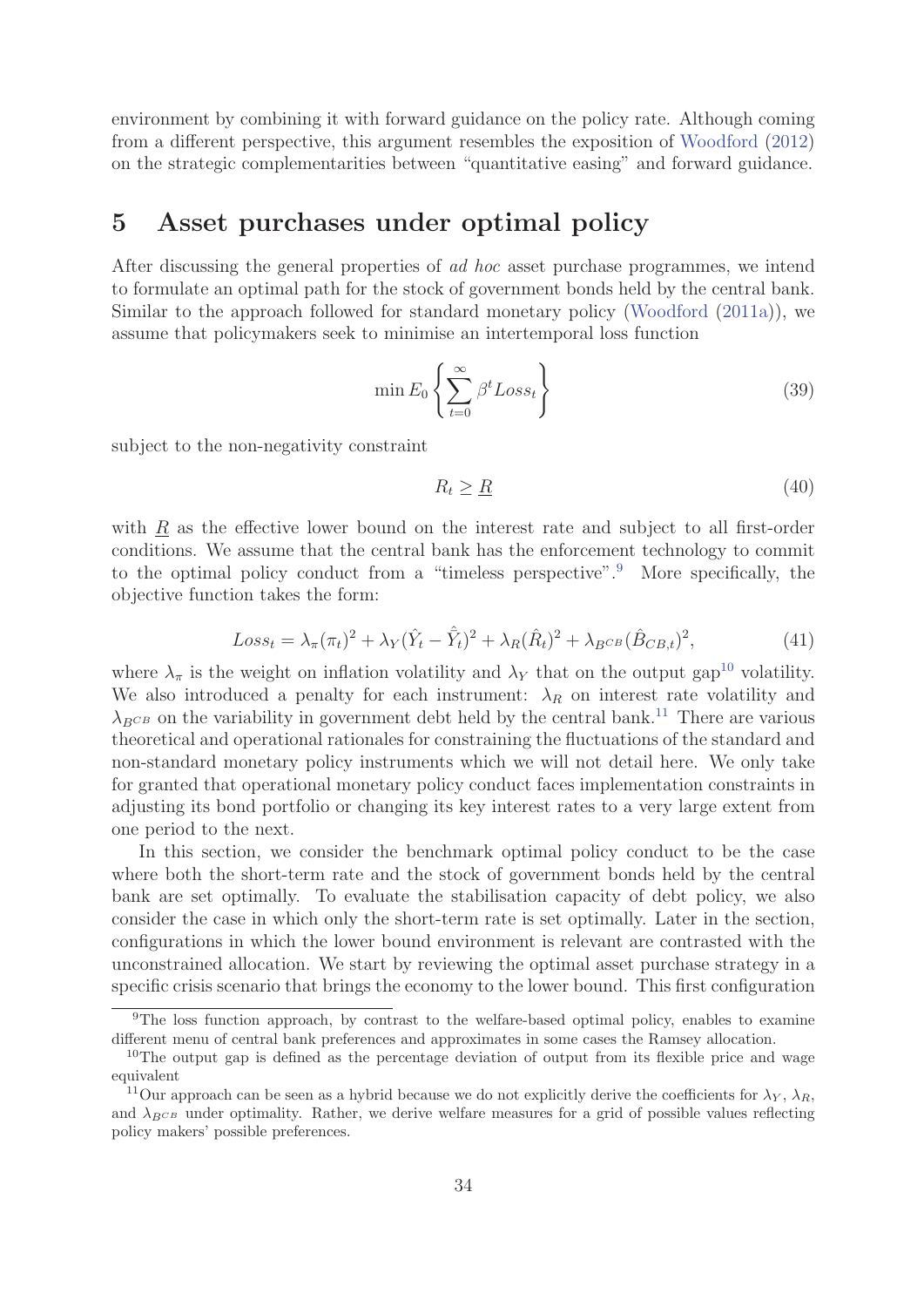environment by combining it with forward guidance on the policy rate. Although coming from a different perspective, this argument resembles the exposition of Woodford (2012) on the strategic complementarities between "quantitative easing" and forward guidance.

## 5 Asset purchases under optimal policy

After discussing the general properties of *ad hoc* asset purchase programmes, we intend to formulate an optimal path for the stock of government bonds held by the central bank. Similar to the approach followed for standard monetary policy (Woodford (2011a)), we assume that policymakers seek to minimise an intertemporal loss function

$$\min E_0 \left\{ \sum_{t=0}^{\infty} \beta^t Loss_t \right\} \tag{39}$$

subject to the non-negativity constraint

$$R_t \geq \underline{R} \tag{40}$$

with $\underline{R}$ as the effective lower bound on the interest rate and subject to all first-order conditions. We assume that the central bank has the enforcement technology to commit to the optimal policy conduct from a "timeless perspective".[9] More specifically, the objective function takes the form:

$$Loss_t = \lambda_\pi (\pi_t)^2 + \lambda_Y (\hat{Y}_t - \hat{\hat{Y}}_t)^2 + \lambda_R (\hat{R}_t)^2 + \lambda_{B^{CB}} (\hat{B}_{CB,t})^2, \tag{41}$$

where $\lambda_\pi$ is the weight on inflation volatility and $\lambda_Y$ that on the output gap[10] volatility. We also introduced a penalty for each instrument: $\lambda_R$ on interest rate volatility and $\lambda_{B^{CB}}$ on the variability in government debt held by the central bank.[11] There are various theoretical and operational rationales for constraining the fluctuations of the standard and non-standard monetary policy instruments which we will not detail here. We only take for granted that operational monetary policy conduct faces implementation constraints in adjusting its bond portfolio or changing its key interest rates to a very large extent from one period to the next.

In this section, we consider the benchmark optimal policy conduct to be the case where both the short-term rate and the stock of government bonds held by the central bank are set optimally. To evaluate the stabilisation capacity of debt policy, we also consider the case in which only the short-term rate is set optimally. Later in the section, configurations in which the lower bound environment is relevant are contrasted with the unconstrained allocation. We start by reviewing the optimal asset purchase strategy in a specific crisis scenario that brings the economy to the lower bound. This first configuration

[9] The loss function approach, by contrast to the welfare-based optimal policy, enables to examine different menu of central bank preferences and approximates in some cases the Ramsey allocation.

[10] The output gap is defined as the percentage deviation of output from its flexible price and wage equivalent

[11] Our approach can be seen as a hybrid because we do not explicitly derive the coefficients for $\lambda_Y$, $\lambda_R$, and $\lambda_{B^{CB}}$ under optimality. Rather, we derive welfare measures for a grid of possible values reflecting policy makers' possible preferences.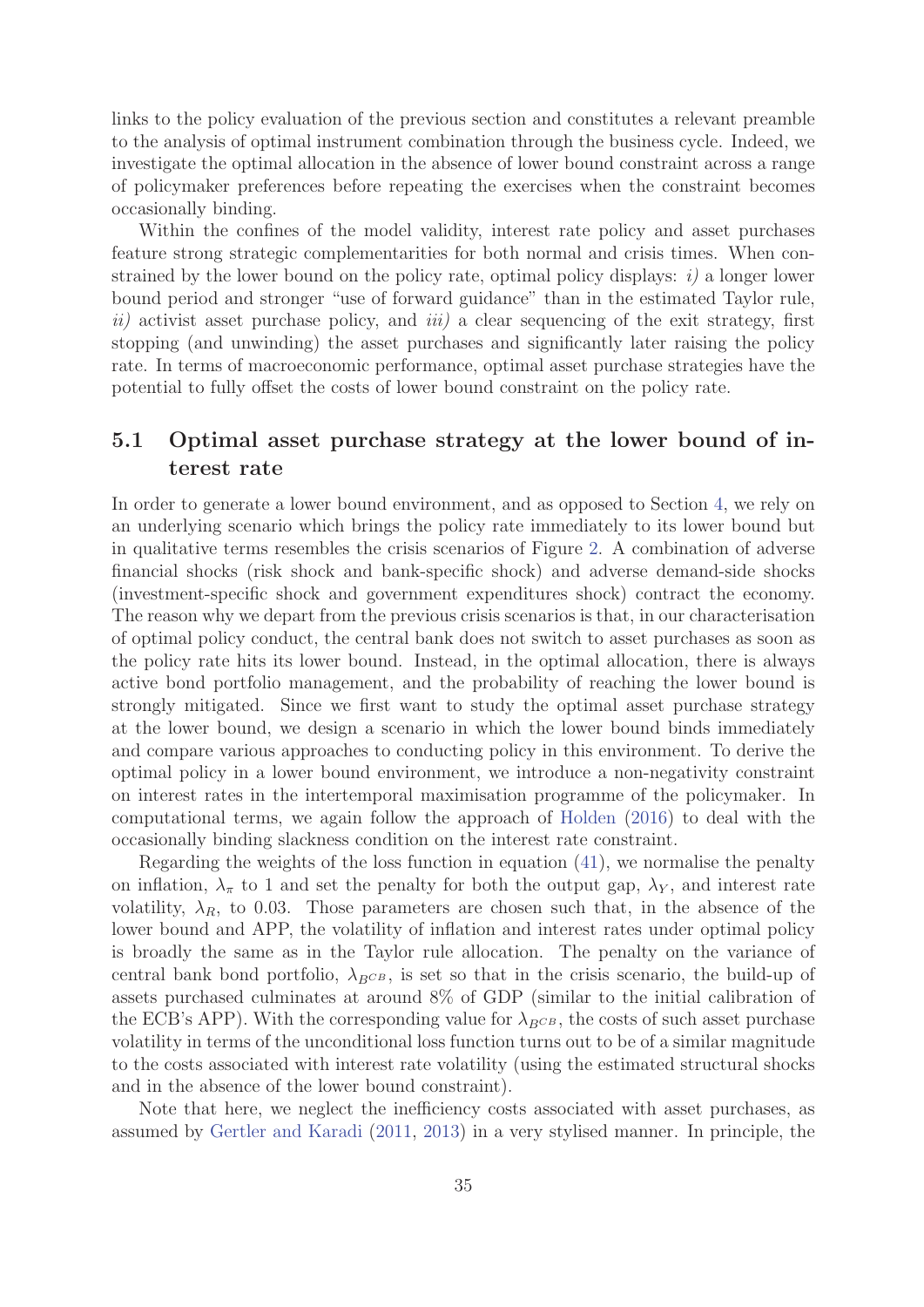links to the policy evaluation of the previous section and constitutes a relevant preamble to the analysis of optimal instrument combination through the business cycle. Indeed, we investigate the optimal allocation in the absence of lower bound constraint across a range of policymaker preferences before repeating the exercises when the constraint becomes occasionally binding.

Within the confines of the model validity, interest rate policy and asset purchases feature strong strategic complementarities for both normal and crisis times. When constrained by the lower bound on the policy rate, optimal policy displays: *i)* a longer lower bound period and stronger "use of forward guidance" than in the estimated Taylor rule, *ii)* activist asset purchase policy, and *iii)* a clear sequencing of the exit strategy, first stopping (and unwinding) the asset purchases and significantly later raising the policy rate. In terms of macroeconomic performance, optimal asset purchase strategies have the potential to fully offset the costs of lower bound constraint on the policy rate.

## 5.1 Optimal asset purchase strategy at the lower bound of interest rate

In order to generate a lower bound environment, and as opposed to Section 4, we rely on an underlying scenario which brings the policy rate immediately to its lower bound but in qualitative terms resembles the crisis scenarios of Figure 2. A combination of adverse financial shocks (risk shock and bank-specific shock) and adverse demand-side shocks (investment-specific shock and government expenditures shock) contract the economy. The reason why we depart from the previous crisis scenarios is that, in our characterisation of optimal policy conduct, the central bank does not switch to asset purchases as soon as the policy rate hits its lower bound. Instead, in the optimal allocation, there is always active bond portfolio management, and the probability of reaching the lower bound is strongly mitigated. Since we first want to study the optimal asset purchase strategy at the lower bound, we design a scenario in which the lower bound binds immediately and compare various approaches to conducting policy in this environment. To derive the optimal policy in a lower bound environment, we introduce a non-negativity constraint on interest rates in the intertemporal maximisation programme of the policymaker. In computational terms, we again follow the approach of Holden (2016) to deal with the occasionally binding slackness condition on the interest rate constraint.

Regarding the weights of the loss function in equation (41), we normalise the penalty on inflation, $\lambda_\pi$ to 1 and set the penalty for both the output gap, $\lambda_Y$, and interest rate volatility, $\lambda_R$, to 0.03. Those parameters are chosen such that, in the absence of the lower bound and APP, the volatility of inflation and interest rates under optimal policy is broadly the same as in the Taylor rule allocation. The penalty on the variance of central bank bond portfolio, $\lambda_{B^{CB}}$, is set so that in the crisis scenario, the build-up of assets purchased culminates at around 8% of GDP (similar to the initial calibration of the ECB's APP). With the corresponding value for $\lambda_{B^{CB}}$, the costs of such asset purchase volatility in terms of the unconditional loss function turns out to be of a similar magnitude to the costs associated with interest rate volatility (using the estimated structural shocks and in the absence of the lower bound constraint).

Note that here, we neglect the inefficiency costs associated with asset purchases, as assumed by Gertler and Karadi (2011, 2013) in a very stylised manner. In principle, the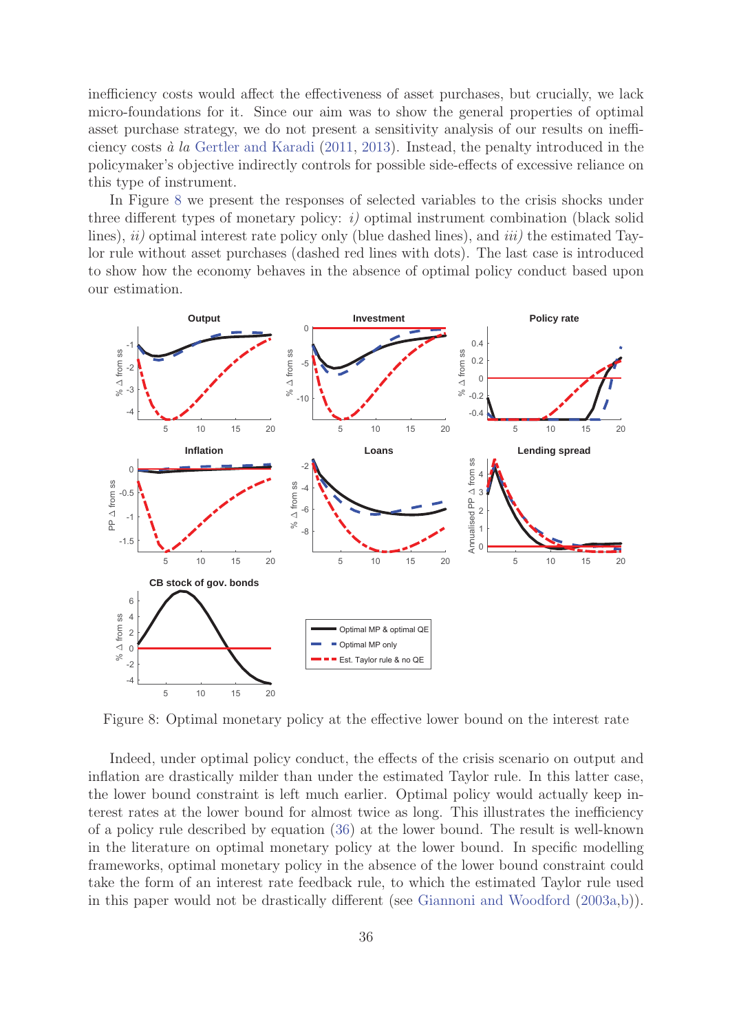inefficiency costs would affect the effectiveness of asset purchases, but crucially, we lack micro-foundations for it. Since our aim was to show the general properties of optimal asset purchase strategy, we do not present a sensitivity analysis of our results on inefficiency costs *à la* Gertler and Karadi (2011, 2013). Instead, the penalty introduced in the policymaker's objective indirectly controls for possible side-effects of excessive reliance on this type of instrument.

In Figure 8 we present the responses of selected variables to the crisis shocks under three different types of monetary policy: *i)* optimal instrument combination (black solid lines), *ii)* optimal interest rate policy only (blue dashed lines), and *iii)* the estimated Taylor rule without asset purchases (dashed red lines with dots). The last case is introduced to show how the economy behaves in the absence of optimal policy conduct based upon our estimation.

Figure 8: Optimal monetary policy at the effective lower bound on the interest rate

Indeed, under optimal policy conduct, the effects of the crisis scenario on output and inflation are drastically milder than under the estimated Taylor rule. In this latter case, the lower bound constraint is left much earlier. Optimal policy would actually keep interest rates at the lower bound for almost twice as long. This illustrates the inefficiency of a policy rule described by equation (36) at the lower bound. The result is well-known in the literature on optimal monetary policy at the lower bound. In specific modelling frameworks, optimal monetary policy in the absence of the lower bound constraint could take the form of an interest rate feedback rule, to which the estimated Taylor rule used in this paper would not be drastically different (see Giannoni and Woodford (2003a,b)).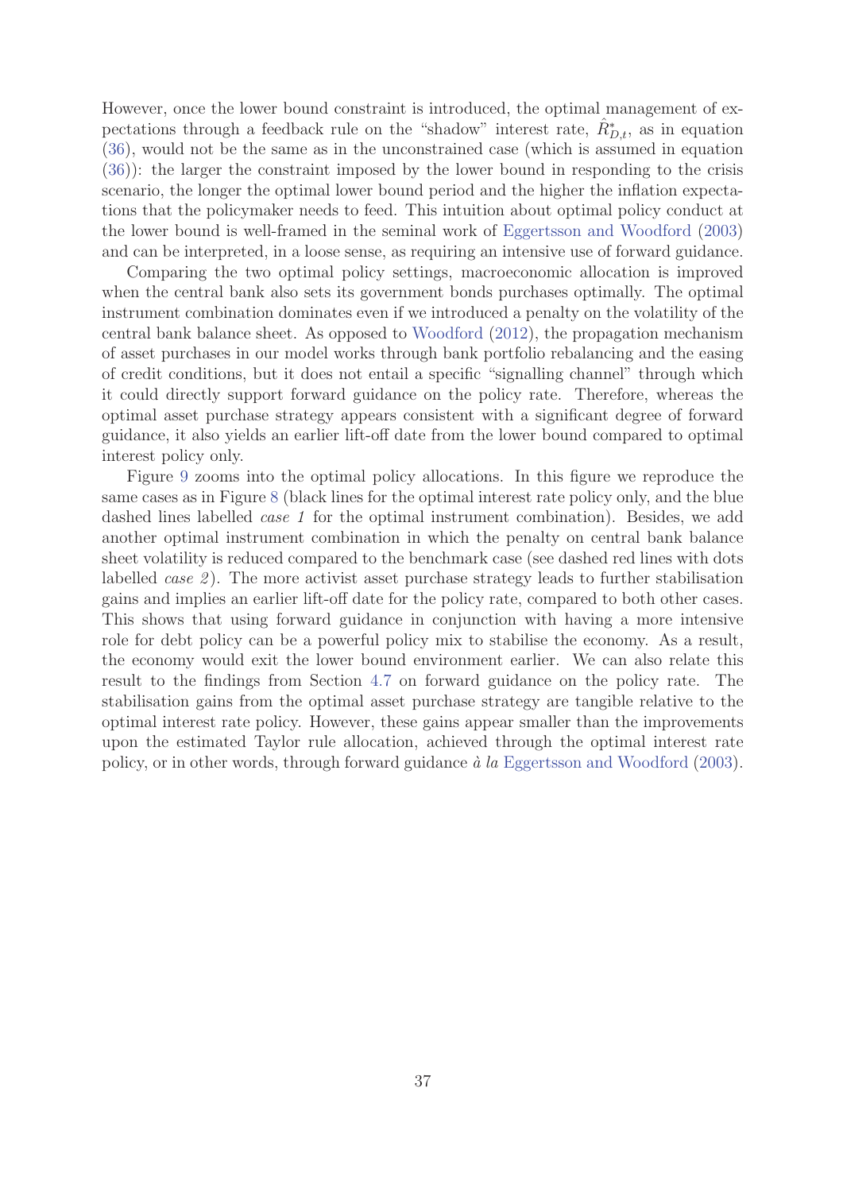However, once the lower bound constraint is introduced, the optimal management of expectations through a feedback rule on the "shadow" interest rate, $\hat{R}^*_{D,t}$, as in equation (36), would not be the same as in the unconstrained case (which is assumed in equation (36)): the larger the constraint imposed by the lower bound in responding to the crisis scenario, the longer the optimal lower bound period and the higher the inflation expectations that the policymaker needs to feed. This intuition about optimal policy conduct at the lower bound is well-framed in the seminal work of Eggertsson and Woodford (2003) and can be interpreted, in a loose sense, as requiring an intensive use of forward guidance.

Comparing the two optimal policy settings, macroeconomic allocation is improved when the central bank also sets its government bonds purchases optimally. The optimal instrument combination dominates even if we introduced a penalty on the volatility of the central bank balance sheet. As opposed to Woodford (2012), the propagation mechanism of asset purchases in our model works through bank portfolio rebalancing and the easing of credit conditions, but it does not entail a specific "signalling channel" through which it could directly support forward guidance on the policy rate. Therefore, whereas the optimal asset purchase strategy appears consistent with a significant degree of forward guidance, it also yields an earlier lift-off date from the lower bound compared to optimal interest policy only.

Figure 9 zooms into the optimal policy allocations. In this figure we reproduce the same cases as in Figure 8 (black lines for the optimal interest rate policy only, and the blue dashed lines labelled *case 1* for the optimal instrument combination). Besides, we add another optimal instrument combination in which the penalty on central bank balance sheet volatility is reduced compared to the benchmark case (see dashed red lines with dots labelled *case 2*). The more activist asset purchase strategy leads to further stabilisation gains and implies an earlier lift-off date for the policy rate, compared to both other cases. This shows that using forward guidance in conjunction with having a more intensive role for debt policy can be a powerful policy mix to stabilise the economy. As a result, the economy would exit the lower bound environment earlier. We can also relate this result to the findings from Section 4.7 on forward guidance on the policy rate. The stabilisation gains from the optimal asset purchase strategy are tangible relative to the optimal interest rate policy. However, these gains appear smaller than the improvements upon the estimated Taylor rule allocation, achieved through the optimal interest rate policy, or in other words, through forward guidance *à la* Eggertsson and Woodford (2003).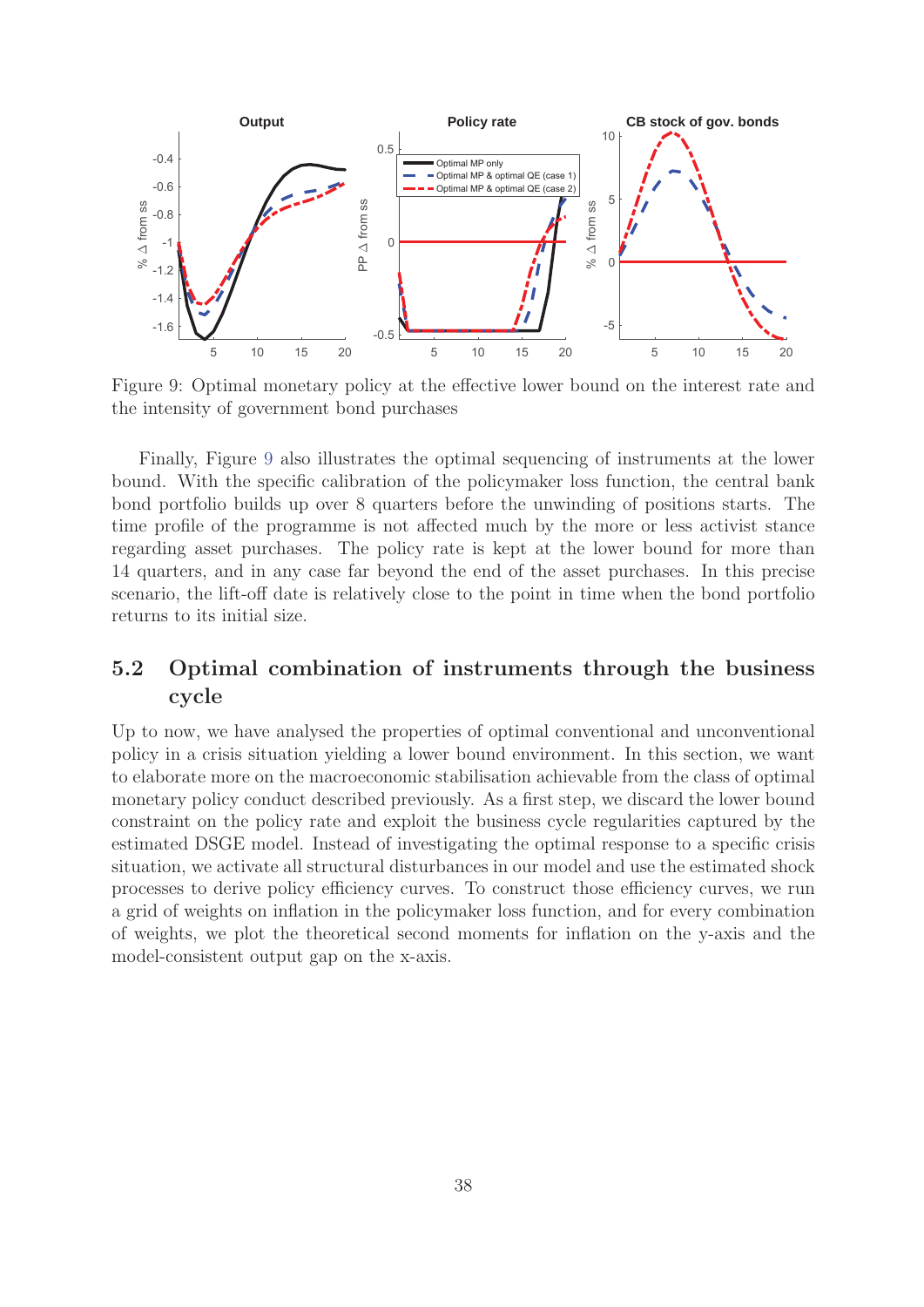Figure 9: Optimal monetary policy at the effective lower bound on the interest rate and the intensity of government bond purchases

Finally, Figure 9 also illustrates the optimal sequencing of instruments at the lower bound. With the specific calibration of the policymaker loss function, the central bank bond portfolio builds up over 8 quarters before the unwinding of positions starts. The time profile of the programme is not affected much by the more or less activist stance regarding asset purchases. The policy rate is kept at the lower bound for more than 14 quarters, and in any case far beyond the end of the asset purchases. In this precise scenario, the lift-off date is relatively close to the point in time when the bond portfolio returns to its initial size.

## 5.2 Optimal combination of instruments through the business cycle

Up to now, we have analysed the properties of optimal conventional and unconventional policy in a crisis situation yielding a lower bound environment. In this section, we want to elaborate more on the macroeconomic stabilisation achievable from the class of optimal monetary policy conduct described previously. As a first step, we discard the lower bound constraint on the policy rate and exploit the business cycle regularities captured by the estimated DSGE model. Instead of investigating the optimal response to a specific crisis situation, we activate all structural disturbances in our model and use the estimated shock processes to derive policy efficiency curves. To construct those efficiency curves, we run a grid of weights on inflation in the policymaker loss function, and for every combination of weights, we plot the theoretical second moments for inflation on the y-axis and the model-consistent output gap on the x-axis.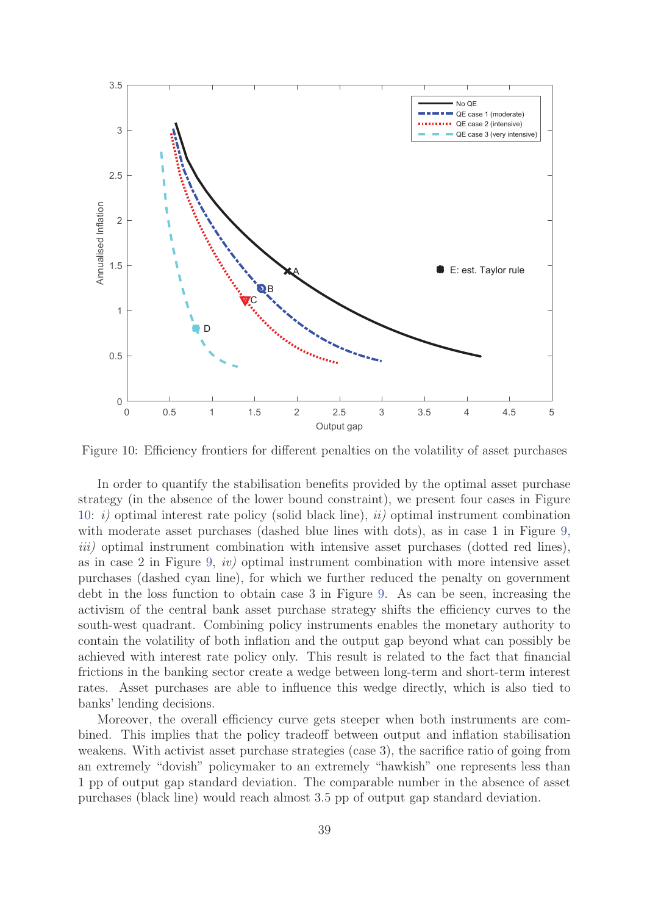Figure 10: Efficiency frontiers for different penalties on the volatility of asset purchases

In order to quantify the stabilisation benefits provided by the optimal asset purchase strategy (in the absence of the lower bound constraint), we present four cases in Figure 10: *i)* optimal interest rate policy (solid black line), *ii)* optimal instrument combination with moderate asset purchases (dashed blue lines with dots), as in case 1 in Figure 9, *iii)* optimal instrument combination with intensive asset purchases (dotted red lines), as in case 2 in Figure 9, *iv)* optimal instrument combination with more intensive asset purchases (dashed cyan line), for which we further reduced the penalty on government debt in the loss function to obtain case 3 in Figure 9. As can be seen, increasing the activism of the central bank asset purchase strategy shifts the efficiency curves to the south-west quadrant. Combining policy instruments enables the monetary authority to contain the volatility of both inflation and the output gap beyond what can possibly be achieved with interest rate policy only. This result is related to the fact that financial frictions in the banking sector create a wedge between long-term and short-term interest rates. Asset purchases are able to influence this wedge directly, which is also tied to banks' lending decisions.

Moreover, the overall efficiency curve gets steeper when both instruments are combined. This implies that the policy tradeoff between output and inflation stabilisation weakens. With activist asset purchase strategies (case 3), the sacrifice ratio of going from an extremely "dovish" policymaker to an extremely "hawkish" one represents less than 1 pp of output gap standard deviation. The comparable number in the absence of asset purchases (black line) would reach almost 3.5 pp of output gap standard deviation.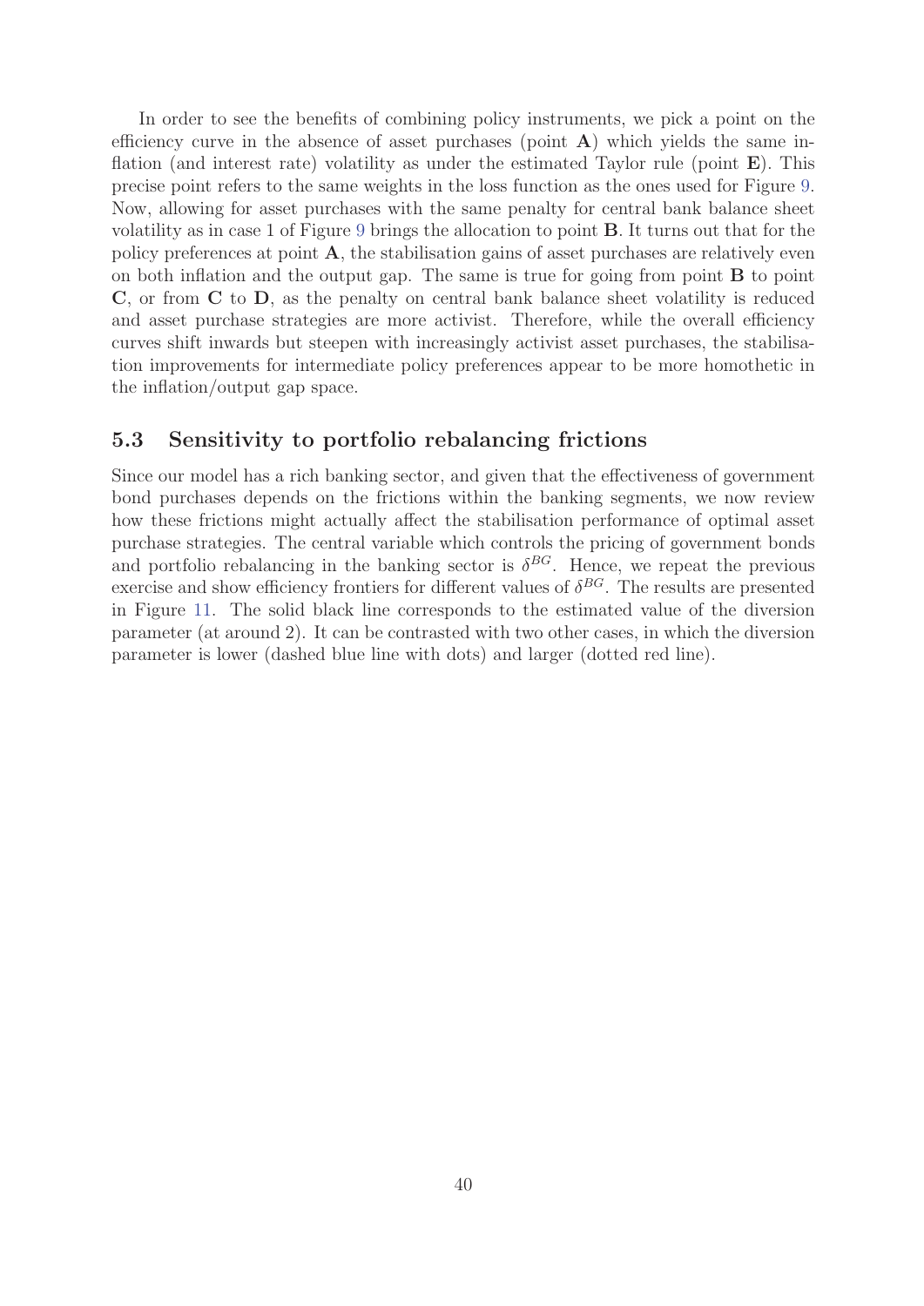In order to see the benefits of combining policy instruments, we pick a point on the efficiency curve in the absence of asset purchases (point **A**) which yields the same inflation (and interest rate) volatility as under the estimated Taylor rule (point **E**). This precise point refers to the same weights in the loss function as the ones used for Figure 9. Now, allowing for asset purchases with the same penalty for central bank balance sheet volatility as in case 1 of Figure 9 brings the allocation to point **B**. It turns out that for the policy preferences at point **A**, the stabilisation gains of asset purchases are relatively even on both inflation and the output gap. The same is true for going from point **B** to point **C**, or from **C** to **D**, as the penalty on central bank balance sheet volatility is reduced and asset purchase strategies are more activist. Therefore, while the overall efficiency curves shift inwards but steepen with increasingly activist asset purchases, the stabilisation improvements for intermediate policy preferences appear to be more homothetic in the inflation/output gap space.

### 5.3 Sensitivity to portfolio rebalancing frictions

Since our model has a rich banking sector, and given that the effectiveness of government bond purchases depends on the frictions within the banking segments, we now review how these frictions might actually affect the stabilisation performance of optimal asset purchase strategies. The central variable which controls the pricing of government bonds and portfolio rebalancing in the banking sector is $\delta^{BG}$. Hence, we repeat the previous exercise and show efficiency frontiers for different values of $\delta^{BG}$. The results are presented in Figure 11. The solid black line corresponds to the estimated value of the diversion parameter (at around 2). It can be contrasted with two other cases, in which the diversion parameter is lower (dashed blue line with dots) and larger (dotted red line).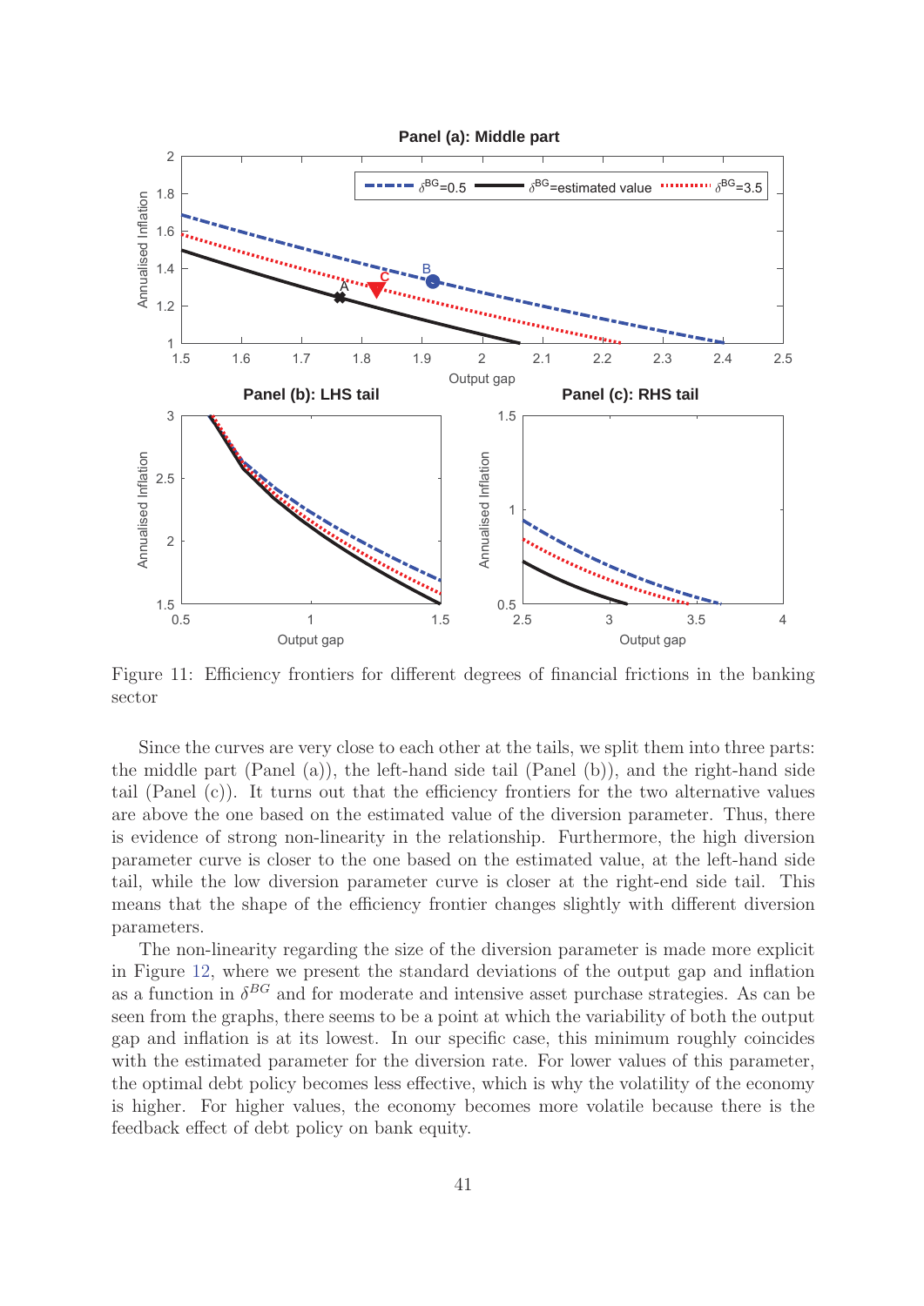Figure 11: Efficiency frontiers for different degrees of financial frictions in the banking sector

Since the curves are very close to each other at the tails, we split them into three parts: the middle part (Panel (a)), the left-hand side tail (Panel (b)), and the right-hand side tail (Panel (c)). It turns out that the efficiency frontiers for the two alternative values are above the one based on the estimated value of the diversion parameter. Thus, there is evidence of strong non-linearity in the relationship. Furthermore, the high diversion parameter curve is closer to the one based on the estimated value, at the left-hand side tail, while the low diversion parameter curve is closer at the right-end side tail. This means that the shape of the efficiency frontier changes slightly with different diversion parameters.

The non-linearity regarding the size of the diversion parameter is made more explicit in Figure 12, where we present the standard deviations of the output gap and inflation as a function in $\delta^{BG}$ and for moderate and intensive asset purchase strategies. As can be seen from the graphs, there seems to be a point at which the variability of both the output gap and inflation is at its lowest. In our specific case, this minimum roughly coincides with the estimated parameter for the diversion rate. For lower values of this parameter, the optimal debt policy becomes less effective, which is why the volatility of the economy is higher. For higher values, the economy becomes more volatile because there is the feedback effect of debt policy on bank equity.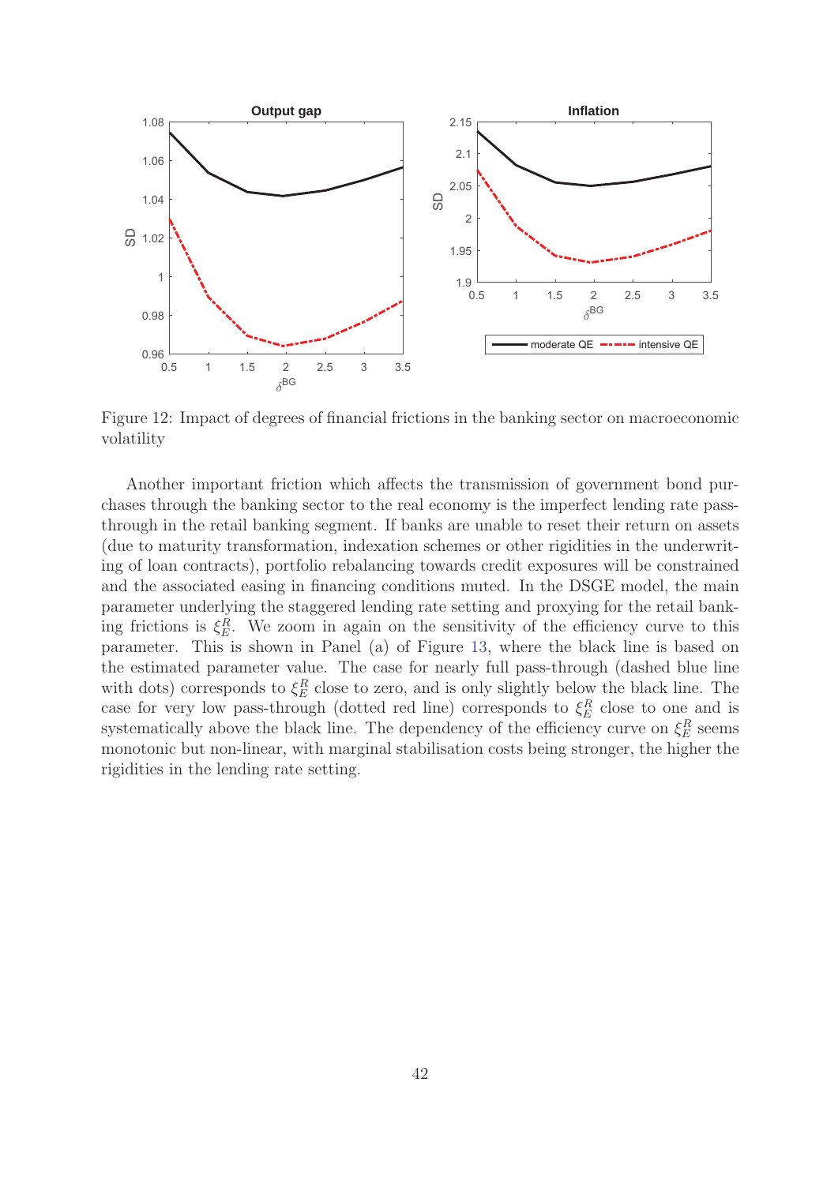Figure 12: Impact of degrees of financial frictions in the banking sector on macroeconomic volatility

Another important friction which affects the transmission of government bond purchases through the banking sector to the real economy is the imperfect lending rate pass-through in the retail banking segment. If banks are unable to reset their return on assets (due to maturity transformation, indexation schemes or other rigidities in the underwriting of loan contracts), portfolio rebalancing towards credit exposures will be constrained and the associated easing in financing conditions muted. In the DSGE model, the main parameter underlying the staggered lending rate setting and proxying for the retail banking frictions is $\xi_E^R$. We zoom in again on the sensitivity of the efficiency curve to this parameter. This is shown in Panel (a) of Figure 13, where the black line is based on the estimated parameter value. The case for nearly full pass-through (dashed blue line with dots) corresponds to $\xi_E^R$ close to zero, and is only slightly below the black line. The case for very low pass-through (dotted red line) corresponds to $\xi_E^R$ close to one and is systematically above the black line. The dependency of the efficiency curve on $\xi_E^R$ seems monotonic but non-linear, with marginal stabilisation costs being stronger, the higher the rigidities in the lending rate setting.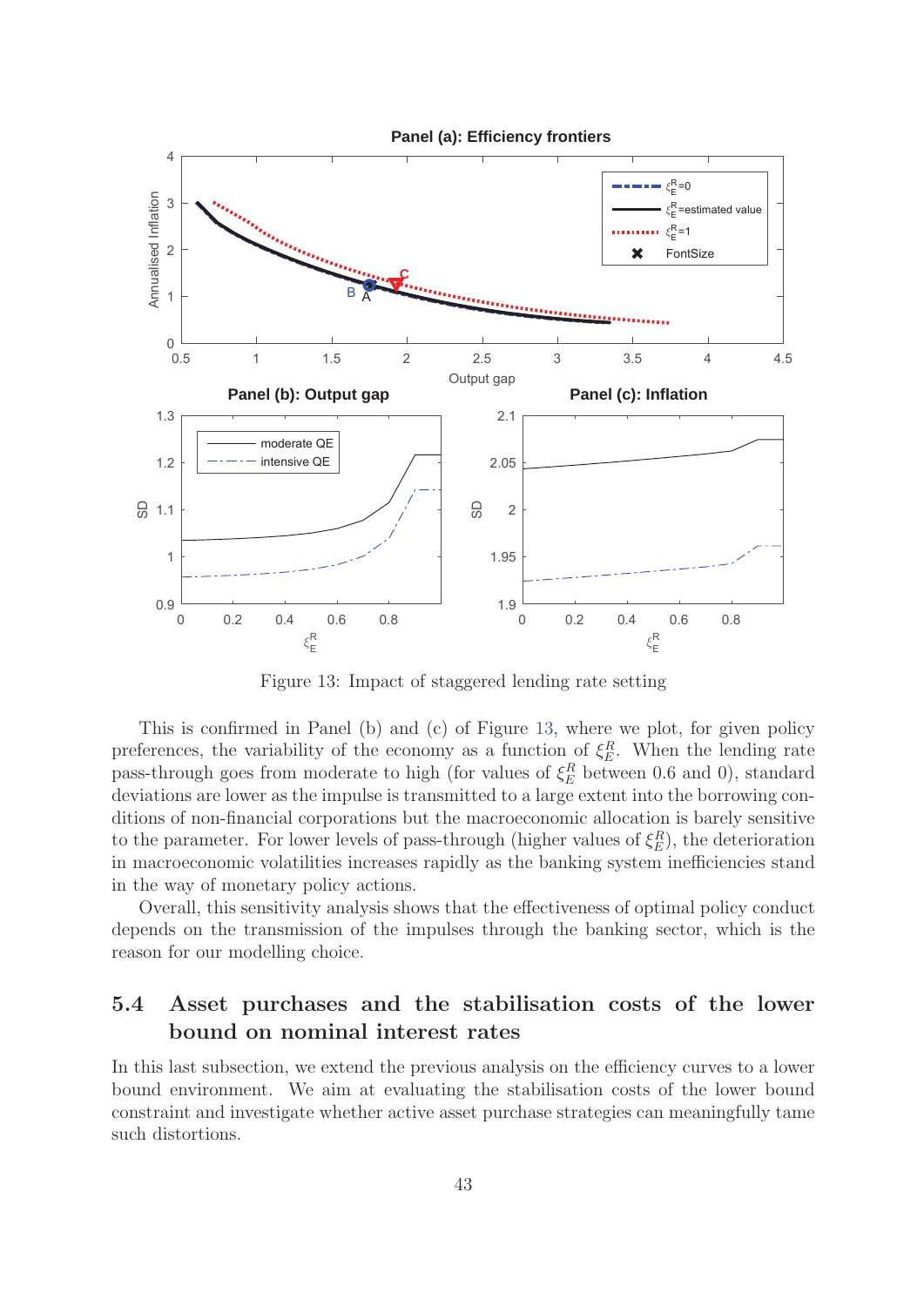Figure 13: Impact of staggered lending rate setting

This is confirmed in Panel (b) and (c) of Figure 13, where we plot, for given policy preferences, the variability of the economy as a function of $\xi_E^R$. When the lending rate pass-through goes from moderate to high (for values of $\xi_E^R$ between 0.6 and 0), standard deviations are lower as the impulse is transmitted to a large extent into the borrowing conditions of non-financial corporations but the macroeconomic allocation is barely sensitive to the parameter. For lower levels of pass-through (higher values of $\xi_E^R$), the deterioration in macroeconomic volatilities increases rapidly as the banking system inefficiencies stand in the way of monetary policy actions.

Overall, this sensitivity analysis shows that the effectiveness of optimal policy conduct depends on the transmission of the impulses through the banking sector, which is the reason for our modelling choice.

## 5.4 Asset purchases and the stabilisation costs of the lower bound on nominal interest rates

In this last subsection, we extend the previous analysis on the efficiency curves to a lower bound environment. We aim at evaluating the stabilisation costs of the lower bound constraint and investigate whether active asset purchase strategies can meaningfully tame such distortions.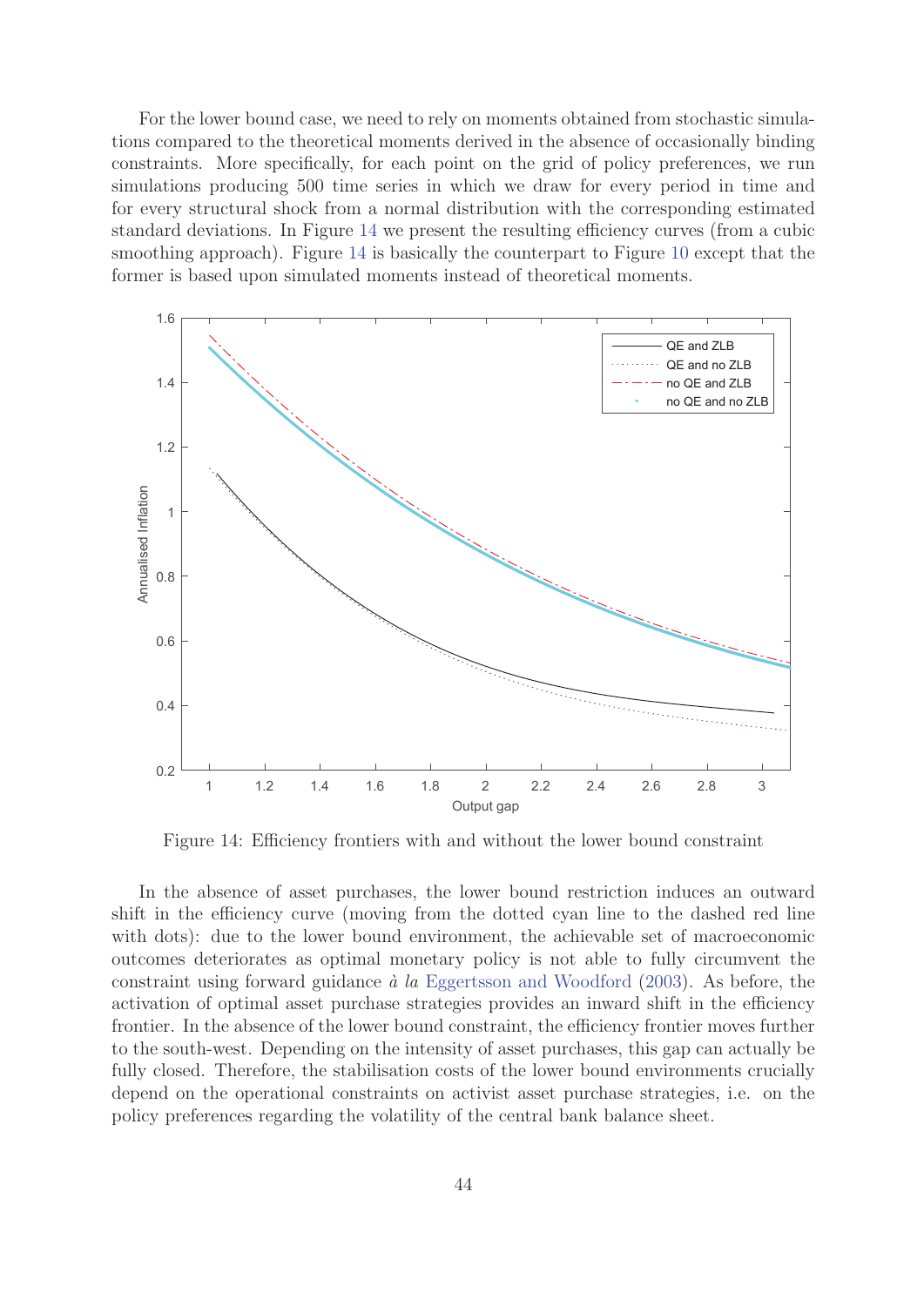For the lower bound case, we need to rely on moments obtained from stochastic simulations compared to the theoretical moments derived in the absence of occasionally binding constraints. More specifically, for each point on the grid of policy preferences, we run simulations producing 500 time series in which we draw for every period in time and for every structural shock from a normal distribution with the corresponding estimated standard deviations. In Figure 14 we present the resulting efficiency curves (from a cubic smoothing approach). Figure 14 is basically the counterpart to Figure 10 except that the former is based upon simulated moments instead of theoretical moments.

Figure 14: Efficiency frontiers with and without the lower bound constraint

In the absence of asset purchases, the lower bound restriction induces an outward shift in the efficiency curve (moving from the dotted cyan line to the dashed red line with dots): due to the lower bound environment, the achievable set of macroeconomic outcomes deteriorates as optimal monetary policy is not able to fully circumvent the constraint using forward guidance *à la* Eggertsson and Woodford (2003). As before, the activation of optimal asset purchase strategies provides an inward shift in the efficiency frontier. In the absence of the lower bound constraint, the efficiency frontier moves further to the south-west. Depending on the intensity of asset purchases, this gap can actually be fully closed. Therefore, the stabilisation costs of the lower bound environments crucially depend on the operational constraints on activist asset purchase strategies, i.e. on the policy preferences regarding the volatility of the central bank balance sheet.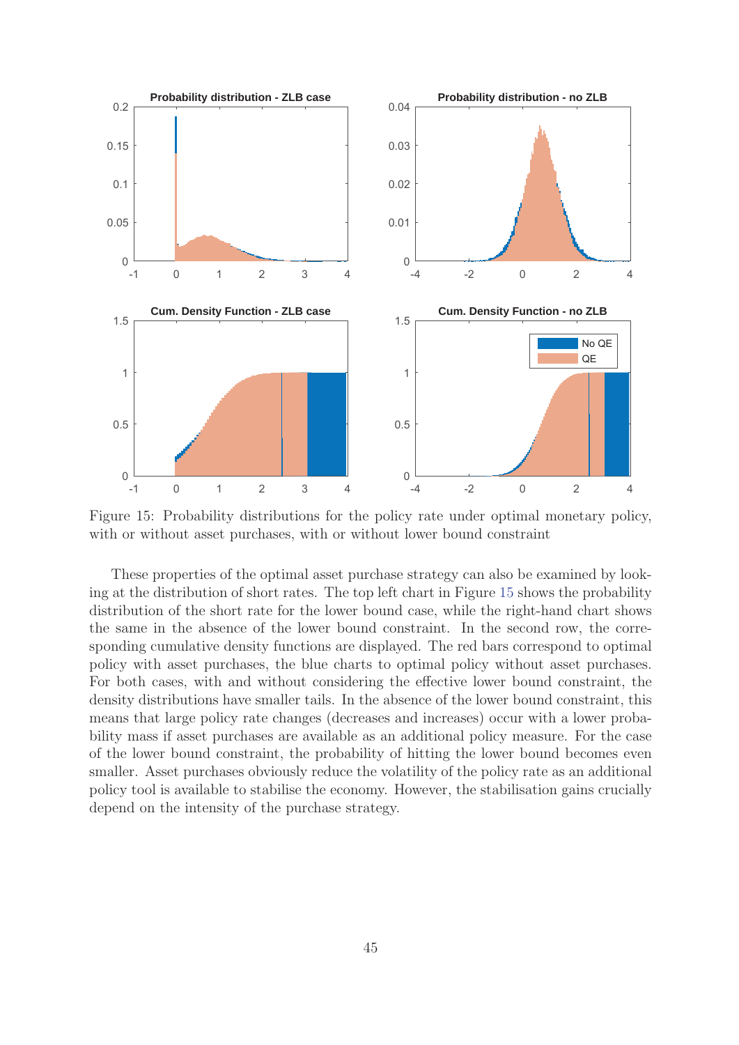Figure 15: Probability distributions for the policy rate under optimal monetary policy, with or without asset purchases, with or without lower bound constraint

These properties of the optimal asset purchase strategy can also be examined by looking at the distribution of short rates. The top left chart in Figure 15 shows the probability distribution of the short rate for the lower bound case, while the right-hand chart shows the same in the absence of the lower bound constraint. In the second row, the corresponding cumulative density functions are displayed. The red bars correspond to optimal policy with asset purchases, the blue charts to optimal policy without asset purchases. For both cases, with and without considering the effective lower bound constraint, the density distributions have smaller tails. In the absence of the lower bound constraint, this means that large policy rate changes (decreases and increases) occur with a lower probability mass if asset purchases are available as an additional policy measure. For the case of the lower bound constraint, the probability of hitting the lower bound becomes even smaller. Asset purchases obviously reduce the volatility of the policy rate as an additional policy tool is available to stabilise the economy. However, the stabilisation gains crucially depend on the intensity of the purchase strategy.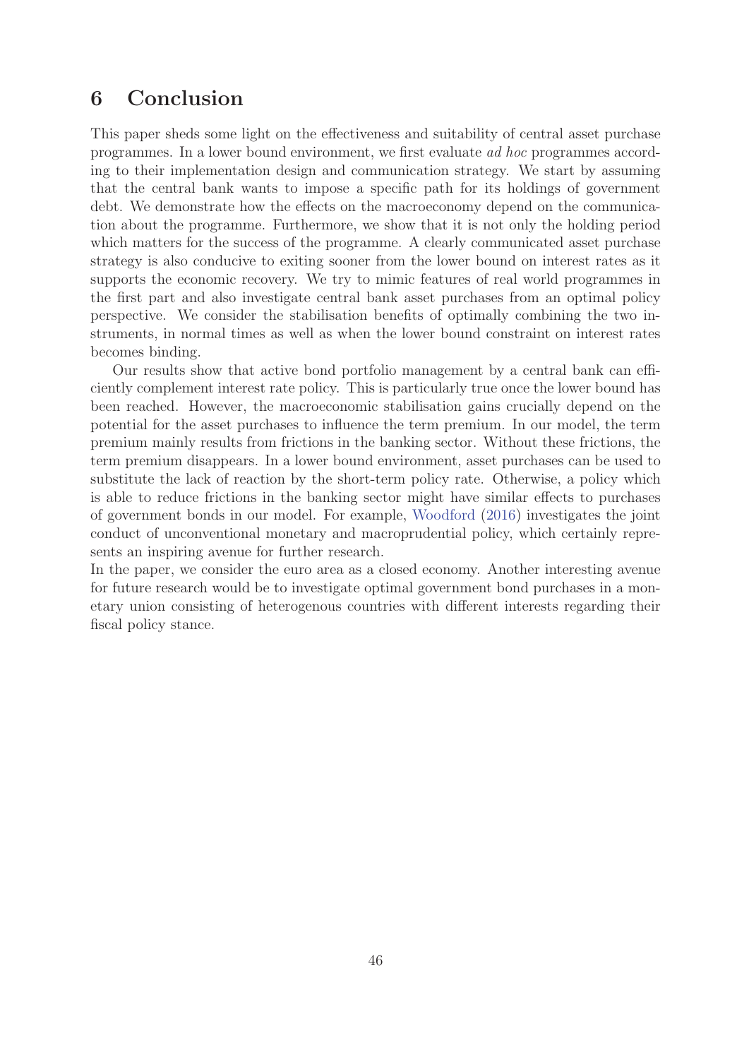# 6 Conclusion

This paper sheds some light on the effectiveness and suitability of central asset purchase programmes. In a lower bound environment, we first evaluate *ad hoc* programmes according to their implementation design and communication strategy. We start by assuming that the central bank wants to impose a specific path for its holdings of government debt. We demonstrate how the effects on the macroeconomy depend on the communication about the programme. Furthermore, we show that it is not only the holding period which matters for the success of the programme. A clearly communicated asset purchase strategy is also conducive to exiting sooner from the lower bound on interest rates as it supports the economic recovery. We try to mimic features of real world programmes in the first part and also investigate central bank asset purchases from an optimal policy perspective. We consider the stabilisation benefits of optimally combining the two instruments, in normal times as well as when the lower bound constraint on interest rates becomes binding.

Our results show that active bond portfolio management by a central bank can efficiently complement interest rate policy. This is particularly true once the lower bound has been reached. However, the macroeconomic stabilisation gains crucially depend on the potential for the asset purchases to influence the term premium. In our model, the term premium mainly results from frictions in the banking sector. Without these frictions, the term premium disappears. In a lower bound environment, asset purchases can be used to substitute the lack of reaction by the short-term policy rate. Otherwise, a policy which is able to reduce frictions in the banking sector might have similar effects to purchases of government bonds in our model. For example, Woodford (2016) investigates the joint conduct of unconventional monetary and macroprudential policy, which certainly represents an inspiring avenue for further research.

In the paper, we consider the euro area as a closed economy. Another interesting avenue for future research would be to investigate optimal government bond purchases in a monetary union consisting of heterogenous countries with different interests regarding their fiscal policy stance.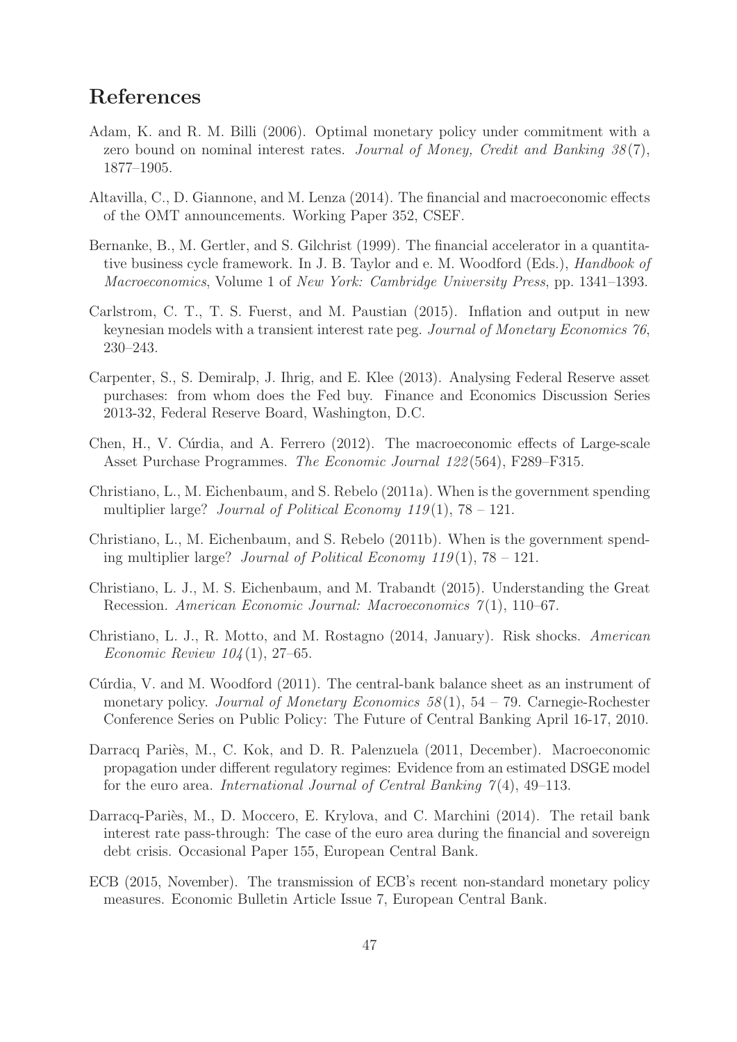## References

Adam, K. and R. M. Billi (2006). Optimal monetary policy under commitment with a zero bound on nominal interest rates. *Journal of Money, Credit and Banking 38*(7), 1877–1905.

Altavilla, C., D. Giannone, and M. Lenza (2014). The financial and macroeconomic effects of the OMT announcements. Working Paper 352, CSEF.

Bernanke, B., M. Gertler, and S. Gilchrist (1999). The financial accelerator in a quantitative business cycle framework. In J. B. Taylor and e. M. Woodford (Eds.), *Handbook of Macroeconomics*, Volume 1 of *New York: Cambridge University Press*, pp. 1341–1393.

Carlstrom, C. T., T. S. Fuerst, and M. Paustian (2015). Inflation and output in new keynesian models with a transient interest rate peg. *Journal of Monetary Economics 76*, 230–243.

Carpenter, S., S. Demiralp, J. Ihrig, and E. Klee (2013). Analysing Federal Reserve asset purchases: from whom does the Fed buy. Finance and Economics Discussion Series 2013-32, Federal Reserve Board, Washington, D.C.

Chen, H., V. Cúrdia, and A. Ferrero (2012). The macroeconomic effects of Large-scale Asset Purchase Programmes. *The Economic Journal 122*(564), F289–F315.

Christiano, L., M. Eichenbaum, and S. Rebelo (2011a). When is the government spending multiplier large? *Journal of Political Economy 119*(1), 78 – 121.

Christiano, L., M. Eichenbaum, and S. Rebelo (2011b). When is the government spending multiplier large? *Journal of Political Economy 119*(1), 78 – 121.

Christiano, L. J., M. S. Eichenbaum, and M. Trabandt (2015). Understanding the Great Recession. *American Economic Journal: Macroeconomics 7*(1), 110–67.

Christiano, L. J., R. Motto, and M. Rostagno (2014, January). Risk shocks. *American Economic Review 104*(1), 27–65.

Cúrdia, V. and M. Woodford (2011). The central-bank balance sheet as an instrument of monetary policy. *Journal of Monetary Economics 58*(1), 54 – 79. Carnegie-Rochester Conference Series on Public Policy: The Future of Central Banking April 16-17, 2010.

Darracq Pariès, M., C. Kok, and D. R. Palenzuela (2011, December). Macroeconomic propagation under different regulatory regimes: Evidence from an estimated DSGE model for the euro area. *International Journal of Central Banking 7*(4), 49–113.

Darracq-Pariès, M., D. Moccero, E. Krylova, and C. Marchini (2014). The retail bank interest rate pass-through: The case of the euro area during the financial and sovereign debt crisis. Occasional Paper 155, European Central Bank.

ECB (2015, November). The transmission of ECB's recent non-standard monetary policy measures. Economic Bulletin Article Issue 7, European Central Bank.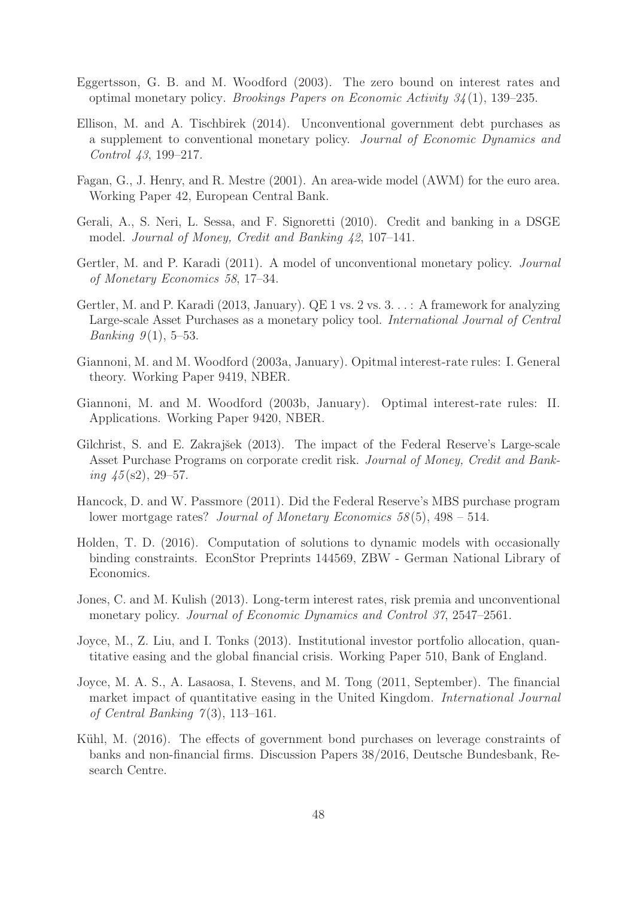Eggertsson, G. B. and M. Woodford (2003). The zero bound on interest rates and optimal monetary policy. *Brookings Papers on Economic Activity 34*(1), 139–235.

Ellison, M. and A. Tischbirek (2014). Unconventional government debt purchases as a supplement to conventional monetary policy. *Journal of Economic Dynamics and Control 43*, 199–217.

Fagan, G., J. Henry, and R. Mestre (2001). An area-wide model (AWM) for the euro area. Working Paper 42, European Central Bank.

Gerali, A., S. Neri, L. Sessa, and F. Signoretti (2010). Credit and banking in a DSGE model. *Journal of Money, Credit and Banking 42*, 107–141.

Gertler, M. and P. Karadi (2011). A model of unconventional monetary policy. *Journal of Monetary Economics 58*, 17–34.

Gertler, M. and P. Karadi (2013, January). QE 1 vs. 2 vs. 3. . . : A framework for analyzing Large-scale Asset Purchases as a monetary policy tool. *International Journal of Central Banking 9*(1), 5–53.

Giannoni, M. and M. Woodford (2003a, January). Opitmal interest-rate rules: I. General theory. Working Paper 9419, NBER.

Giannoni, M. and M. Woodford (2003b, January). Optimal interest-rate rules: II. Applications. Working Paper 9420, NBER.

Gilchrist, S. and E. Zakrajšek (2013). The impact of the Federal Reserve's Large-scale Asset Purchase Programs on corporate credit risk. *Journal of Money, Credit and Banking 45*(s2), 29–57.

Hancock, D. and W. Passmore (2011). Did the Federal Reserve's MBS purchase program lower mortgage rates? *Journal of Monetary Economics 58*(5), 498 – 514.

Holden, T. D. (2016). Computation of solutions to dynamic models with occasionally binding constraints. EconStor Preprints 144569, ZBW - German National Library of Economics.

Jones, C. and M. Kulish (2013). Long-term interest rates, risk premia and unconventional monetary policy. *Journal of Economic Dynamics and Control 37*, 2547–2561.

Joyce, M., Z. Liu, and I. Tonks (2013). Institutional investor portfolio allocation, quantitative easing and the global financial crisis. Working Paper 510, Bank of England.

Joyce, M. A. S., A. Lasaosa, I. Stevens, and M. Tong (2011, September). The financial market impact of quantitative easing in the United Kingdom. *International Journal of Central Banking 7*(3), 113–161.

Kühl, M. (2016). The effects of government bond purchases on leverage constraints of banks and non-financial firms. Discussion Papers 38/2016, Deutsche Bundesbank, Research Centre.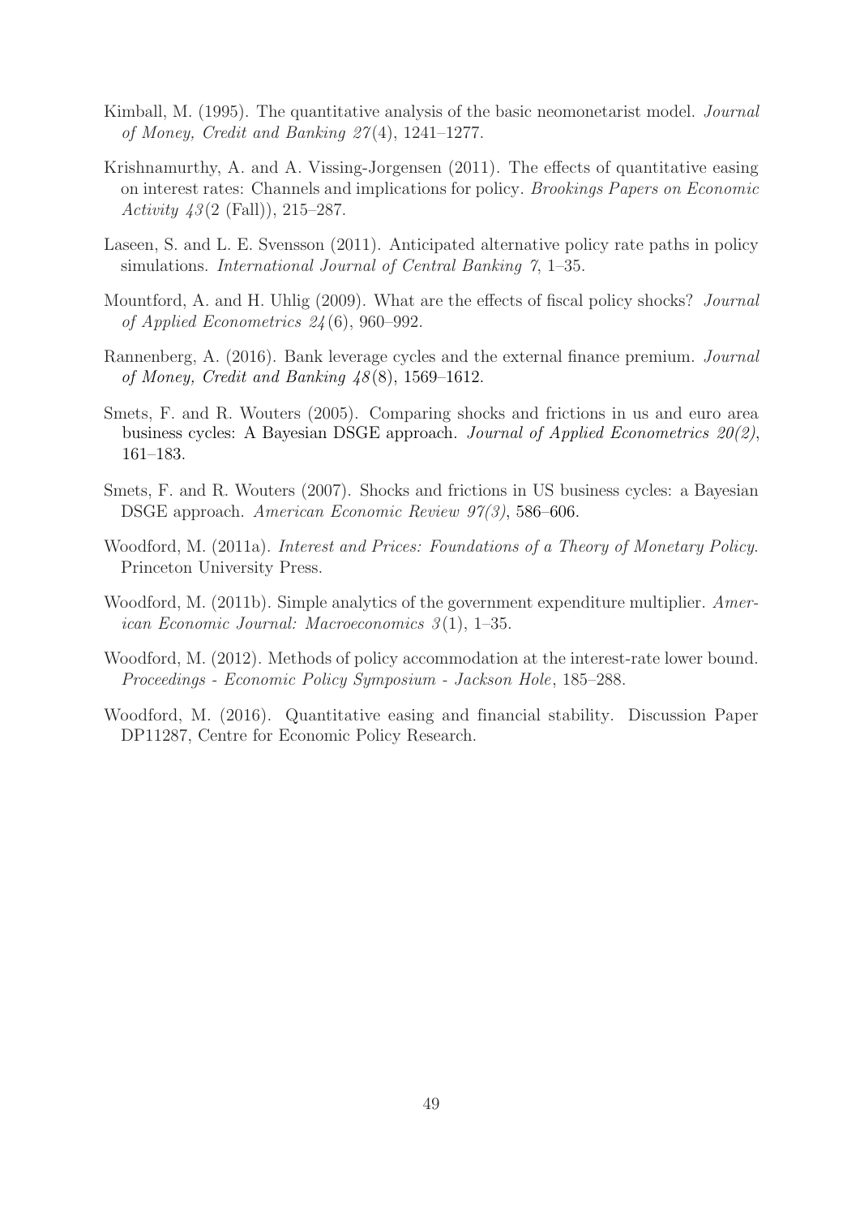Kimball, M. (1995). The quantitative analysis of the basic neomonetarist model. *Journal of Money, Credit and Banking 27*(4), 1241–1277.

Krishnamurthy, A. and A. Vissing-Jorgensen (2011). The effects of quantitative easing on interest rates: Channels and implications for policy. *Brookings Papers on Economic Activity 43*(2 (Fall)), 215–287.

Laseen, S. and L. E. Svensson (2011). Anticipated alternative policy rate paths in policy simulations. *International Journal of Central Banking 7*, 1–35.

Mountford, A. and H. Uhlig (2009). What are the effects of fiscal policy shocks? *Journal of Applied Econometrics 24*(6), 960–992.

Rannenberg, A. (2016). Bank leverage cycles and the external finance premium. *Journal of Money, Credit and Banking 48*(8), 1569–1612.

Smets, F. and R. Wouters (2005). Comparing shocks and frictions in us and euro area business cycles: A Bayesian DSGE approach. *Journal of Applied Econometrics 20(2)*, 161–183.

Smets, F. and R. Wouters (2007). Shocks and frictions in US business cycles: a Bayesian DSGE approach. *American Economic Review 97(3)*, 586–606.

Woodford, M. (2011a). *Interest and Prices: Foundations of a Theory of Monetary Policy.* Princeton University Press.

Woodford, M. (2011b). Simple analytics of the government expenditure multiplier. *American Economic Journal: Macroeconomics 3*(1), 1–35.

Woodford, M. (2012). Methods of policy accommodation at the interest-rate lower bound. *Proceedings - Economic Policy Symposium - Jackson Hole*, 185–288.

Woodford, M. (2016). Quantitative easing and financial stability. Discussion Paper DP11287, Centre for Economic Policy Research.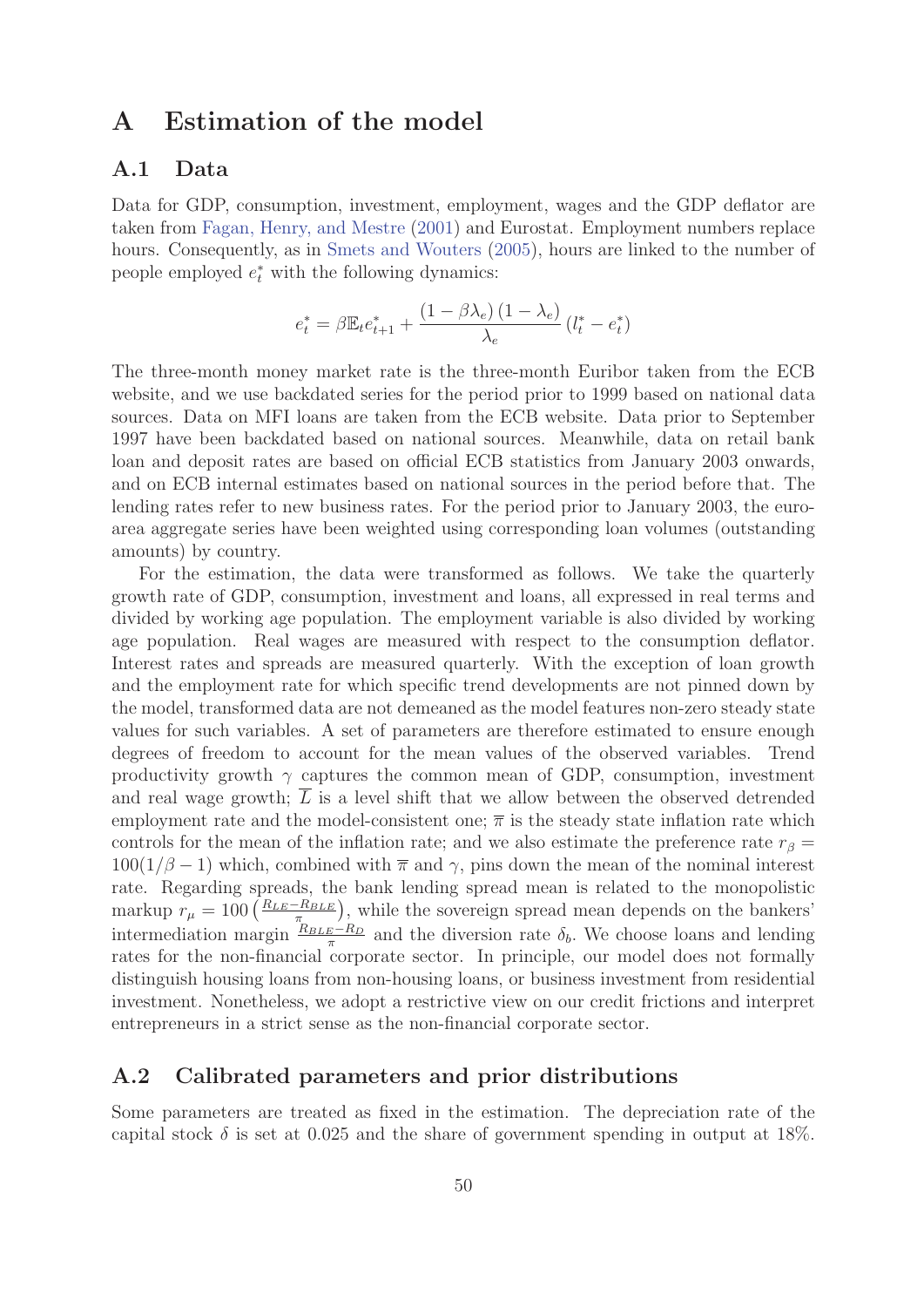# A Estimation of the model

## A.1 Data

Data for GDP, consumption, investment, employment, wages and the GDP deflator are taken from Fagan, Henry, and Mestre (2001) and Eurostat. Employment numbers replace hours. Consequently, as in Smets and Wouters (2005), hours are linked to the number of people employed $e_t^*$ with the following dynamics:

$$e_t^* = \beta \mathbb{E}_t e_{t+1}^* + \frac{(1-\beta\lambda_e)(1-\lambda_e)}{\lambda_e}(l_t^* - e_t^*)$$

The three-month money market rate is the three-month Euribor taken from the ECB website, and we use backdated series for the period prior to 1999 based on national data sources. Data on MFI loans are taken from the ECB website. Data prior to September 1997 have been backdated based on national sources. Meanwhile, data on retail bank loan and deposit rates are based on official ECB statistics from January 2003 onwards, and on ECB internal estimates based on national sources in the period before that. The lending rates refer to new business rates. For the period prior to January 2003, the euro-area aggregate series have been weighted using corresponding loan volumes (outstanding amounts) by country.

For the estimation, the data were transformed as follows. We take the quarterly growth rate of GDP, consumption, investment and loans, all expressed in real terms and divided by working age population. The employment variable is also divided by working age population. Real wages are measured with respect to the consumption deflator. Interest rates and spreads are measured quarterly. With the exception of loan growth and the employment rate for which specific trend developments are not pinned down by the model, transformed data are not demeaned as the model features non-zero steady state values for such variables. A set of parameters are therefore estimated to ensure enough degrees of freedom to account for the mean values of the observed variables. Trend productivity growth $\gamma$ captures the common mean of GDP, consumption, investment and real wage growth; $\overline{L}$ is a level shift that we allow between the observed detrended employment rate and the model-consistent one; $\overline{\pi}$ is the steady state inflation rate which controls for the mean of the inflation rate; and we also estimate the preference rate $r_\beta = 100(1/\beta - 1)$ which, combined with $\overline{\pi}$ and $\gamma$, pins down the mean of the nominal interest rate. Regarding spreads, the bank lending spread mean is related to the monopolistic markup $r_\mu = 100\left(\frac{R_{LE}-R_{BLE}}{\pi}\right)$, while the sovereign spread mean depends on the bankers' intermediation margin $\frac{R_{BLE}-R_D}{\pi}$ and the diversion rate $\delta_b$. We choose loans and lending rates for the non-financial corporate sector. In principle, our model does not formally distinguish housing loans from non-housing loans, or business investment from residential investment. Nonetheless, we adopt a restrictive view on our credit frictions and interpret entrepreneurs in a strict sense as the non-financial corporate sector.

## A.2 Calibrated parameters and prior distributions

Some parameters are treated as fixed in the estimation. The depreciation rate of the capital stock $\delta$ is set at 0.025 and the share of government spending in output at 18%.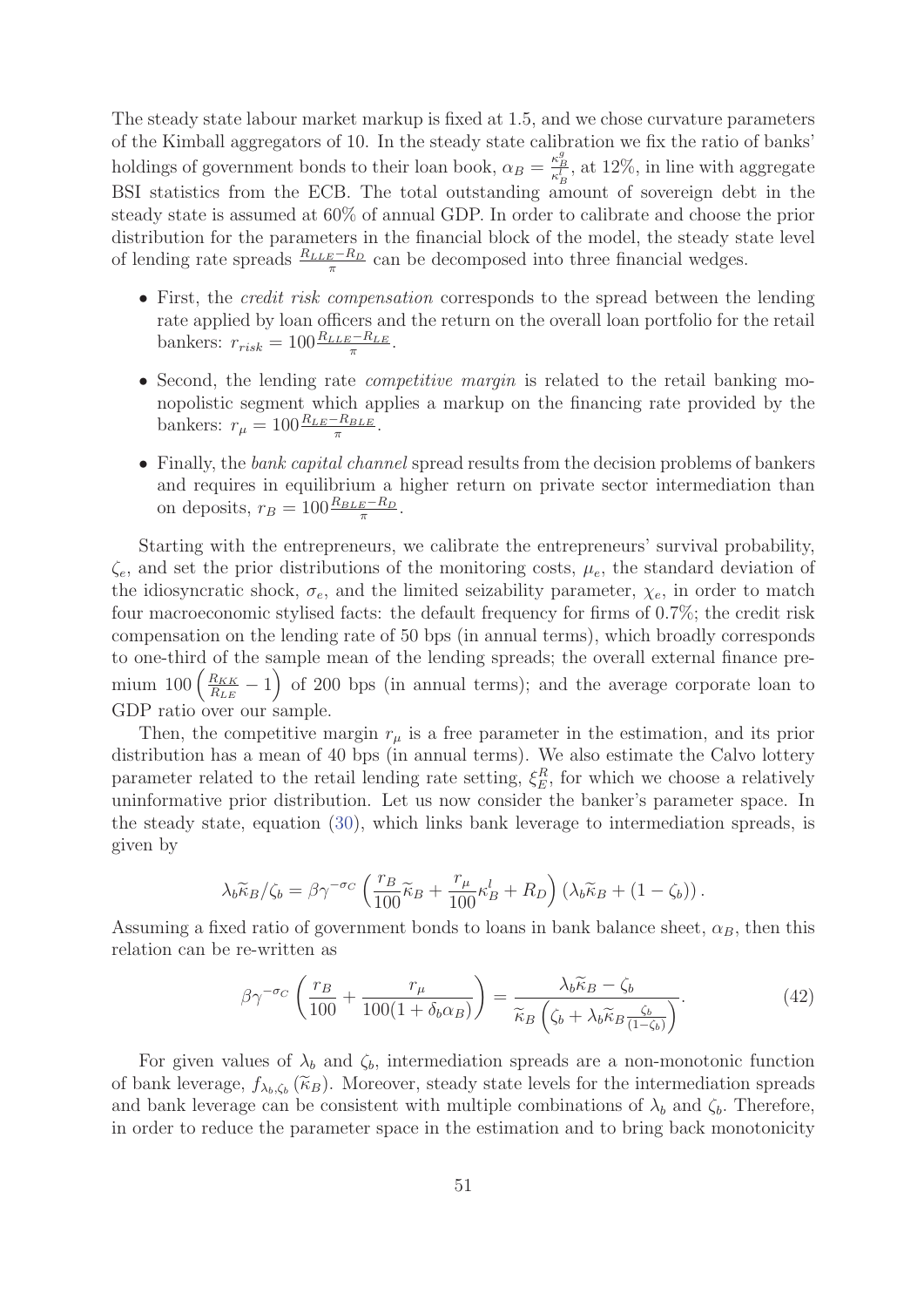The steady state labour market markup is fixed at 1.5, and we chose curvature parameters of the Kimball aggregators of 10. In the steady state calibration we fix the ratio of banks' holdings of government bonds to their loan book, $\alpha_B = \frac{\kappa_B^g}{\kappa_B^l}$, at 12%, in line with aggregate BSI statistics from the ECB. The total outstanding amount of sovereign debt in the steady state is assumed at 60% of annual GDP. In order to calibrate and choose the prior distribution for the parameters in the financial block of the model, the steady state level of lending rate spreads $\frac{R_{LLE}-R_D}{\pi}$ can be decomposed into three financial wedges.

- First, the *credit risk compensation* corresponds to the spread between the lending rate applied by loan officers and the return on the overall loan portfolio for the retail bankers: $r_{risk} = 100\frac{R_{LLE}-R_{LE}}{\pi}$.
- Second, the lending rate *competitive margin* is related to the retail banking monopolistic segment which applies a markup on the financing rate provided by the bankers: $r_{\mu} = 100\frac{R_{LE}-R_{BLE}}{\pi}$.
- Finally, the *bank capital channel* spread results from the decision problems of bankers and requires in equilibrium a higher return on private sector intermediation than on deposits, $r_B = 100\frac{R_{BLE}-R_D}{\pi}$.

Starting with the entrepreneurs, we calibrate the entrepreneurs' survival probability, $\zeta_e$, and set the prior distributions of the monitoring costs, $\mu_e$, the standard deviation of the idiosyncratic shock, $\sigma_e$, and the limited seizability parameter, $\chi_e$, in order to match four macroeconomic stylised facts: the default frequency for firms of 0.7%; the credit risk compensation on the lending rate of 50 bps (in annual terms), which broadly corresponds to one-third of the sample mean of the lending spreads; the overall external finance premium $100\left(\frac{R_{KK}}{R_{LE}}-1\right)$ of 200 bps (in annual terms); and the average corporate loan to GDP ratio over our sample.

Then, the competitive margin $r_{\mu}$ is a free parameter in the estimation, and its prior distribution has a mean of 40 bps (in annual terms). We also estimate the Calvo lottery parameter related to the retail lending rate setting, $\xi_E^R$, for which we choose a relatively uninformative prior distribution. Let us now consider the banker's parameter space. In the steady state, equation (30), which links bank leverage to intermediation spreads, is given by

$$\lambda_b \widetilde{\kappa}_B/\zeta_b = \beta\gamma^{-\sigma_C}\left(\frac{r_B}{100}\widetilde{\kappa}_B + \frac{r_{\mu}}{100}\kappa_B^l + R_D\right)\left(\lambda_b\widetilde{\kappa}_B + (1-\zeta_b)\right).$$

Assuming a fixed ratio of government bonds to loans in bank balance sheet, $\alpha_B$, then this relation can be re-written as

$$\beta\gamma^{-\sigma_C}\left(\frac{r_B}{100} + \frac{r_{\mu}}{100(1+\delta_b\alpha_B)}\right) = \frac{\lambda_b\widetilde{\kappa}_B - \zeta_b}{\widetilde{\kappa}_B\left(\zeta_b + \lambda_b\widetilde{\kappa}_B\frac{\zeta_b}{(1-\zeta_b)}\right)}. \tag{42}$$

For given values of $\lambda_b$ and $\zeta_b$, intermediation spreads are a non-monotonic function of bank leverage, $f_{\lambda_b,\zeta_b}(\widetilde{\kappa}_B)$. Moreover, steady state levels for the intermediation spreads and bank leverage can be consistent with multiple combinations of $\lambda_b$ and $\zeta_b$. Therefore, in order to reduce the parameter space in the estimation and to bring back monotonicity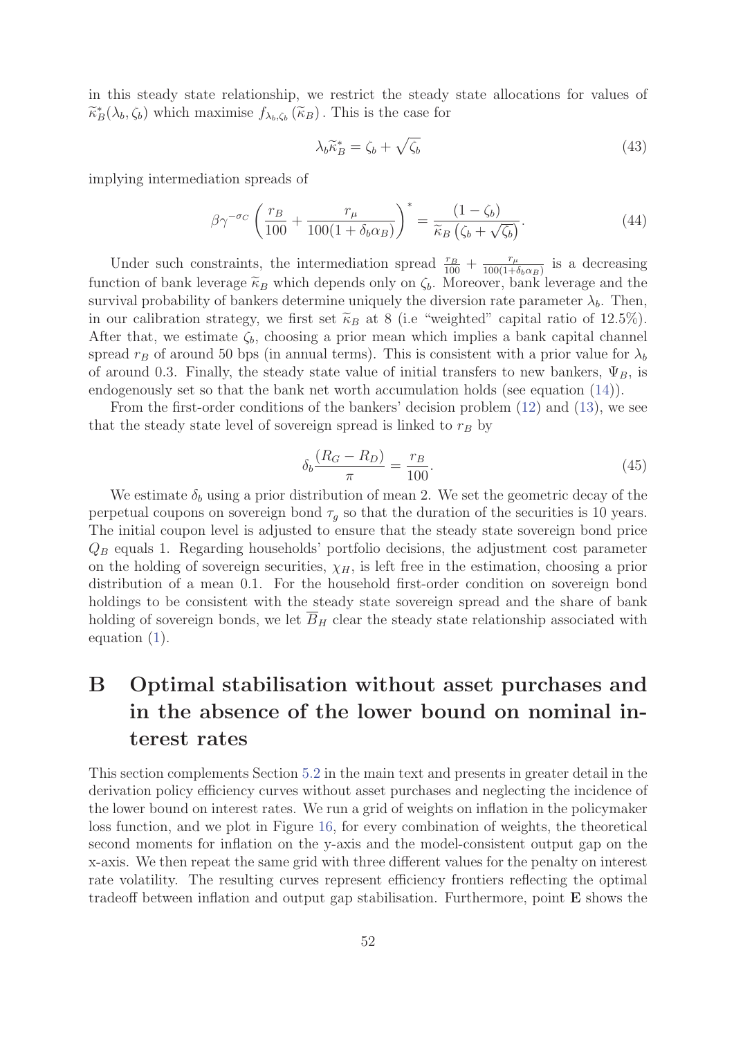in this steady state relationship, we restrict the steady state allocations for values of $\widetilde{\kappa}_B^*(\lambda_b, \zeta_b)$ which maximise $f_{\lambda_b,\zeta_b}(\widetilde{\kappa}_B)$. This is the case for

$$\lambda_b \widetilde{\kappa}_B^* = \zeta_b + \sqrt{\zeta_b} \tag{43}$$

implying intermediation spreads of

$$\beta\gamma^{-\sigma_C}\left(\frac{r_B}{100} + \frac{r_\mu}{100(1+\delta_b\alpha_B)}\right)^* = \frac{(1-\zeta_b)}{\widetilde{\kappa}_B\left(\zeta_b + \sqrt{\zeta_b}\right)}. \tag{44}$$

Under such constraints, the intermediation spread $\frac{r_B}{100} + \frac{r_\mu}{100(1+\delta_b\alpha_B)}$ is a decreasing function of bank leverage $\widetilde{\kappa}_B$ which depends only on $\zeta_b$. Moreover, bank leverage and the survival probability of bankers determine uniquely the diversion rate parameter $\lambda_b$. Then, in our calibration strategy, we first set $\widetilde{\kappa}_B$ at 8 (i.e "weighted" capital ratio of 12.5%). After that, we estimate $\zeta_b$, choosing a prior mean which implies a bank capital channel spread $r_B$ of around 50 bps (in annual terms). This is consistent with a prior value for $\lambda_b$ of around 0.3. Finally, the steady state value of initial transfers to new bankers, $\Psi_B$, is endogenously set so that the bank net worth accumulation holds (see equation (14)).

From the first-order conditions of the bankers' decision problem (12) and (13), we see that the steady state level of sovereign spread is linked to $r_B$ by

$$\delta_b \frac{(R_G - R_D)}{\pi} = \frac{r_B}{100}. \tag{45}$$

We estimate $\delta_b$ using a prior distribution of mean 2. We set the geometric decay of the perpetual coupons on sovereign bond $\tau_g$ so that the duration of the securities is 10 years. The initial coupon level is adjusted to ensure that the steady state sovereign bond price $Q_B$ equals 1. Regarding households' portfolio decisions, the adjustment cost parameter on the holding of sovereign securities, $\chi_H$, is left free in the estimation, choosing a prior distribution of a mean 0.1. For the household first-order condition on sovereign bond holdings to be consistent with the steady state sovereign spread and the share of bank holding of sovereign bonds, we let $\overline{B}_H$ clear the steady state relationship associated with equation (1).

# B Optimal stabilisation without asset purchases and in the absence of the lower bound on nominal interest rates

This section complements Section 5.2 in the main text and presents in greater detail in the derivation policy efficiency curves without asset purchases and neglecting the incidence of the lower bound on interest rates. We run a grid of weights on inflation in the policymaker loss function, and we plot in Figure 16, for every combination of weights, the theoretical second moments for inflation on the y-axis and the model-consistent output gap on the x-axis. We then repeat the same grid with three different values for the penalty on interest rate volatility. The resulting curves represent efficiency frontiers reflecting the optimal tradeoff between inflation and output gap stabilisation. Furthermore, point **E** shows the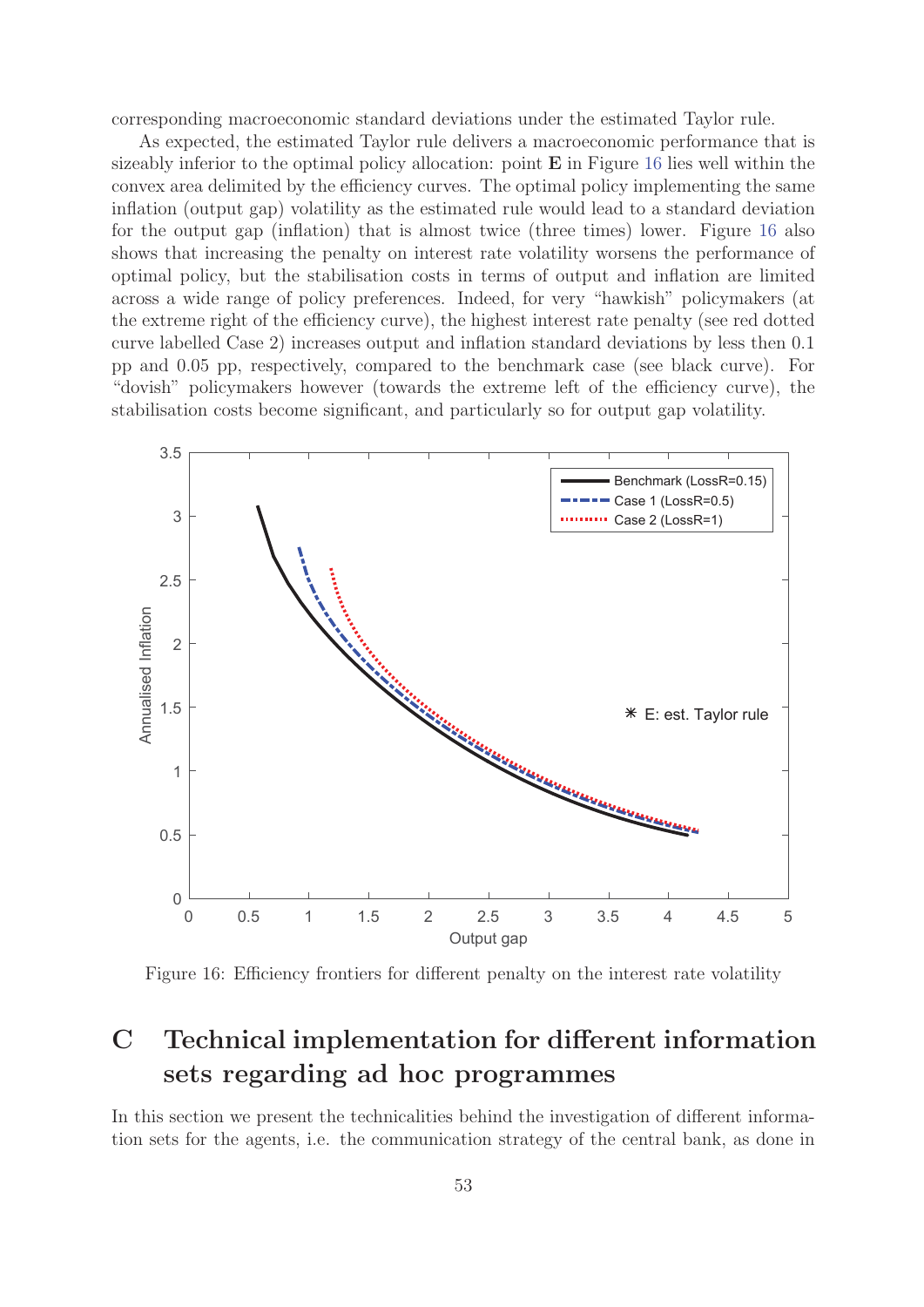corresponding macroeconomic standard deviations under the estimated Taylor rule.

As expected, the estimated Taylor rule delivers a macroeconomic performance that is sizeably inferior to the optimal policy allocation: point **E** in Figure 16 lies well within the convex area delimited by the efficiency curves. The optimal policy implementing the same inflation (output gap) volatility as the estimated rule would lead to a standard deviation for the output gap (inflation) that is almost twice (three times) lower. Figure 16 also shows that increasing the penalty on interest rate volatility worsens the performance of optimal policy, but the stabilisation costs in terms of output and inflation are limited across a wide range of policy preferences. Indeed, for very "hawkish" policymakers (at the extreme right of the efficiency curve), the highest interest rate penalty (see red dotted curve labelled Case 2) increases output and inflation standard deviations by less then 0.1 pp and 0.05 pp, respectively, compared to the benchmark case (see black curve). For "dovish" policymakers however (towards the extreme left of the efficiency curve), the stabilisation costs become significant, and particularly so for output gap volatility.

Figure 16: Efficiency frontiers for different penalty on the interest rate volatility

# C Technical implementation for different information sets regarding ad hoc programmes

In this section we present the technicalities behind the investigation of different information sets for the agents, i.e. the communication strategy of the central bank, as done in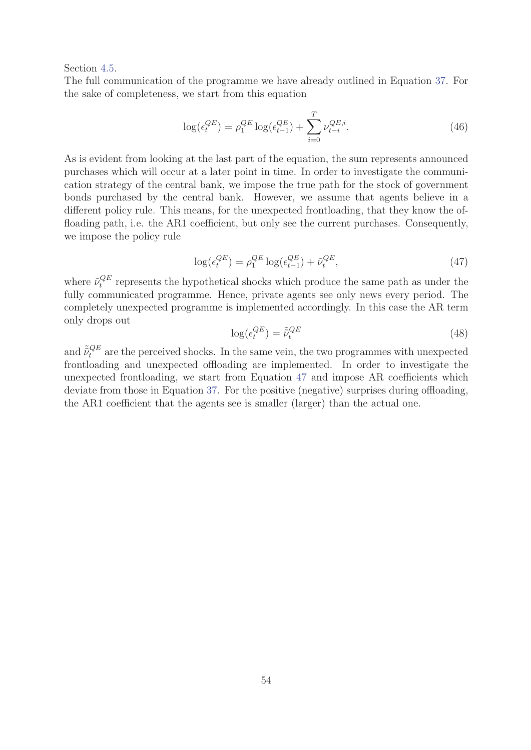Section 4.5.

The full communication of the programme we have already outlined in Equation 37. For the sake of completeness, we start from this equation

$$\log(\epsilon_t^{QE}) = \rho_1^{QE} \log(\epsilon_{t-1}^{QE}) + \sum_{i=0}^{T} \nu_{t-i}^{QE,i}. \tag{46}$$

As is evident from looking at the last part of the equation, the sum represents announced purchases which will occur at a later point in time. In order to investigate the communication strategy of the central bank, we impose the true path for the stock of government bonds purchased by the central bank. However, we assume that agents believe in a different policy rule. This means, for the unexpected frontloading, that they know the offloading path, i.e. the AR1 coefficient, but only see the current purchases. Consequently, we impose the policy rule

$$\log(\epsilon_t^{QE}) = \rho_1^{QE} \log(\epsilon_{t-1}^{QE}) + \tilde{\nu}_t^{QE}, \tag{47}$$

where $\tilde{\nu}_t^{QE}$ represents the hypothetical shocks which produce the same path as under the fully communicated programme. Hence, private agents see only news every period. The completely unexpected programme is implemented accordingly. In this case the AR term only drops out

$$\log(\epsilon_t^{QE}) = \tilde{\tilde{\nu}}_t^{QE} \tag{48}$$

and $\tilde{\tilde{\nu}}_t^{QE}$ are the perceived shocks. In the same vein, the two programmes with unexpected frontloading and unexpected offloading are implemented. In order to investigate the unexpected frontloading, we start from Equation 47 and impose AR coefficients which deviate from those in Equation 37. For the positive (negative) surprises during offloading, the AR1 coefficient that the agents see is smaller (larger) than the actual one.